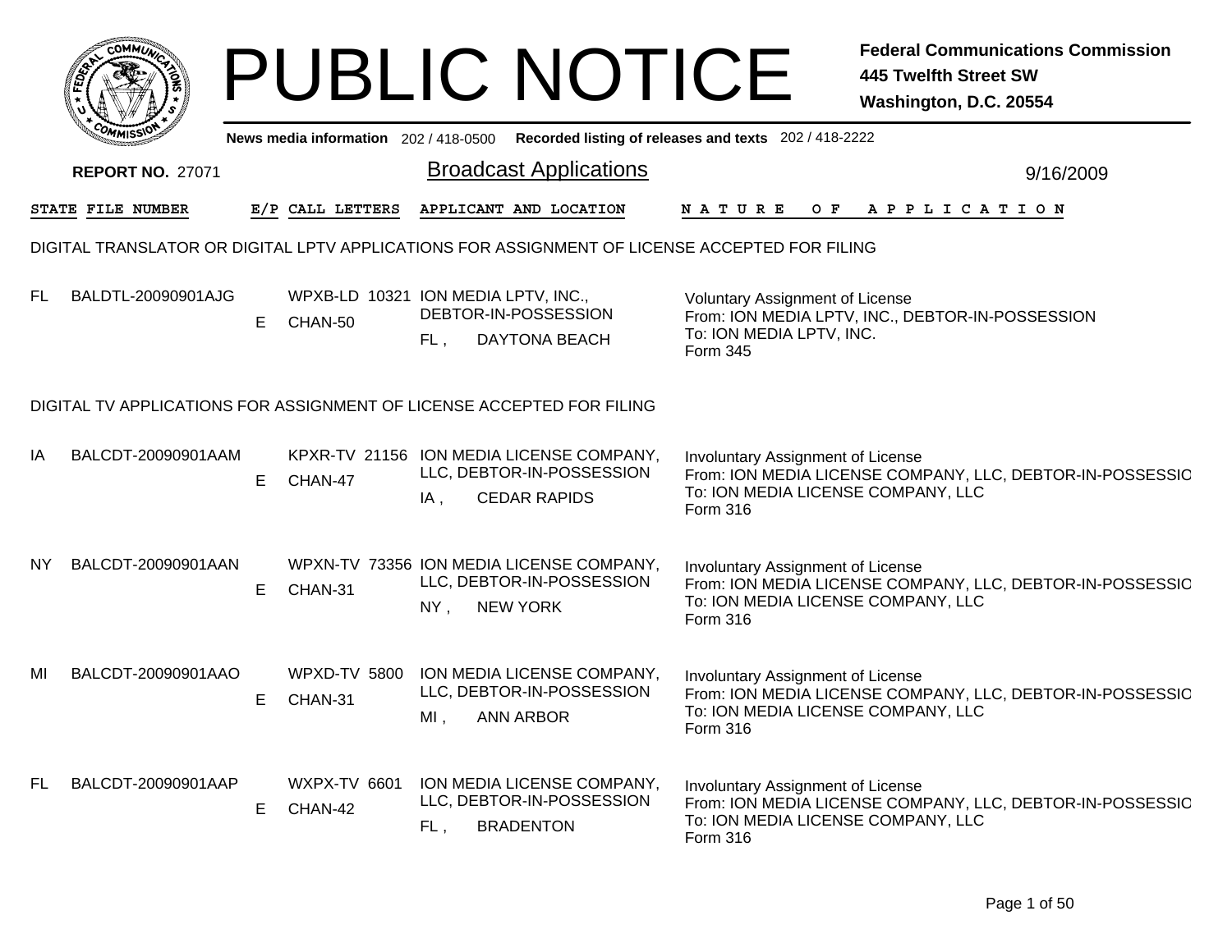# PUBLIC NOTICE

**Federal Communications Commission**
**445 Twelfth Street SW**
**Washington, D.C. 20554**

**News media information** 202 / 418-0500 **Recorded listing of releases and texts** 202 / 418-2222

**REPORT NO.** 27071

## Broadcast Applications

9/16/2009

| STATE | FILE NUMBER | E/P | CALL LETTERS | APPLICANT AND LOCATION | NATURE OF APPLICATION |
|---|---|---|---|---|---|

### DIGITAL TRANSLATOR OR DIGITAL LPTV APPLICATIONS FOR ASSIGNMENT OF LICENSE ACCEPTED FOR FILING

| STATE | FILE NUMBER | E/P | CALL LETTERS | APPLICANT AND LOCATION | NATURE OF APPLICATION |
|---|---|---|---|---|---|
| FL | BALDTL-20090901AJG | E | WPXB-LD 10321 CHAN-50 | ION MEDIA LPTV, INC., DEBTOR-IN-POSSESSION FL , DAYTONA BEACH | Voluntary Assignment of License From: ION MEDIA LPTV, INC., DEBTOR-IN-POSSESSION To: ION MEDIA LPTV, INC. Form 345 |

### DIGITAL TV APPLICATIONS FOR ASSIGNMENT OF LICENSE ACCEPTED FOR FILING

| STATE | FILE NUMBER | E/P | CALL LETTERS | APPLICANT AND LOCATION | NATURE OF APPLICATION |
|---|---|---|---|---|---|
| IA | BALCDT-20090901AAM | E | KPXR-TV 21156 CHAN-47 | ION MEDIA LICENSE COMPANY, LLC, DEBTOR-IN-POSSESSION IA , CEDAR RAPIDS | Involuntary Assignment of License From: ION MEDIA LICENSE COMPANY, LLC, DEBTOR-IN-POSSESSIO To: ION MEDIA LICENSE COMPANY, LLC Form 316 |
| NY | BALCDT-20090901AAN | E | WPXN-TV 73356 CHAN-31 | ION MEDIA LICENSE COMPANY, LLC, DEBTOR-IN-POSSESSION NY , NEW YORK | Involuntary Assignment of License From: ION MEDIA LICENSE COMPANY, LLC, DEBTOR-IN-POSSESSIO To: ION MEDIA LICENSE COMPANY, LLC Form 316 |
| MI | BALCDT-20090901AAO | E | WPXD-TV 5800 CHAN-31 | ION MEDIA LICENSE COMPANY, LLC, DEBTOR-IN-POSSESSION MI , ANN ARBOR | Involuntary Assignment of License From: ION MEDIA LICENSE COMPANY, LLC, DEBTOR-IN-POSSESSIO To: ION MEDIA LICENSE COMPANY, LLC Form 316 |
| FL | BALCDT-20090901AAP | E | WXPX-TV 6601 CHAN-42 | ION MEDIA LICENSE COMPANY, LLC, DEBTOR-IN-POSSESSION FL , BRADENTON | Involuntary Assignment of License From: ION MEDIA LICENSE COMPANY, LLC, DEBTOR-IN-POSSESSIO To: ION MEDIA LICENSE COMPANY, LLC Form 316 |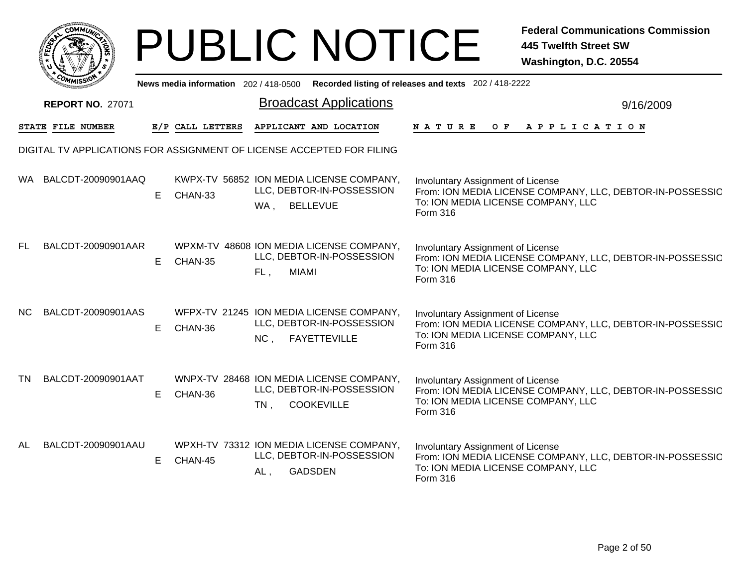# PUBLIC NOTICE

**Federal Communications Commission**
**445 Twelfth Street SW**
**Washington, D.C. 20554**

News media information 202 / 418-0500 Recorded listing of releases and texts 202 / 418-2222

**REPORT NO.** 27071

## Broadcast Applications

9/16/2009

DIGITAL TV APPLICATIONS FOR ASSIGNMENT OF LICENSE ACCEPTED FOR FILING

| STATE | FILE NUMBER | E/P | CALL LETTERS | APPLICANT AND LOCATION | NATURE OF APPLICATION |
|---|---|---|---|---|---|
| WA | BALCDT-20090901AAQ | E | KWPX-TV 56852 CHAN-33 | ION MEDIA LICENSE COMPANY, LLC, DEBTOR-IN-POSSESSION WA , BELLEVUE | Involuntary Assignment of License From: ION MEDIA LICENSE COMPANY, LLC, DEBTOR-IN-POSSESSIO To: ION MEDIA LICENSE COMPANY, LLC Form 316 |
| FL | BALCDT-20090901AAR | E | WPXM-TV 48608 CHAN-35 | ION MEDIA LICENSE COMPANY, LLC, DEBTOR-IN-POSSESSION FL , MIAMI | Involuntary Assignment of License From: ION MEDIA LICENSE COMPANY, LLC, DEBTOR-IN-POSSESSIO To: ION MEDIA LICENSE COMPANY, LLC Form 316 |
| NC | BALCDT-20090901AAS | E | WFPX-TV 21245 CHAN-36 | ION MEDIA LICENSE COMPANY, LLC, DEBTOR-IN-POSSESSION NC , FAYETTEVILLE | Involuntary Assignment of License From: ION MEDIA LICENSE COMPANY, LLC, DEBTOR-IN-POSSESSIO To: ION MEDIA LICENSE COMPANY, LLC Form 316 |
| TN | BALCDT-20090901AAT | E | WNPX-TV 28468 CHAN-36 | ION MEDIA LICENSE COMPANY, LLC, DEBTOR-IN-POSSESSION TN , COOKEVILLE | Involuntary Assignment of License From: ION MEDIA LICENSE COMPANY, LLC, DEBTOR-IN-POSSESSIO To: ION MEDIA LICENSE COMPANY, LLC Form 316 |
| AL | BALCDT-20090901AAU | E | WPXH-TV 73312 CHAN-45 | ION MEDIA LICENSE COMPANY, LLC, DEBTOR-IN-POSSESSION AL , GADSDEN | Involuntary Assignment of License From: ION MEDIA LICENSE COMPANY, LLC, DEBTOR-IN-POSSESSIO To: ION MEDIA LICENSE COMPANY, LLC Form 316 |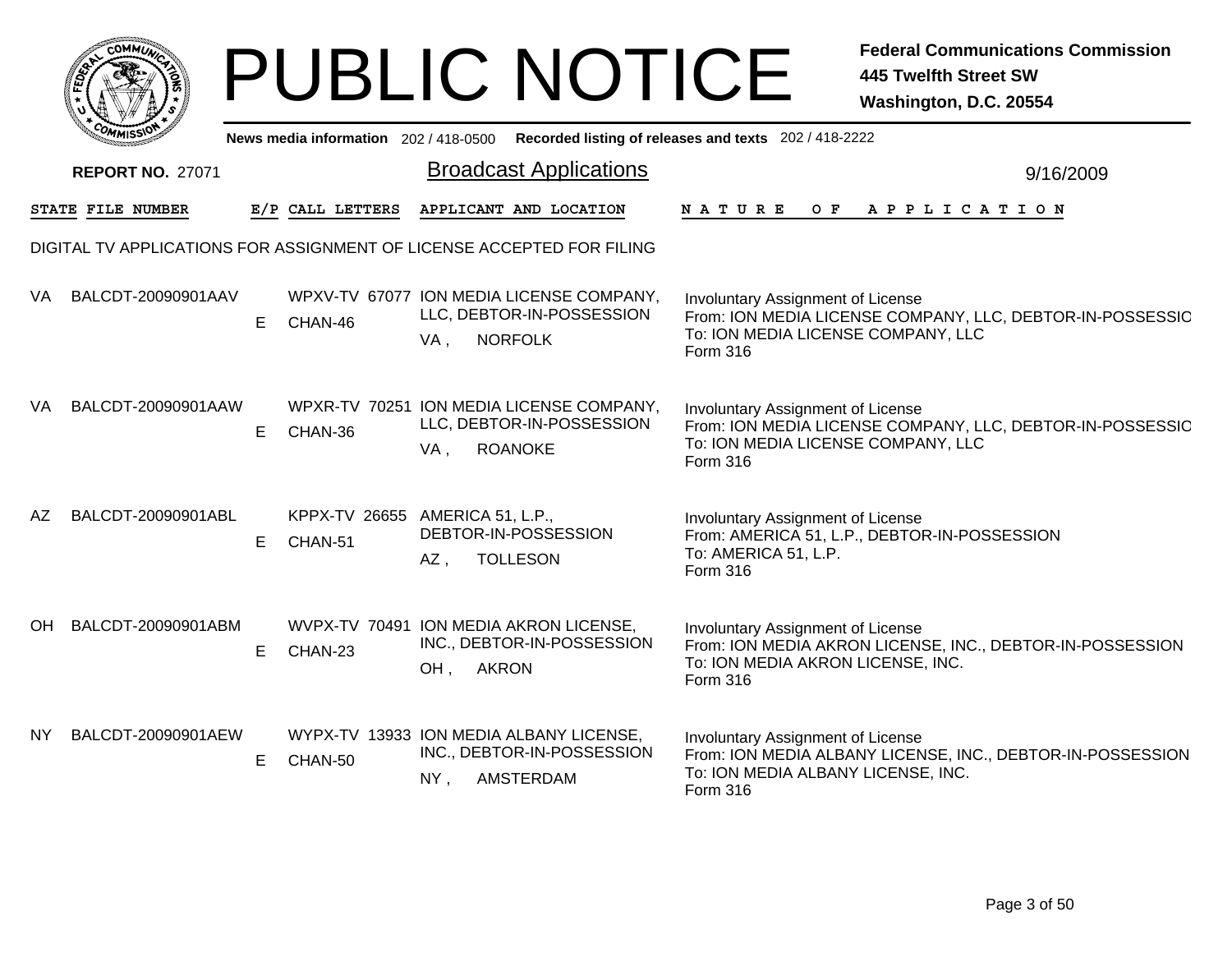# PUBLIC NOTICE

**Federal Communications Commission**
**445 Twelfth Street SW**
**Washington, D.C. 20554**

News media information 202 / 418-0500 Recorded listing of releases and texts 202 / 418-2222

**REPORT NO.** 27071

## Broadcast Applications

9/16/2009

DIGITAL TV APPLICATIONS FOR ASSIGNMENT OF LICENSE ACCEPTED FOR FILING

| STATE | FILE NUMBER | E/P | CALL LETTERS | APPLICANT AND LOCATION | NATURE OF APPLICATION |
|---|---|---|---|---|---|
| VA | BALCDT-20090901AAV | E | WPXV-TV 67077 CHAN-46 | ION MEDIA LICENSE COMPANY, LLC, DEBTOR-IN-POSSESSION VA , NORFOLK | Involuntary Assignment of License From: ION MEDIA LICENSE COMPANY, LLC, DEBTOR-IN-POSSESSIC To: ION MEDIA LICENSE COMPANY, LLC Form 316 |
| VA | BALCDT-20090901AAW | E | WPXR-TV 70251 CHAN-36 | ION MEDIA LICENSE COMPANY, LLC, DEBTOR-IN-POSSESSION VA , ROANOKE | Involuntary Assignment of License From: ION MEDIA LICENSE COMPANY, LLC, DEBTOR-IN-POSSESSIC To: ION MEDIA LICENSE COMPANY, LLC Form 316 |
| AZ | BALCDT-20090901ABL | E | KPPX-TV 26655 CHAN-51 | AMERICA 51, L.P., DEBTOR-IN-POSSESSION AZ , TOLLESON | Involuntary Assignment of License From: AMERICA 51, L.P., DEBTOR-IN-POSSESSION To: AMERICA 51, L.P. Form 316 |
| OH | BALCDT-20090901ABM | E | WVPX-TV 70491 CHAN-23 | ION MEDIA AKRON LICENSE, INC., DEBTOR-IN-POSSESSION OH , AKRON | Involuntary Assignment of License From: ION MEDIA AKRON LICENSE, INC., DEBTOR-IN-POSSESSION To: ION MEDIA AKRON LICENSE, INC. Form 316 |
| NY | BALCDT-20090901AEW | E | WYPX-TV 13933 CHAN-50 | ION MEDIA ALBANY LICENSE, INC., DEBTOR-IN-POSSESSION NY , AMSTERDAM | Involuntary Assignment of License From: ION MEDIA ALBANY LICENSE, INC., DEBTOR-IN-POSSESSION To: ION MEDIA ALBANY LICENSE, INC. Form 316 |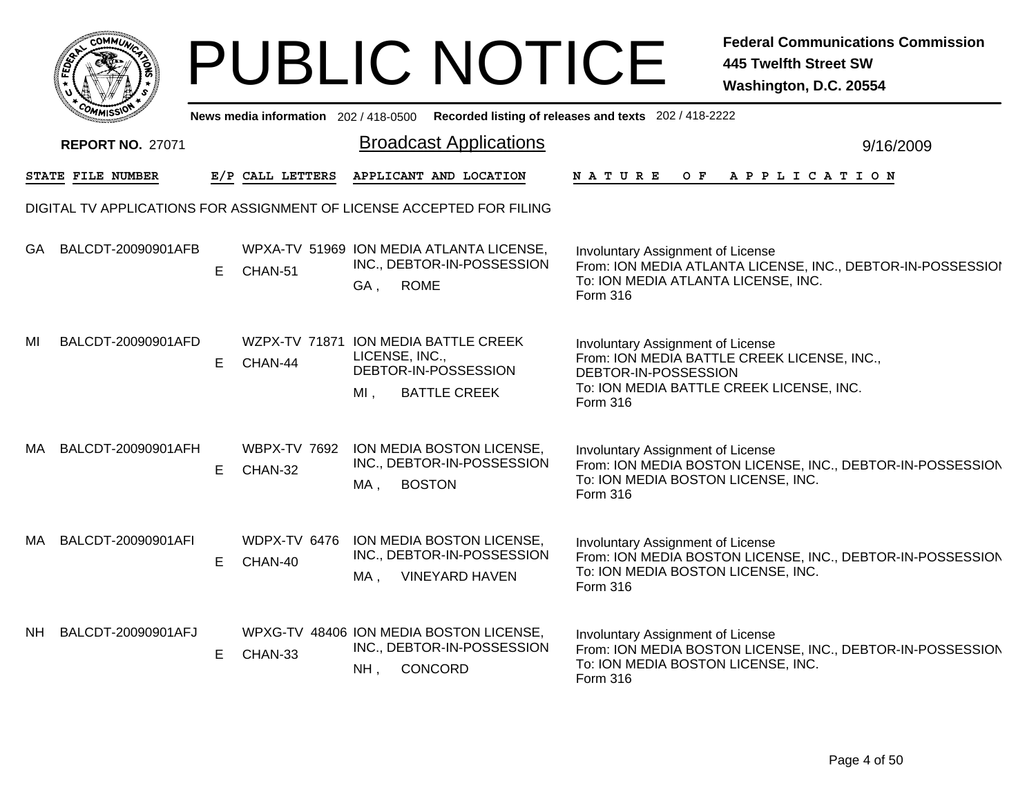# PUBLIC NOTICE

**Federal Communications Commission**
**445 Twelfth Street SW**
**Washington, D.C. 20554**

News media information 202 / 418-0500 Recorded listing of releases and texts 202 / 418-2222

**REPORT NO.** 27071

## Broadcast Applications

9/16/2009

DIGITAL TV APPLICATIONS FOR ASSIGNMENT OF LICENSE ACCEPTED FOR FILING

| STATE | FILE NUMBER | E/P | CALL LETTERS | APPLICANT AND LOCATION | NATURE OF APPLICATION |
|---|---|---|---|---|---|
| GA | BALCDT-20090901AFB | E | WPXA-TV 51969 CHAN-51 | ION MEDIA ATLANTA LICENSE, INC., DEBTOR-IN-POSSESSION GA , ROME | Involuntary Assignment of License From: ION MEDIA ATLANTA LICENSE, INC., DEBTOR-IN-POSSESSION To: ION MEDIA ATLANTA LICENSE, INC. Form 316 |
| MI | BALCDT-20090901AFD | E | WZPX-TV 71871 CHAN-44 | ION MEDIA BATTLE CREEK LICENSE, INC., DEBTOR-IN-POSSESSION MI , BATTLE CREEK | Involuntary Assignment of License From: ION MEDIA BATTLE CREEK LICENSE, INC., DEBTOR-IN-POSSESSION To: ION MEDIA BATTLE CREEK LICENSE, INC. Form 316 |
| MA | BALCDT-20090901AFH | E | WBPX-TV 7692 CHAN-32 | ION MEDIA BOSTON LICENSE, INC., DEBTOR-IN-POSSESSION MA , BOSTON | Involuntary Assignment of License From: ION MEDIA BOSTON LICENSE, INC., DEBTOR-IN-POSSESSION To: ION MEDIA BOSTON LICENSE, INC. Form 316 |
| MA | BALCDT-20090901AFI | E | WDPX-TV 6476 CHAN-40 | ION MEDIA BOSTON LICENSE, INC., DEBTOR-IN-POSSESSION MA , VINEYARD HAVEN | Involuntary Assignment of License From: ION MEDIA BOSTON LICENSE, INC., DEBTOR-IN-POSSESSION To: ION MEDIA BOSTON LICENSE, INC. Form 316 |
| NH | BALCDT-20090901AFJ | E | WPXG-TV 48406 CHAN-33 | ION MEDIA BOSTON LICENSE, INC., DEBTOR-IN-POSSESSION NH , CONCORD | Involuntary Assignment of License From: ION MEDIA BOSTON LICENSE, INC., DEBTOR-IN-POSSESSION To: ION MEDIA BOSTON LICENSE, INC. Form 316 |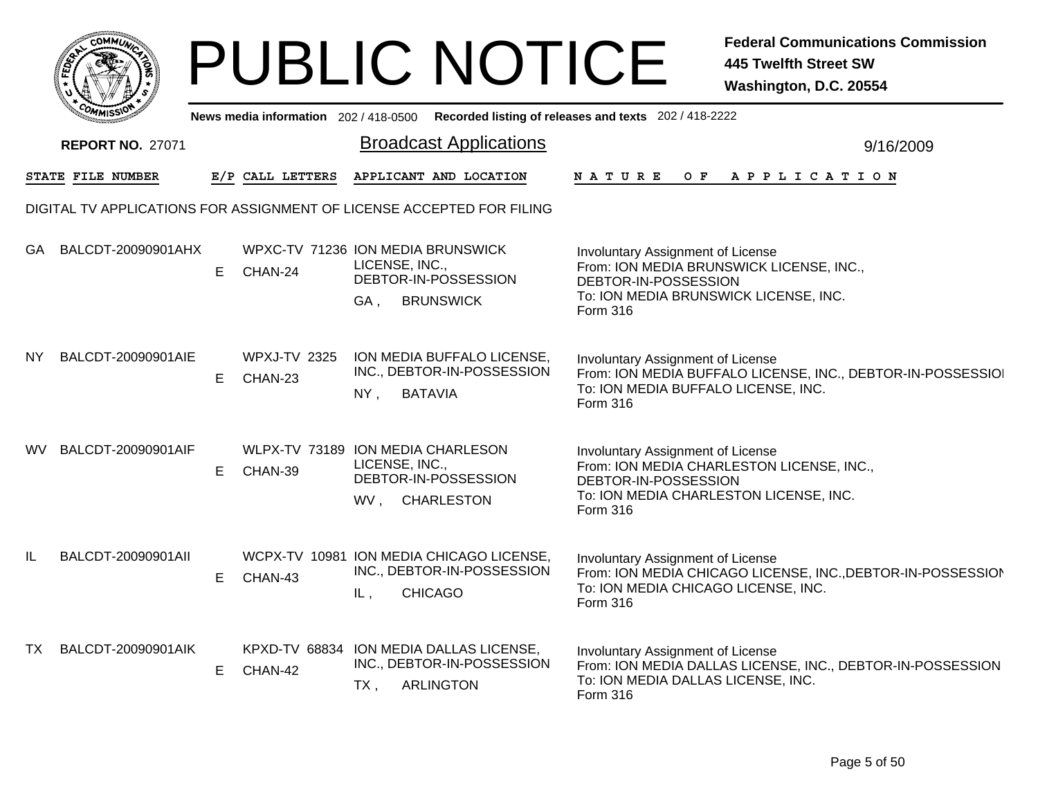# PUBLIC NOTICE

**Federal Communications Commission**
**445 Twelfth Street SW**
**Washington, D.C. 20554**

News media information 202 / 418-0500 Recorded listing of releases and texts 202 / 418-2222

**REPORT NO.** 27071

## Broadcast Applications

9/16/2009

DIGITAL TV APPLICATIONS FOR ASSIGNMENT OF LICENSE ACCEPTED FOR FILING

| STATE | FILE NUMBER | E/P | CALL LETTERS | APPLICANT AND LOCATION | NATURE OF APPLICATION |
|---|---|---|---|---|---|
| GA | BALCDT-20090901AHX | E | WPXC-TV 71236 CHAN-24 | ION MEDIA BRUNSWICK LICENSE, INC., DEBTOR-IN-POSSESSION GA , BRUNSWICK | Involuntary Assignment of License From: ION MEDIA BRUNSWICK LICENSE, INC., DEBTOR-IN-POSSESSION To: ION MEDIA BRUNSWICK LICENSE, INC. Form 316 |
| NY | BALCDT-20090901AIE | E | WPXJ-TV 2325 CHAN-23 | ION MEDIA BUFFALO LICENSE, INC., DEBTOR-IN-POSSESSION NY , BATAVIA | Involuntary Assignment of License From: ION MEDIA BUFFALO LICENSE, INC., DEBTOR-IN-POSSESSION To: ION MEDIA BUFFALO LICENSE, INC. Form 316 |
| WV | BALCDT-20090901AIF | E | WLPX-TV 73189 CHAN-39 | ION MEDIA CHARLESON LICENSE, INC., DEBTOR-IN-POSSESSION WV , CHARLESTON | Involuntary Assignment of License From: ION MEDIA CHARLESTON LICENSE, INC., DEBTOR-IN-POSSESSION To: ION MEDIA CHARLESTON LICENSE, INC. Form 316 |
| IL | BALCDT-20090901AII | E | WCPX-TV 10981 CHAN-43 | ION MEDIA CHICAGO LICENSE, INC., DEBTOR-IN-POSSESSION IL , CHICAGO | Involuntary Assignment of License From: ION MEDIA CHICAGO LICENSE, INC.,DEBTOR-IN-POSSESSION To: ION MEDIA CHICAGO LICENSE, INC. Form 316 |
| TX | BALCDT-20090901AIK | E | KPXD-TV 68834 CHAN-42 | ION MEDIA DALLAS LICENSE, INC., DEBTOR-IN-POSSESSION TX , ARLINGTON | Involuntary Assignment of License From: ION MEDIA DALLAS LICENSE, INC., DEBTOR-IN-POSSESSION To: ION MEDIA DALLAS LICENSE, INC. Form 316 |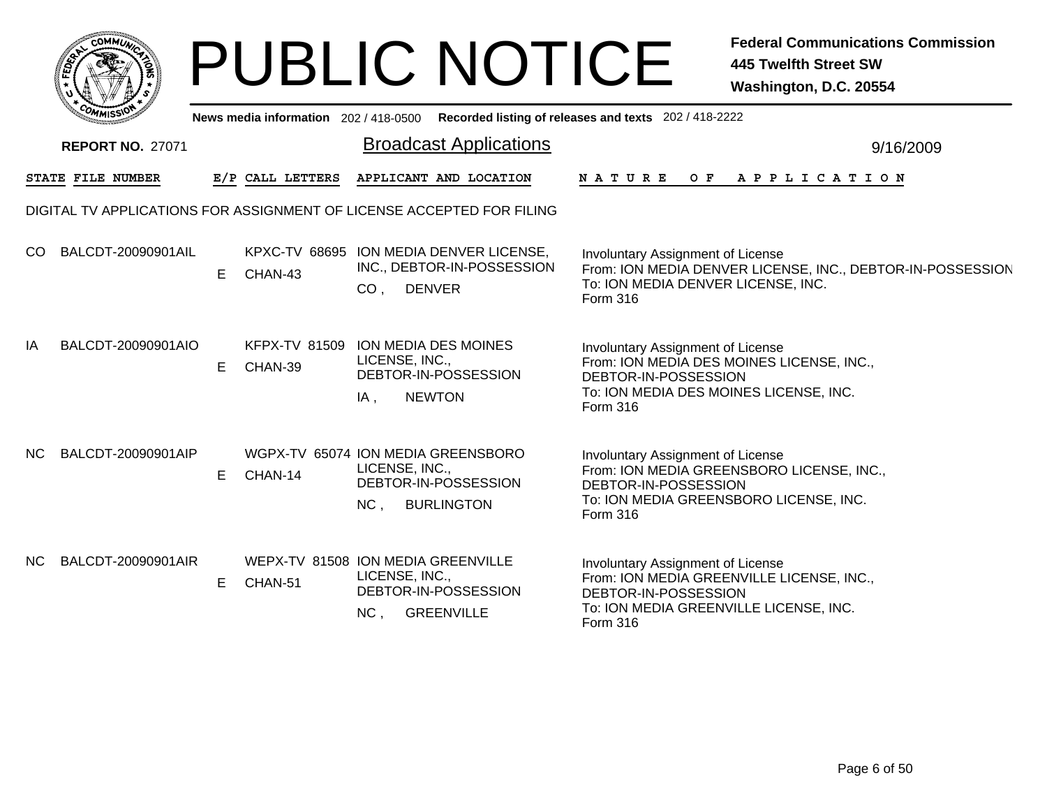# PUBLIC NOTICE

**Federal Communications Commission**
**445 Twelfth Street SW**
**Washington, D.C. 20554**

News media information 202 / 418-0500 Recorded listing of releases and texts 202 / 418-2222

**REPORT NO.** 27071

## Broadcast Applications

9/16/2009

DIGITAL TV APPLICATIONS FOR ASSIGNMENT OF LICENSE ACCEPTED FOR FILING

| STATE | FILE NUMBER | E/P | CALL LETTERS | APPLICANT AND LOCATION | NATURE OF APPLICATION |
|---|---|---|---|---|---|
| CO | BALCDT-20090901AIL | E | KPXC-TV 68695 CHAN-43 | ION MEDIA DENVER LICENSE, INC., DEBTOR-IN-POSSESSION CO , DENVER | Involuntary Assignment of License From: ION MEDIA DENVER LICENSE, INC., DEBTOR-IN-POSSESSION To: ION MEDIA DENVER LICENSE, INC. Form 316 |
| IA | BALCDT-20090901AIO | E | KFPX-TV 81509 CHAN-39 | ION MEDIA DES MOINES LICENSE, INC., DEBTOR-IN-POSSESSION IA , NEWTON | Involuntary Assignment of License From: ION MEDIA DES MOINES LICENSE, INC., DEBTOR-IN-POSSESSION To: ION MEDIA DES MOINES LICENSE, INC. Form 316 |
| NC | BALCDT-20090901AIP | E | WGPX-TV 65074 CHAN-14 | ION MEDIA GREENSBORO LICENSE, INC., DEBTOR-IN-POSSESSION NC , BURLINGTON | Involuntary Assignment of License From: ION MEDIA GREENSBORO LICENSE, INC., DEBTOR-IN-POSSESSION To: ION MEDIA GREENSBORO LICENSE, INC. Form 316 |
| NC | BALCDT-20090901AIR | E | WEPX-TV 81508 CHAN-51 | ION MEDIA GREENVILLE LICENSE, INC., DEBTOR-IN-POSSESSION NC , GREENVILLE | Involuntary Assignment of License From: ION MEDIA GREENVILLE LICENSE, INC., DEBTOR-IN-POSSESSION To: ION MEDIA GREENVILLE LICENSE, INC. Form 316 |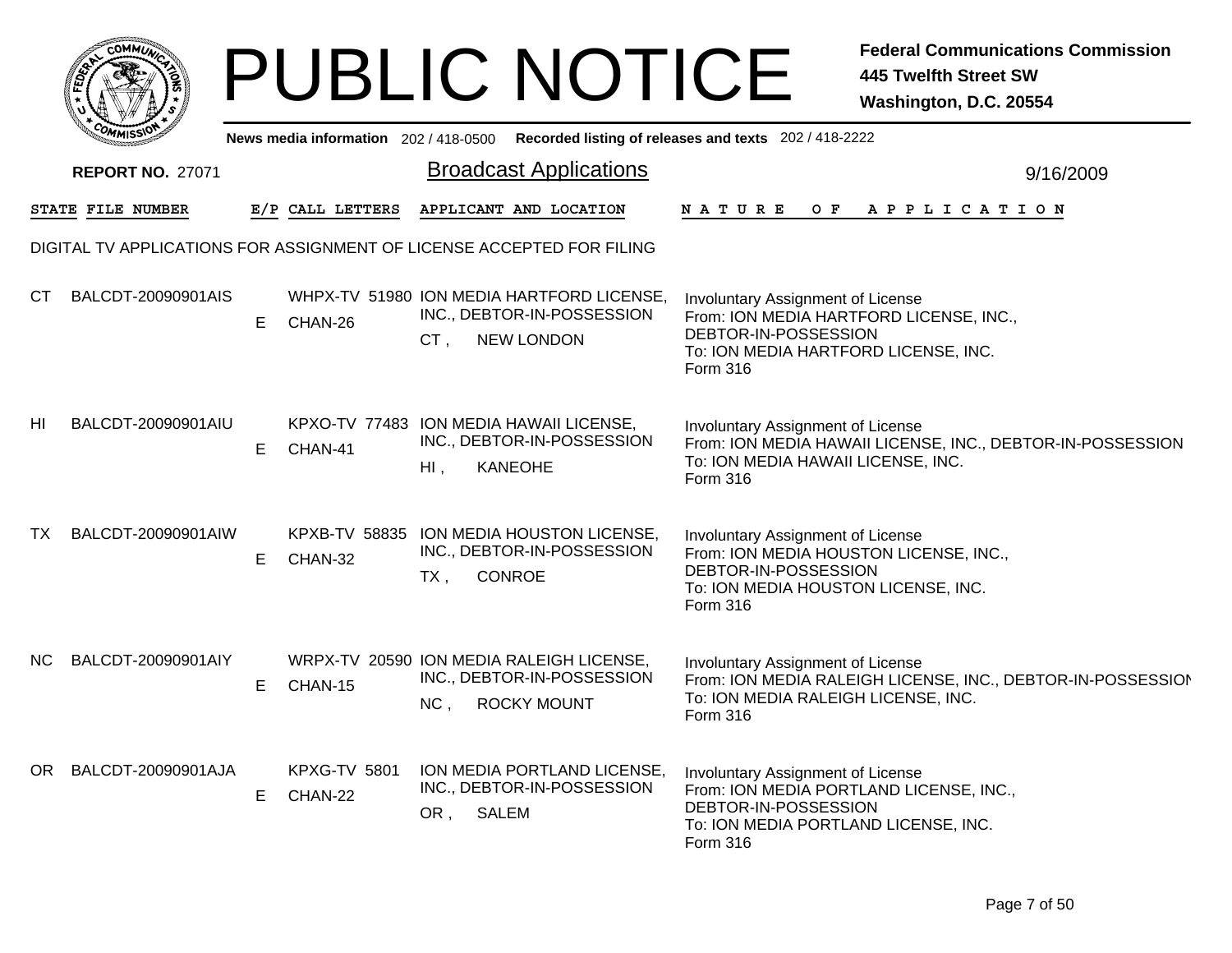# PUBLIC NOTICE

**Federal Communications Commission**
**445 Twelfth Street SW**
**Washington, D.C. 20554**

News media information 202 / 418-0500 Recorded listing of releases and texts 202 / 418-2222

**REPORT NO.** 27071

## Broadcast Applications

9/16/2009

DIGITAL TV APPLICATIONS FOR ASSIGNMENT OF LICENSE ACCEPTED FOR FILING

| STATE | FILE NUMBER | E/P | CALL LETTERS | APPLICANT AND LOCATION | NATURE OF APPLICATION |
|---|---|---|---|---|---|
| CT | BALCDT-20090901AIS | E | WHPX-TV 51980 CHAN-26 | ION MEDIA HARTFORD LICENSE, INC., DEBTOR-IN-POSSESSION CT , NEW LONDON | Involuntary Assignment of License From: ION MEDIA HARTFORD LICENSE, INC., DEBTOR-IN-POSSESSION To: ION MEDIA HARTFORD LICENSE, INC. Form 316 |
| HI | BALCDT-20090901AIU | E | KPXO-TV 77483 CHAN-41 | ION MEDIA HAWAII LICENSE, INC., DEBTOR-IN-POSSESSION HI , KANEOHE | Involuntary Assignment of License From: ION MEDIA HAWAII LICENSE, INC., DEBTOR-IN-POSSESSION To: ION MEDIA HAWAII LICENSE, INC. Form 316 |
| TX | BALCDT-20090901AIW | E | KPXB-TV 58835 CHAN-32 | ION MEDIA HOUSTON LICENSE, INC., DEBTOR-IN-POSSESSION TX , CONROE | Involuntary Assignment of License From: ION MEDIA HOUSTON LICENSE, INC., DEBTOR-IN-POSSESSION To: ION MEDIA HOUSTON LICENSE, INC. Form 316 |
| NC | BALCDT-20090901AIY | E | WRPX-TV 20590 CHAN-15 | ION MEDIA RALEIGH LICENSE, INC., DEBTOR-IN-POSSESSION NC , ROCKY MOUNT | Involuntary Assignment of License From: ION MEDIA RALEIGH LICENSE, INC., DEBTOR-IN-POSSESSION To: ION MEDIA RALEIGH LICENSE, INC. Form 316 |
| OR | BALCDT-20090901AJA | E | KPXG-TV 5801 CHAN-22 | ION MEDIA PORTLAND LICENSE, INC., DEBTOR-IN-POSSESSION OR , SALEM | Involuntary Assignment of License From: ION MEDIA PORTLAND LICENSE, INC., DEBTOR-IN-POSSESSION To: ION MEDIA PORTLAND LICENSE, INC. Form 316 |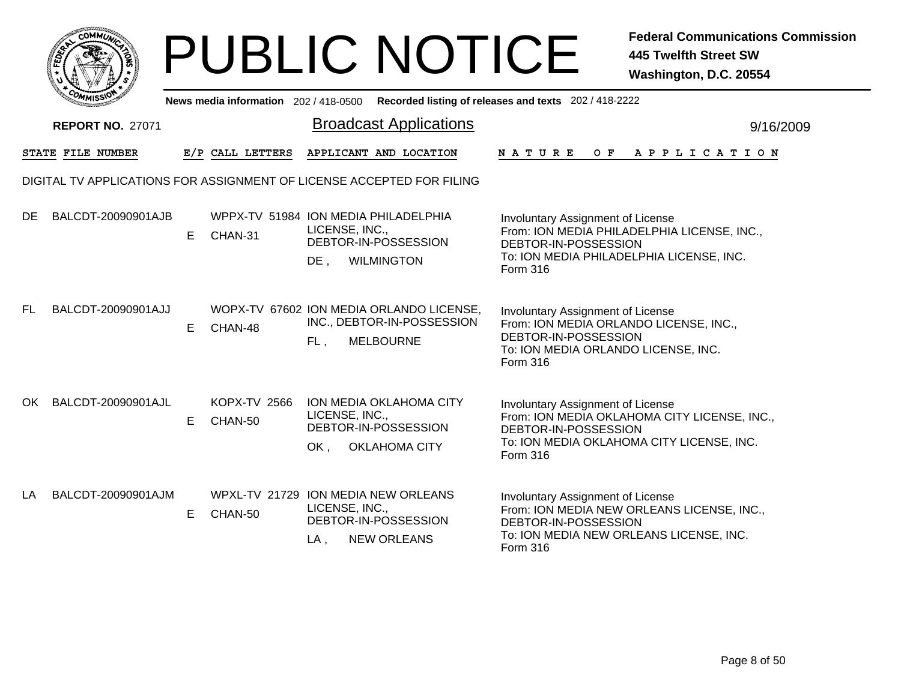# PUBLIC NOTICE

**Federal Communications Commission**
**445 Twelfth Street SW**
**Washington, D.C. 20554**

News media information 202 / 418-0500 Recorded listing of releases and texts 202 / 418-2222

**REPORT NO.** 27071

## Broadcast Applications

9/16/2009

DIGITAL TV APPLICATIONS FOR ASSIGNMENT OF LICENSE ACCEPTED FOR FILING

| STATE | FILE NUMBER | E/P | CALL LETTERS | APPLICANT AND LOCATION | NATURE OF APPLICATION |
|---|---|---|---|---|---|
| DE | BALCDT-20090901AJB | E | WPPX-TV 51984 CHAN-31 | ION MEDIA PHILADELPHIA LICENSE, INC., DEBTOR-IN-POSSESSION DE , WILMINGTON | Involuntary Assignment of License From: ION MEDIA PHILADELPHIA LICENSE, INC., DEBTOR-IN-POSSESSION To: ION MEDIA PHILADELPHIA LICENSE, INC. Form 316 |
| FL | BALCDT-20090901AJJ | E | WOPX-TV 67602 CHAN-48 | ION MEDIA ORLANDO LICENSE, INC., DEBTOR-IN-POSSESSION FL , MELBOURNE | Involuntary Assignment of License From: ION MEDIA ORLANDO LICENSE, INC., DEBTOR-IN-POSSESSION To: ION MEDIA ORLANDO LICENSE, INC. Form 316 |
| OK | BALCDT-20090901AJL | E | KOPX-TV 2566 CHAN-50 | ION MEDIA OKLAHOMA CITY LICENSE, INC., DEBTOR-IN-POSSESSION OK , OKLAHOMA CITY | Involuntary Assignment of License From: ION MEDIA OKLAHOMA CITY LICENSE, INC., DEBTOR-IN-POSSESSION To: ION MEDIA OKLAHOMA CITY LICENSE, INC. Form 316 |
| LA | BALCDT-20090901AJM | E | WPXL-TV 21729 CHAN-50 | ION MEDIA NEW ORLEANS LICENSE, INC., DEBTOR-IN-POSSESSION LA , NEW ORLEANS | Involuntary Assignment of License From: ION MEDIA NEW ORLEANS LICENSE, INC., DEBTOR-IN-POSSESSION To: ION MEDIA NEW ORLEANS LICENSE, INC. Form 316 |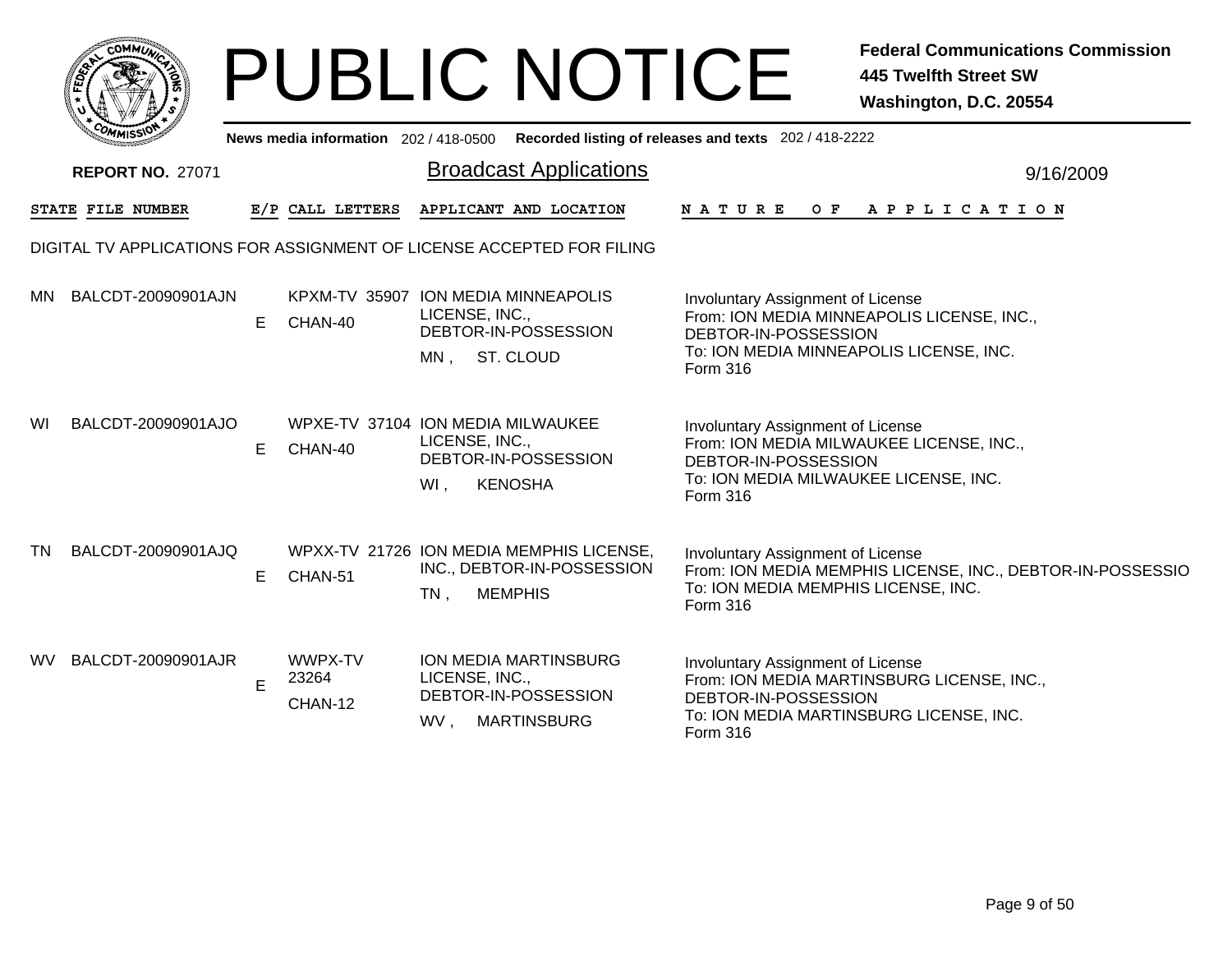# PUBLIC NOTICE

**Federal Communications Commission**
**445 Twelfth Street SW**
**Washington, D.C. 20554**

News media information 202 / 418-0500 Recorded listing of releases and texts 202 / 418-2222

**REPORT NO.** 27071

## Broadcast Applications

9/16/2009

### DIGITAL TV APPLICATIONS FOR ASSIGNMENT OF LICENSE ACCEPTED FOR FILING

| STATE | FILE NUMBER | E/P | CALL LETTERS | APPLICANT AND LOCATION | NATURE OF APPLICATION |
|---|---|---|---|---|---|
| MN | BALCDT-20090901AJN | E | KPXM-TV 35907 CHAN-40 | ION MEDIA MINNEAPOLIS LICENSE, INC., DEBTOR-IN-POSSESSION MN , ST. CLOUD | Involuntary Assignment of License From: ION MEDIA MINNEAPOLIS LICENSE, INC., DEBTOR-IN-POSSESSION To: ION MEDIA MINNEAPOLIS LICENSE, INC. Form 316 |
| WI | BALCDT-20090901AJO | E | WPXE-TV 37104 CHAN-40 | ION MEDIA MILWAUKEE LICENSE, INC., DEBTOR-IN-POSSESSION WI , KENOSHA | Involuntary Assignment of License From: ION MEDIA MILWAUKEE LICENSE, INC., DEBTOR-IN-POSSESSION To: ION MEDIA MILWAUKEE LICENSE, INC. Form 316 |
| TN | BALCDT-20090901AJQ | E | WPXX-TV 21726 CHAN-51 | ION MEDIA MEMPHIS LICENSE, INC., DEBTOR-IN-POSSESSION TN , MEMPHIS | Involuntary Assignment of License From: ION MEDIA MEMPHIS LICENSE, INC., DEBTOR-IN-POSSESSIO To: ION MEDIA MEMPHIS LICENSE, INC. Form 316 |
| WV | BALCDT-20090901AJR | E | WWPX-TV 23264 CHAN-12 | ION MEDIA MARTINSBURG LICENSE, INC., DEBTOR-IN-POSSESSION WV , MARTINSBURG | Involuntary Assignment of License From: ION MEDIA MARTINSBURG LICENSE, INC., DEBTOR-IN-POSSESSION To: ION MEDIA MARTINSBURG LICENSE, INC. Form 316 |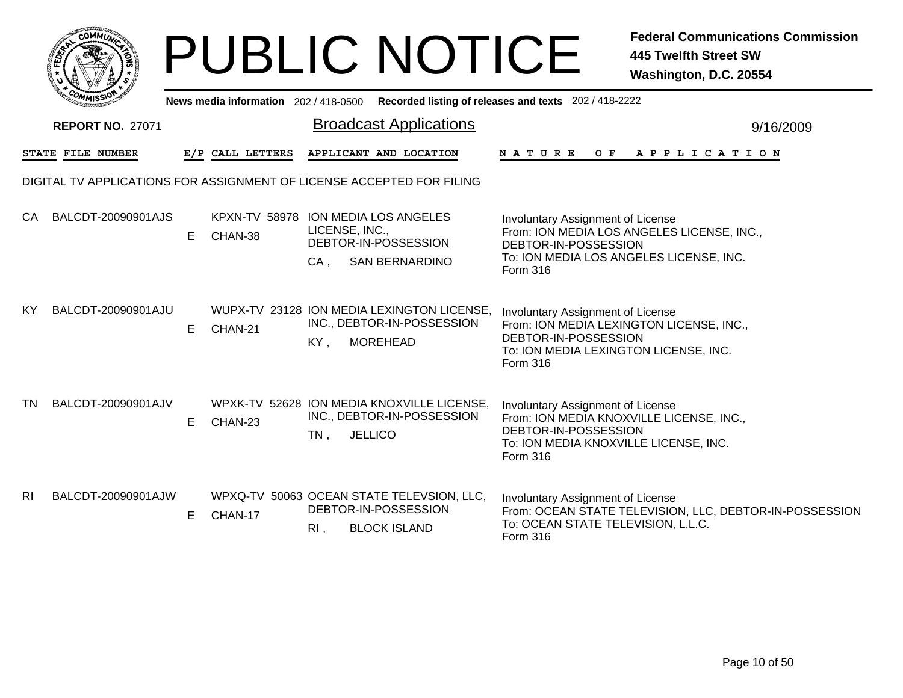# PUBLIC NOTICE

**Federal Communications Commission**
**445 Twelfth Street SW**
**Washington, D.C. 20554**

News media information 202 / 418-0500 Recorded listing of releases and texts 202 / 418-2222

**REPORT NO.** 27071

## Broadcast Applications

9/16/2009

DIGITAL TV APPLICATIONS FOR ASSIGNMENT OF LICENSE ACCEPTED FOR FILING

| STATE | FILE NUMBER | E/P | CALL LETTERS | APPLICANT AND LOCATION | NATURE OF APPLICATION |
|---|---|---|---|---|---|
| CA | BALCDT-20090901AJS | E | KPXN-TV 58978 CHAN-38 | ION MEDIA LOS ANGELES LICENSE, INC., DEBTOR-IN-POSSESSION CA , SAN BERNARDINO | Involuntary Assignment of License From: ION MEDIA LOS ANGELES LICENSE, INC., DEBTOR-IN-POSSESSION To: ION MEDIA LOS ANGELES LICENSE, INC. Form 316 |
| KY | BALCDT-20090901AJU | E | WUPX-TV 23128 CHAN-21 | ION MEDIA LEXINGTON LICENSE, INC., DEBTOR-IN-POSSESSION KY , MOREHEAD | Involuntary Assignment of License From: ION MEDIA LEXINGTON LICENSE, INC., DEBTOR-IN-POSSESSION To: ION MEDIA LEXINGTON LICENSE, INC. Form 316 |
| TN | BALCDT-20090901AJV | E | WPXK-TV 52628 CHAN-23 | ION MEDIA KNOXVILLE LICENSE, INC., DEBTOR-IN-POSSESSION TN , JELLICO | Involuntary Assignment of License From: ION MEDIA KNOXVILLE LICENSE, INC., DEBTOR-IN-POSSESSION To: ION MEDIA KNOXVILLE LICENSE, INC. Form 316 |
| RI | BALCDT-20090901AJW | E | WPXQ-TV 50063 CHAN-17 | OCEAN STATE TELEVSION, LLC, DEBTOR-IN-POSSESSION RI , BLOCK ISLAND | Involuntary Assignment of License From: OCEAN STATE TELEVISION, LLC, DEBTOR-IN-POSSESSION To: OCEAN STATE TELEVISION, L.L.C. Form 316 |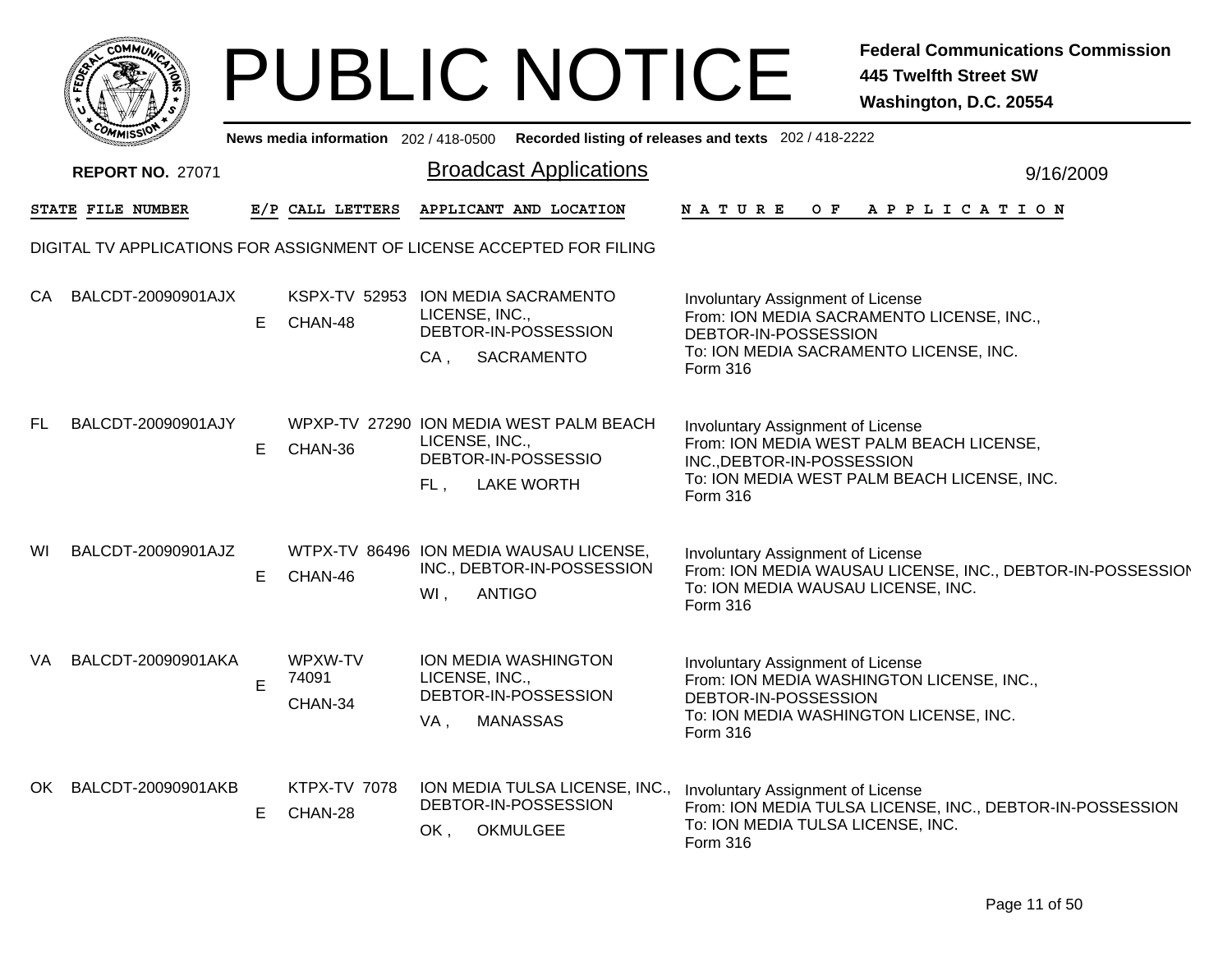# PUBLIC NOTICE

**Federal Communications Commission**
**445 Twelfth Street SW**
**Washington, D.C. 20554**

**News media information** 202 / 418-0500 **Recorded listing of releases and texts** 202 / 418-2222

**REPORT NO.** 27071

## Broadcast Applications

9/16/2009

| STATE | FILE NUMBER | E/P | CALL LETTERS | APPLICANT AND LOCATION | NATURE OF APPLICATION |
|---|---|---|---|---|---|

DIGITAL TV APPLICATIONS FOR ASSIGNMENT OF LICENSE ACCEPTED FOR FILING

| STATE | FILE NUMBER | E/P | CALL LETTERS | APPLICANT AND LOCATION | NATURE OF APPLICATION |
|---|---|---|---|---|---|
| CA | BALCDT-20090901AJX | E | KSPX-TV 52953 CHAN-48 | ION MEDIA SACRAMENTO LICENSE, INC., DEBTOR-IN-POSSESSION<br>CA , SACRAMENTO | Involuntary Assignment of License<br>From: ION MEDIA SACRAMENTO LICENSE, INC., DEBTOR-IN-POSSESSION<br>To: ION MEDIA SACRAMENTO LICENSE, INC.<br>Form 316 |
| FL | BALCDT-20090901AJY | E | WPXP-TV 27290 CHAN-36 | ION MEDIA WEST PALM BEACH LICENSE, INC., DEBTOR-IN-POSSESSIO<br>FL , LAKE WORTH | Involuntary Assignment of License<br>From: ION MEDIA WEST PALM BEACH LICENSE, INC.,DEBTOR-IN-POSSESSION<br>To: ION MEDIA WEST PALM BEACH LICENSE, INC.<br>Form 316 |
| WI | BALCDT-20090901AJZ | E | WTPX-TV 86496 CHAN-46 | ION MEDIA WAUSAU LICENSE, INC., DEBTOR-IN-POSSESSION<br>WI , ANTIGO | Involuntary Assignment of License<br>From: ION MEDIA WAUSAU LICENSE, INC., DEBTOR-IN-POSSESSION<br>To: ION MEDIA WAUSAU LICENSE, INC.<br>Form 316 |
| VA | BALCDT-20090901AKA | E | WPXW-TV 74091 CHAN-34 | ION MEDIA WASHINGTON LICENSE, INC., DEBTOR-IN-POSSESSION<br>VA , MANASSAS | Involuntary Assignment of License<br>From: ION MEDIA WASHINGTON LICENSE, INC., DEBTOR-IN-POSSESSION<br>To: ION MEDIA WASHINGTON LICENSE, INC.<br>Form 316 |
| OK | BALCDT-20090901AKB | E | KTPX-TV 7078 CHAN-28 | ION MEDIA TULSA LICENSE, INC., DEBTOR-IN-POSSESSION<br>OK , OKMULGEE | Involuntary Assignment of License<br>From: ION MEDIA TULSA LICENSE, INC., DEBTOR-IN-POSSESSION<br>To: ION MEDIA TULSA LICENSE, INC.<br>Form 316 |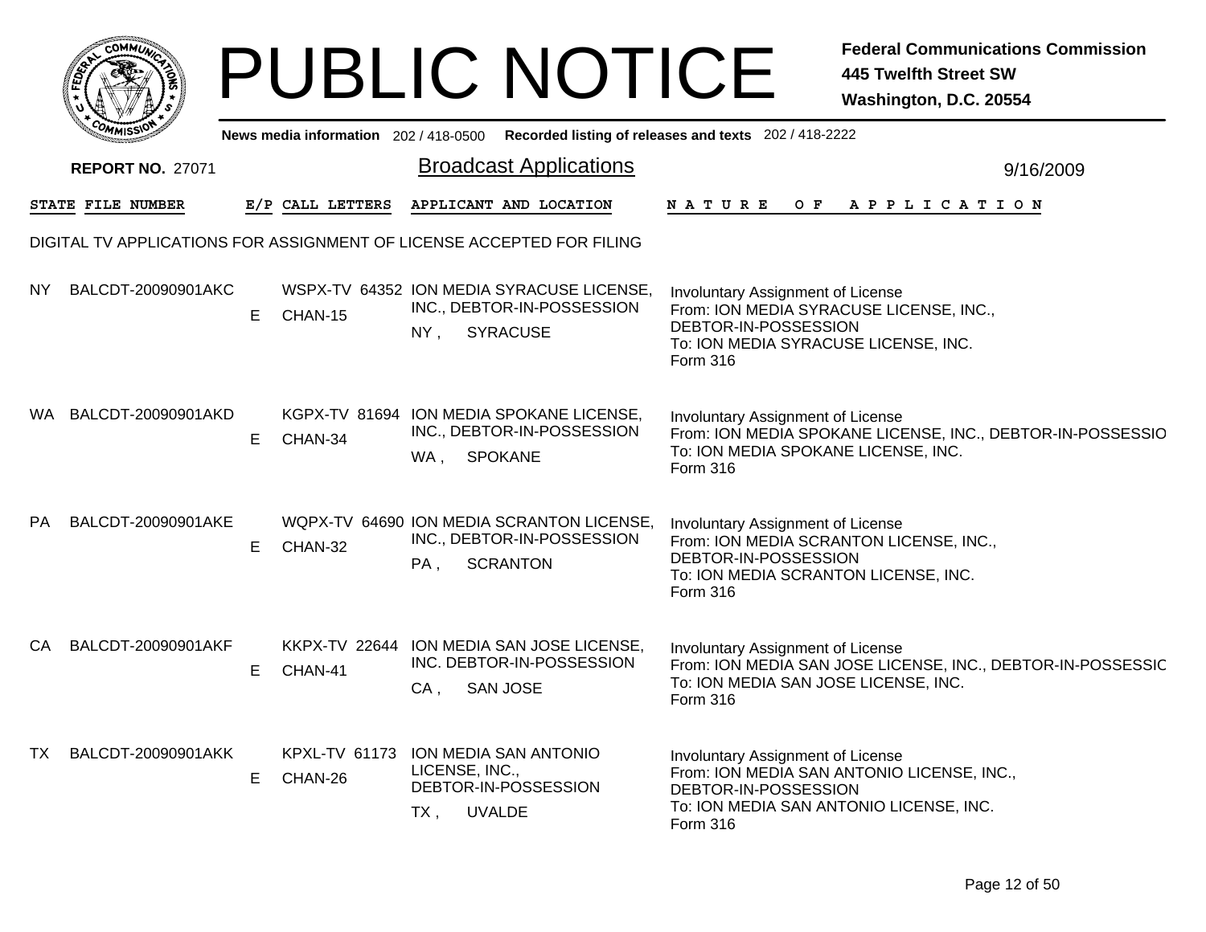# PUBLIC NOTICE

**Federal Communications Commission**
**445 Twelfth Street SW**
**Washington, D.C. 20554**

**News media information** 202 / 418-0500 **Recorded listing of releases and texts** 202 / 418-2222

**REPORT NO.** 27071

## Broadcast Applications

9/16/2009

DIGITAL TV APPLICATIONS FOR ASSIGNMENT OF LICENSE ACCEPTED FOR FILING

| STATE | FILE NUMBER | E/P | CALL LETTERS | APPLICANT AND LOCATION | NATURE OF APPLICATION |
|---|---|---|---|---|---|
| NY | BALCDT-20090901AKC | E | WSPX-TV 64352 CHAN-15 | ION MEDIA SYRACUSE LICENSE, INC., DEBTOR-IN-POSSESSION NY , SYRACUSE | Involuntary Assignment of License From: ION MEDIA SYRACUSE LICENSE, INC., DEBTOR-IN-POSSESSION To: ION MEDIA SYRACUSE LICENSE, INC. Form 316 |
| WA | BALCDT-20090901AKD | E | KGPX-TV 81694 CHAN-34 | ION MEDIA SPOKANE LICENSE, INC., DEBTOR-IN-POSSESSION WA , SPOKANE | Involuntary Assignment of License From: ION MEDIA SPOKANE LICENSE, INC., DEBTOR-IN-POSSESSIO To: ION MEDIA SPOKANE LICENSE, INC. Form 316 |
| PA | BALCDT-20090901AKE | E | WQPX-TV 64690 CHAN-32 | ION MEDIA SCRANTON LICENSE, INC., DEBTOR-IN-POSSESSION PA , SCRANTON | Involuntary Assignment of License From: ION MEDIA SCRANTON LICENSE, INC., DEBTOR-IN-POSSESSION To: ION MEDIA SCRANTON LICENSE, INC. Form 316 |
| CA | BALCDT-20090901AKF | E | KKPX-TV 22644 CHAN-41 | ION MEDIA SAN JOSE LICENSE, INC. DEBTOR-IN-POSSESSION CA , SAN JOSE | Involuntary Assignment of License From: ION MEDIA SAN JOSE LICENSE, INC., DEBTOR-IN-POSSESSIC To: ION MEDIA SAN JOSE LICENSE, INC. Form 316 |
| TX | BALCDT-20090901AKK | E | KPXL-TV 61173 CHAN-26 | ION MEDIA SAN ANTONIO LICENSE, INC., DEBTOR-IN-POSSESSION TX , UVALDE | Involuntary Assignment of License From: ION MEDIA SAN ANTONIO LICENSE, INC., DEBTOR-IN-POSSESSION To: ION MEDIA SAN ANTONIO LICENSE, INC. Form 316 |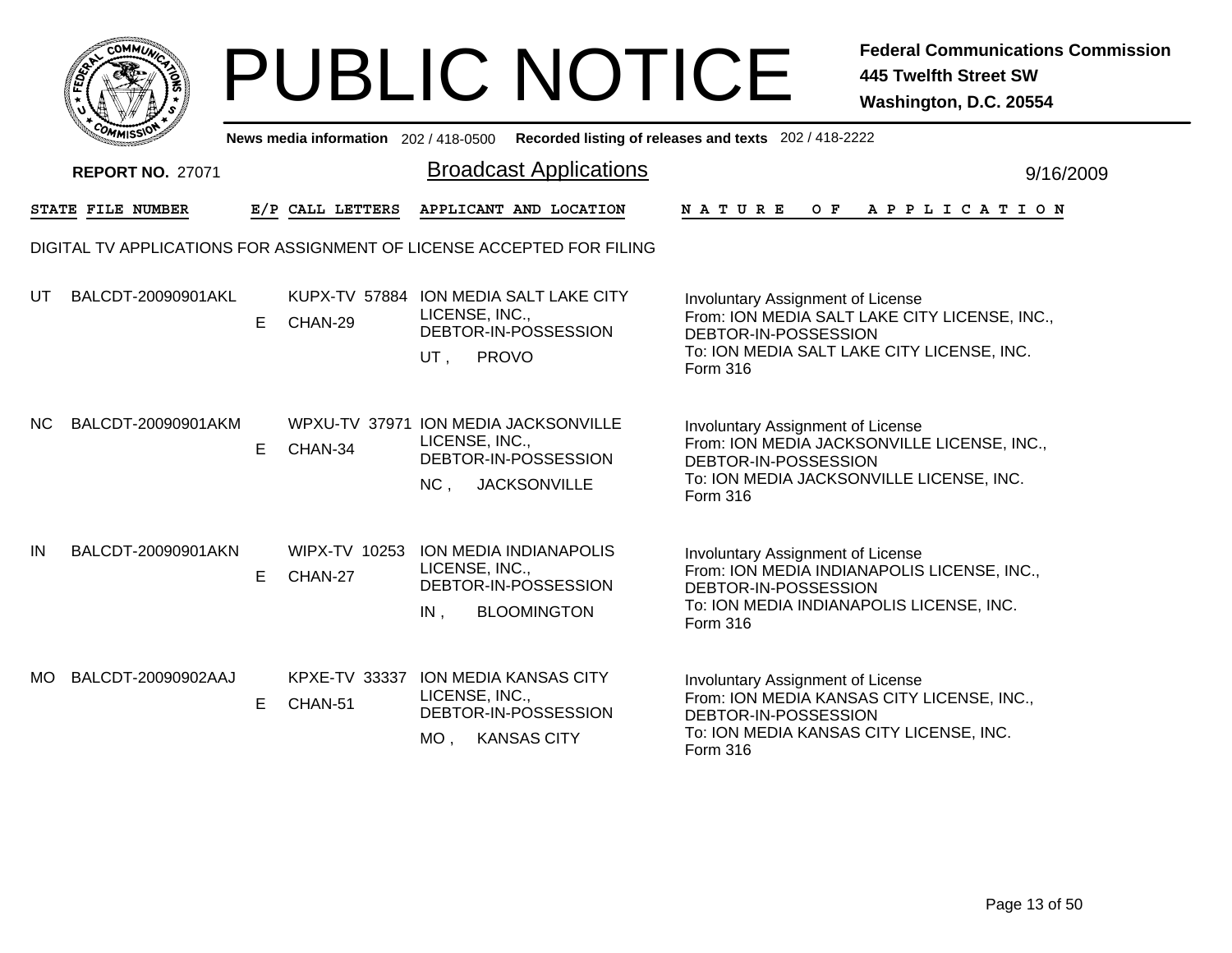# PUBLIC NOTICE

**Federal Communications Commission**
**445 Twelfth Street SW**
**Washington, D.C. 20554**

**News media information** 202 / 418-0500 **Recorded listing of releases and texts** 202 / 418-2222

**REPORT NO.** 27071

## Broadcast Applications

9/16/2009

DIGITAL TV APPLICATIONS FOR ASSIGNMENT OF LICENSE ACCEPTED FOR FILING

| STATE | FILE NUMBER | E/P | CALL LETTERS | APPLICANT AND LOCATION | NATURE OF APPLICATION |
|---|---|---|---|---|---|
| UT | BALCDT-20090901AKL | E | KUPX-TV 57884 CHAN-29 | ION MEDIA SALT LAKE CITY LICENSE, INC., DEBTOR-IN-POSSESSION UT , PROVO | Involuntary Assignment of License From: ION MEDIA SALT LAKE CITY LICENSE, INC., DEBTOR-IN-POSSESSION To: ION MEDIA SALT LAKE CITY LICENSE, INC. Form 316 |
| NC | BALCDT-20090901AKM | E | WPXU-TV 37971 CHAN-34 | ION MEDIA JACKSONVILLE LICENSE, INC., DEBTOR-IN-POSSESSION NC , JACKSONVILLE | Involuntary Assignment of License From: ION MEDIA JACKSONVILLE LICENSE, INC., DEBTOR-IN-POSSESSION To: ION MEDIA JACKSONVILLE LICENSE, INC. Form 316 |
| IN | BALCDT-20090901AKN | E | WIPX-TV 10253 CHAN-27 | ION MEDIA INDIANAPOLIS LICENSE, INC., DEBTOR-IN-POSSESSION IN , BLOOMINGTON | Involuntary Assignment of License From: ION MEDIA INDIANAPOLIS LICENSE, INC., DEBTOR-IN-POSSESSION To: ION MEDIA INDIANAPOLIS LICENSE, INC. Form 316 |
| MO | BALCDT-20090902AAJ | E | KPXE-TV 33337 CHAN-51 | ION MEDIA KANSAS CITY LICENSE, INC., DEBTOR-IN-POSSESSION MO , KANSAS CITY | Involuntary Assignment of License From: ION MEDIA KANSAS CITY LICENSE, INC., DEBTOR-IN-POSSESSION To: ION MEDIA KANSAS CITY LICENSE, INC. Form 316 |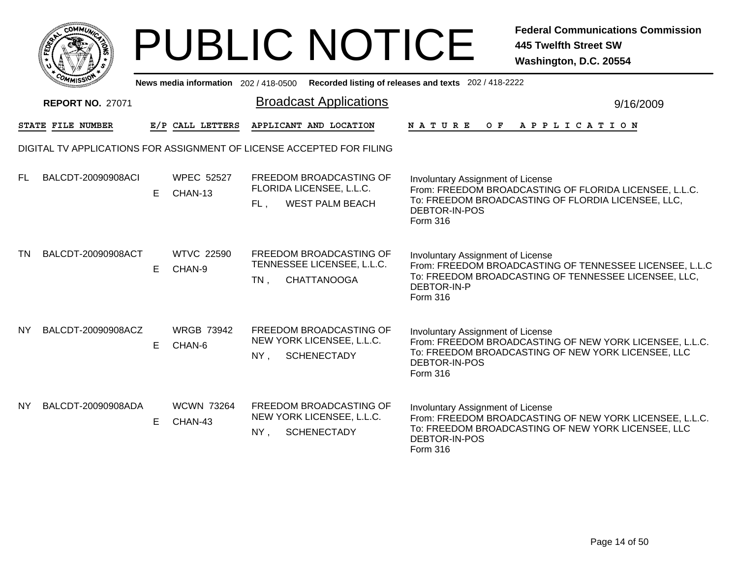# PUBLIC NOTICE

**Federal Communications Commission**
**445 Twelfth Street SW**
**Washington, D.C. 20554**

News media information 202 / 418-0500 Recorded listing of releases and texts 202 / 418-2222

**REPORT NO. 27071**

## Broadcast Applications

9/16/2009

| STATE | FILE NUMBER | E/P | CALL LETTERS | APPLICANT AND LOCATION | NATURE OF APPLICATION |
|---|---|---|---|---|---|

DIGITAL TV APPLICATIONS FOR ASSIGNMENT OF LICENSE ACCEPTED FOR FILING

| STATE | FILE NUMBER | E/P | CALL LETTERS | APPLICANT AND LOCATION | NATURE OF APPLICATION |
|---|---|---|---|---|---|
| FL | BALCDT-20090908ACI | E | WPEC 52527 CHAN-13 | FREEDOM BROADCASTING OF FLORIDA LICENSEE, L.L.C. FL , WEST PALM BEACH | Involuntary Assignment of License From: FREEDOM BROADCASTING OF FLORIDA LICENSEE, L.L.C. To: FREEDOM BROADCASTING OF FLORDIA LICENSEE, LLC, DEBTOR-IN-POS Form 316 |
| TN | BALCDT-20090908ACT | E | WTVC 22590 CHAN-9 | FREEDOM BROADCASTING OF TENNESSEE LICENSEE, L.L.C. TN , CHATTANOOGA | Involuntary Assignment of License From: FREEDOM BROADCASTING OF TENNESSEE LICENSEE, L.L.C To: FREEDOM BROADCASTING OF TENNESSEE LICENSEE, LLC, DEBTOR-IN-P Form 316 |
| NY | BALCDT-20090908ACZ | E | WRGB 73942 CHAN-6 | FREEDOM BROADCASTING OF NEW YORK LICENSEE, L.L.C. NY , SCHENECTADY | Involuntary Assignment of License From: FREEDOM BROADCASTING OF NEW YORK LICENSEE, L.L.C. To: FREEDOM BROADCASTING OF NEW YORK LICENSEE, LLC DEBTOR-IN-POS Form 316 |
| NY | BALCDT-20090908ADA | E | WCWN 73264 CHAN-43 | FREEDOM BROADCASTING OF NEW YORK LICENSEE, L.L.C. NY , SCHENECTADY | Involuntary Assignment of License From: FREEDOM BROADCASTING OF NEW YORK LICENSEE, L.L.C. To: FREEDOM BROADCASTING OF NEW YORK LICENSEE, LLC DEBTOR-IN-POS Form 316 |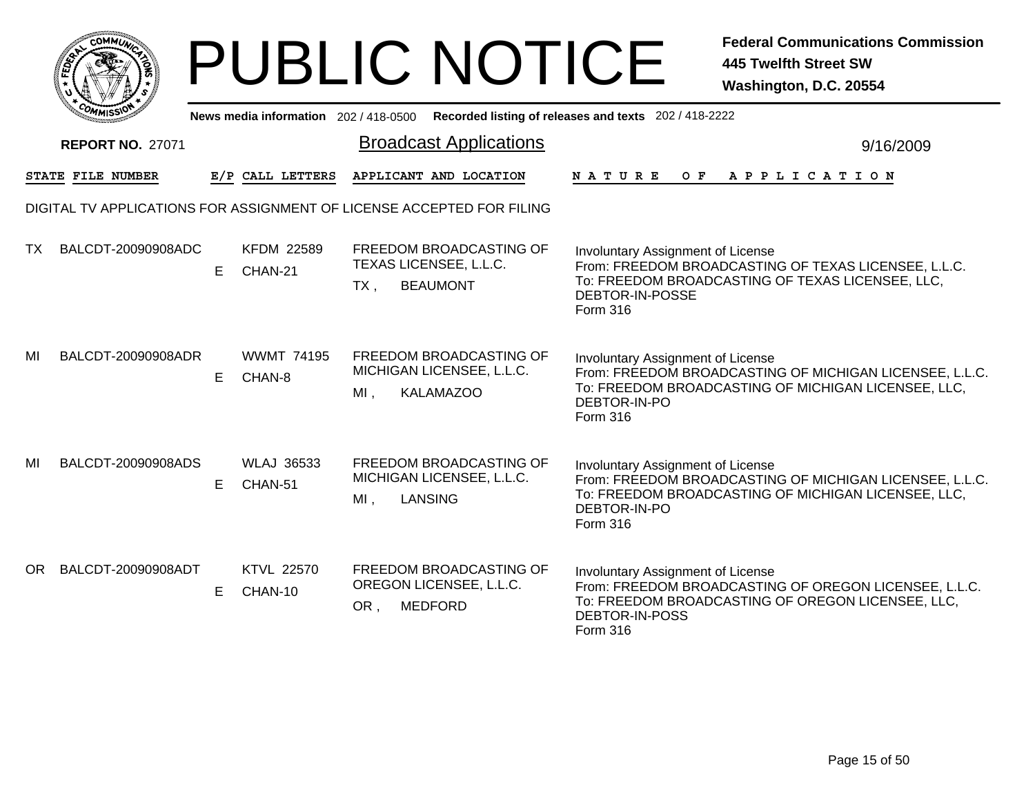# PUBLIC NOTICE

**Federal Communications Commission**
**445 Twelfth Street SW**
**Washington, D.C. 20554**

News media information 202 / 418-0500 Recorded listing of releases and texts 202 / 418-2222

**REPORT NO.** 27071

## Broadcast Applications

9/16/2009

DIGITAL TV APPLICATIONS FOR ASSIGNMENT OF LICENSE ACCEPTED FOR FILING

| STATE | FILE NUMBER | E/P | CALL LETTERS | APPLICANT AND LOCATION | NATURE OF APPLICATION |
|---|---|---|---|---|---|
| TX | BALCDT-20090908ADC | E | KFDM 22589 CHAN-21 | FREEDOM BROADCASTING OF TEXAS LICENSEE, L.L.C. TX , BEAUMONT | Involuntary Assignment of License From: FREEDOM BROADCASTING OF TEXAS LICENSEE, L.L.C. To: FREEDOM BROADCASTING OF TEXAS LICENSEE, LLC, DEBTOR-IN-POSSE Form 316 |
| MI | BALCDT-20090908ADR | E | WWMT 74195 CHAN-8 | FREEDOM BROADCASTING OF MICHIGAN LICENSEE, L.L.C. MI , KALAMAZOO | Involuntary Assignment of License From: FREEDOM BROADCASTING OF MICHIGAN LICENSEE, L.L.C. To: FREEDOM BROADCASTING OF MICHIGAN LICENSEE, LLC, DEBTOR-IN-PO Form 316 |
| MI | BALCDT-20090908ADS | E | WLAJ 36533 CHAN-51 | FREEDOM BROADCASTING OF MICHIGAN LICENSEE, L.L.C. MI , LANSING | Involuntary Assignment of License From: FREEDOM BROADCASTING OF MICHIGAN LICENSEE, L.L.C. To: FREEDOM BROADCASTING OF MICHIGAN LICENSEE, LLC, DEBTOR-IN-PO Form 316 |
| OR | BALCDT-20090908ADT | E | KTVL 22570 CHAN-10 | FREEDOM BROADCASTING OF OREGON LICENSEE, L.L.C. OR , MEDFORD | Involuntary Assignment of License From: FREEDOM BROADCASTING OF OREGON LICENSEE, L.L.C. To: FREEDOM BROADCASTING OF OREGON LICENSEE, LLC, DEBTOR-IN-POSS Form 316 |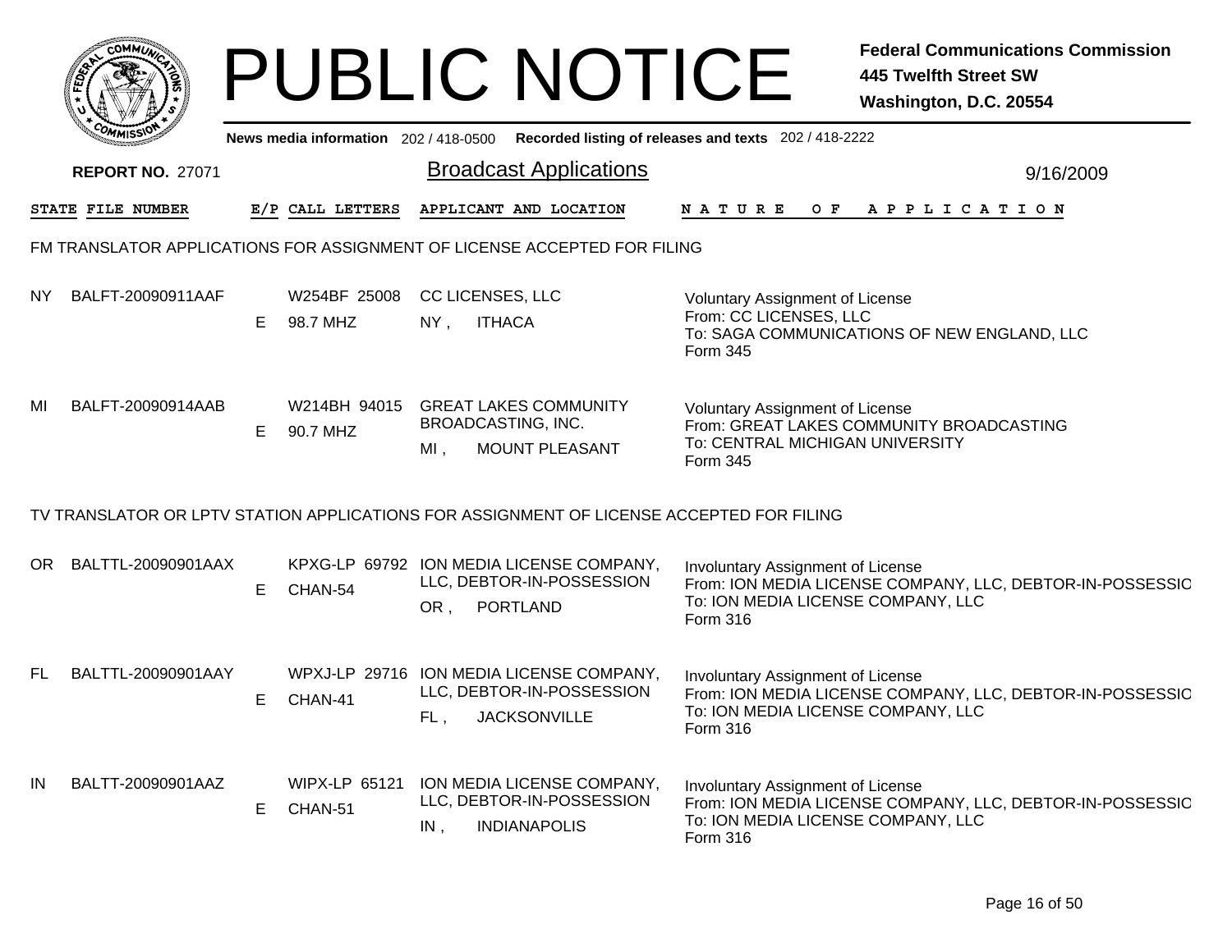# PUBLIC NOTICE

**Federal Communications Commission**
**445 Twelfth Street SW**
**Washington, D.C. 20554**

News media information 202 / 418-0500 Recorded listing of releases and texts 202 / 418-2222

**REPORT NO.** 27071

## Broadcast Applications

9/16/2009

### FM TRANSLATOR APPLICATIONS FOR ASSIGNMENT OF LICENSE ACCEPTED FOR FILING

| STATE | FILE NUMBER | E/P | CALL LETTERS | APPLICANT AND LOCATION | NATURE OF APPLICATION |
|---|---|---|---|---|---|
| NY | BALFT-20090911AAF | E | W254BF 25008<br>98.7 MHZ | CC LICENSES, LLC<br>NY , ITHACA | Voluntary Assignment of License<br>From: CC LICENSES, LLC<br>To: SAGA COMMUNICATIONS OF NEW ENGLAND, LLC<br>Form 345 |
| MI | BALFT-20090914AAB | E | W214BH 94015<br>90.7 MHZ | GREAT LAKES COMMUNITY BROADCASTING, INC.<br>MI , MOUNT PLEASANT | Voluntary Assignment of License<br>From: GREAT LAKES COMMUNITY BROADCASTING<br>To: CENTRAL MICHIGAN UNIVERSITY<br>Form 345 |

### TV TRANSLATOR OR LPTV STATION APPLICATIONS FOR ASSIGNMENT OF LICENSE ACCEPTED FOR FILING

| STATE | FILE NUMBER | E/P | CALL LETTERS | APPLICANT AND LOCATION | NATURE OF APPLICATION |
|---|---|---|---|---|---|
| OR | BALTTL-20090901AAX | E | KPXG-LP 69792<br>CHAN-54 | ION MEDIA LICENSE COMPANY, LLC, DEBTOR-IN-POSSESSION<br>OR , PORTLAND | Involuntary Assignment of License<br>From: ION MEDIA LICENSE COMPANY, LLC, DEBTOR-IN-POSSESSIO<br>To: ION MEDIA LICENSE COMPANY, LLC<br>Form 316 |
| FL | BALTTL-20090901AAY | E | WPXJ-LP 29716<br>CHAN-41 | ION MEDIA LICENSE COMPANY, LLC, DEBTOR-IN-POSSESSION<br>FL , JACKSONVILLE | Involuntary Assignment of License<br>From: ION MEDIA LICENSE COMPANY, LLC, DEBTOR-IN-POSSESSIO<br>To: ION MEDIA LICENSE COMPANY, LLC<br>Form 316 |
| IN | BALTT-20090901AAZ | E | WIPX-LP 65121<br>CHAN-51 | ION MEDIA LICENSE COMPANY, LLC, DEBTOR-IN-POSSESSION<br>IN , INDIANAPOLIS | Involuntary Assignment of License<br>From: ION MEDIA LICENSE COMPANY, LLC, DEBTOR-IN-POSSESSIO<br>To: ION MEDIA LICENSE COMPANY, LLC<br>Form 316 |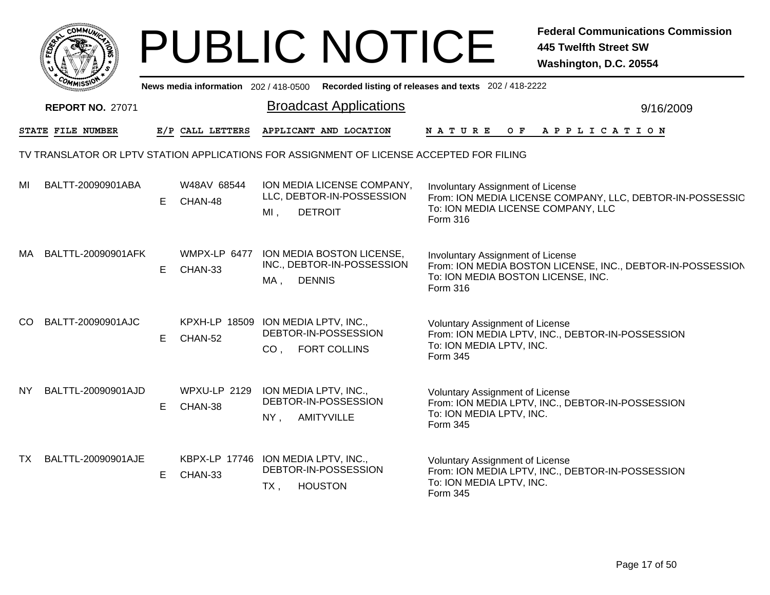# PUBLIC NOTICE

**Federal Communications Commission**
**445 Twelfth Street SW**
**Washington, D.C. 20554**

News media information 202 / 418-0500 Recorded listing of releases and texts 202 / 418-2222

**REPORT NO.** 27071

## Broadcast Applications

9/16/2009

TV TRANSLATOR OR LPTV STATION APPLICATIONS FOR ASSIGNMENT OF LICENSE ACCEPTED FOR FILING

| STATE | FILE NUMBER | E/P | CALL LETTERS | APPLICANT AND LOCATION | NATURE OF APPLICATION |
|---|---|---|---|---|---|
| MI | BALTT-20090901ABA | E | W48AV 68544<br>CHAN-48 | ION MEDIA LICENSE COMPANY, LLC, DEBTOR-IN-POSSESSION<br>MI , DETROIT | Involuntary Assignment of License<br>From: ION MEDIA LICENSE COMPANY, LLC, DEBTOR-IN-POSSESSIO<br>To: ION MEDIA LICENSE COMPANY, LLC<br>Form 316 |
| MA | BALTTL-20090901AFK | E | WMPX-LP 6477<br>CHAN-33 | ION MEDIA BOSTON LICENSE, INC., DEBTOR-IN-POSSESSION<br>MA , DENNIS | Involuntary Assignment of License<br>From: ION MEDIA BOSTON LICENSE, INC., DEBTOR-IN-POSSESSION<br>To: ION MEDIA BOSTON LICENSE, INC.<br>Form 316 |
| CO | BALTT-20090901AJC | E | KPXH-LP 18509<br>CHAN-52 | ION MEDIA LPTV, INC., DEBTOR-IN-POSSESSION<br>CO , FORT COLLINS | Voluntary Assignment of License<br>From: ION MEDIA LPTV, INC., DEBTOR-IN-POSSESSION<br>To: ION MEDIA LPTV, INC.<br>Form 345 |
| NY | BALTTL-20090901AJD | E | WPXU-LP 2129<br>CHAN-38 | ION MEDIA LPTV, INC., DEBTOR-IN-POSSESSION<br>NY , AMITYVILLE | Voluntary Assignment of License<br>From: ION MEDIA LPTV, INC., DEBTOR-IN-POSSESSION<br>To: ION MEDIA LPTV, INC.<br>Form 345 |
| TX | BALTTL-20090901AJE | E | KBPX-LP 17746<br>CHAN-33 | ION MEDIA LPTV, INC., DEBTOR-IN-POSSESSION<br>TX , HOUSTON | Voluntary Assignment of License<br>From: ION MEDIA LPTV, INC., DEBTOR-IN-POSSESSION<br>To: ION MEDIA LPTV, INC.<br>Form 345 |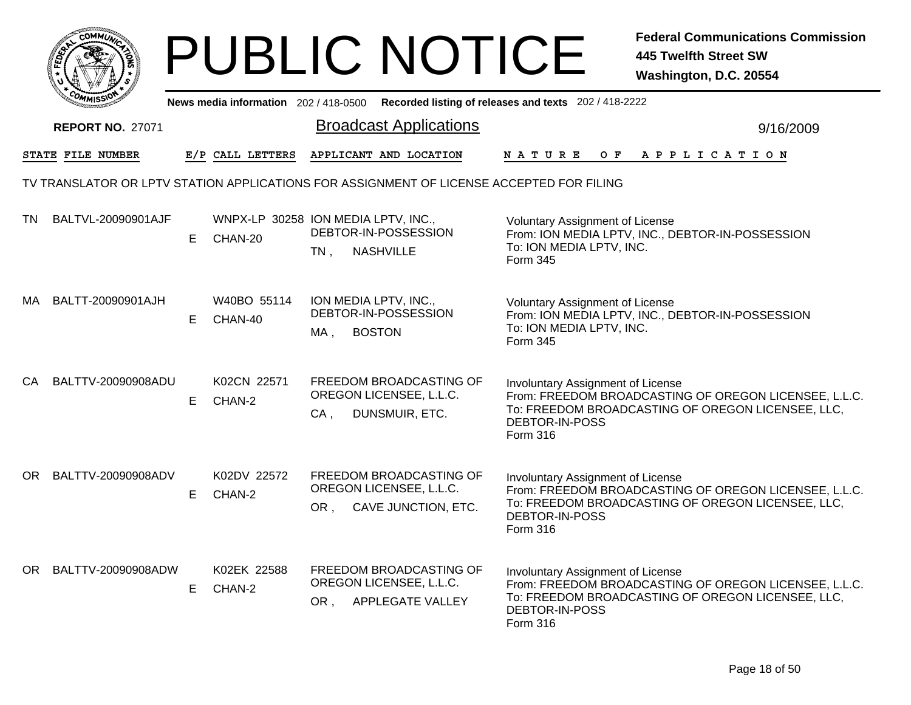# PUBLIC NOTICE

**Federal Communications Commission**
**445 Twelfth Street SW**
**Washington, D.C. 20554**

News media information 202 / 418-0500 Recorded listing of releases and texts 202 / 418-2222

**REPORT NO.** 27071

## Broadcast Applications

9/16/2009

TV TRANSLATOR OR LPTV STATION APPLICATIONS FOR ASSIGNMENT OF LICENSE ACCEPTED FOR FILING

| STATE | FILE NUMBER | E/P | CALL LETTERS | APPLICANT AND LOCATION | NATURE OF APPLICATION |
|---|---|---|---|---|---|
| TN | BALTVL-20090901AJF | E | WNPX-LP 30258 CHAN-20 | ION MEDIA LPTV, INC., DEBTOR-IN-POSSESSION<br>TN , NASHVILLE | Voluntary Assignment of License<br>From: ION MEDIA LPTV, INC., DEBTOR-IN-POSSESSION<br>To: ION MEDIA LPTV, INC.<br>Form 345 |
| MA | BALTT-20090901AJH | E | W40BO 55114 CHAN-40 | ION MEDIA LPTV, INC., DEBTOR-IN-POSSESSION<br>MA , BOSTON | Voluntary Assignment of License<br>From: ION MEDIA LPTV, INC., DEBTOR-IN-POSSESSION<br>To: ION MEDIA LPTV, INC.<br>Form 345 |
| CA | BALTTV-20090908ADU | E | K02CN 22571 CHAN-2 | FREEDOM BROADCASTING OF OREGON LICENSEE, L.L.C.<br>CA , DUNSMUIR, ETC. | Involuntary Assignment of License<br>From: FREEDOM BROADCASTING OF OREGON LICENSEE, L.L.C.<br>To: FREEDOM BROADCASTING OF OREGON LICENSEE, LLC, DEBTOR-IN-POSS<br>Form 316 |
| OR | BALTTV-20090908ADV | E | K02DV 22572 CHAN-2 | FREEDOM BROADCASTING OF OREGON LICENSEE, L.L.C.<br>OR , CAVE JUNCTION, ETC. | Involuntary Assignment of License<br>From: FREEDOM BROADCASTING OF OREGON LICENSEE, L.L.C.<br>To: FREEDOM BROADCASTING OF OREGON LICENSEE, LLC, DEBTOR-IN-POSS<br>Form 316 |
| OR | BALTTV-20090908ADW | E | K02EK 22588 CHAN-2 | FREEDOM BROADCASTING OF OREGON LICENSEE, L.L.C.<br>OR , APPLEGATE VALLEY | Involuntary Assignment of License<br>From: FREEDOM BROADCASTING OF OREGON LICENSEE, L.L.C.<br>To: FREEDOM BROADCASTING OF OREGON LICENSEE, LLC, DEBTOR-IN-POSS<br>Form 316 |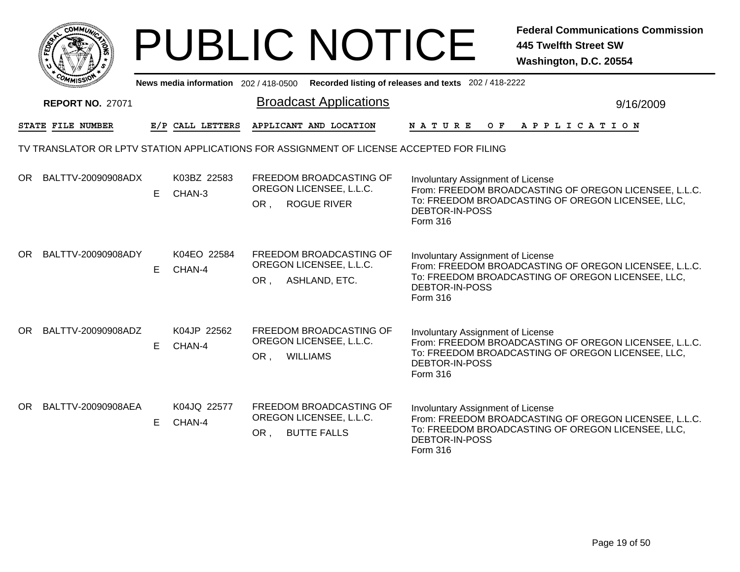# PUBLIC NOTICE

**Federal Communications Commission**
**445 Twelfth Street SW**
**Washington, D.C. 20554**

News media information 202 / 418-0500 Recorded listing of releases and texts 202 / 418-2222

**REPORT NO.** 27071

## Broadcast Applications

9/16/2009

### TV TRANSLATOR OR LPTV STATION APPLICATIONS FOR ASSIGNMENT OF LICENSE ACCEPTED FOR FILING

| STATE | FILE NUMBER | E/P | CALL LETTERS | APPLICANT AND LOCATION | NATURE OF APPLICATION |
|---|---|---|---|---|---|
| OR | BALTTV-20090908ADX | E | K03BZ 22583 CHAN-3 | FREEDOM BROADCASTING OF OREGON LICENSEE, L.L.C. OR , ROGUE RIVER | Involuntary Assignment of License From: FREEDOM BROADCASTING OF OREGON LICENSEE, L.L.C. To: FREEDOM BROADCASTING OF OREGON LICENSEE, LLC, DEBTOR-IN-POSS Form 316 |
| OR | BALTTV-20090908ADY | E | K04EO 22584 CHAN-4 | FREEDOM BROADCASTING OF OREGON LICENSEE, L.L.C. OR , ASHLAND, ETC. | Involuntary Assignment of License From: FREEDOM BROADCASTING OF OREGON LICENSEE, L.L.C. To: FREEDOM BROADCASTING OF OREGON LICENSEE, LLC, DEBTOR-IN-POSS Form 316 |
| OR | BALTTV-20090908ADZ | E | K04JP 22562 CHAN-4 | FREEDOM BROADCASTING OF OREGON LICENSEE, L.L.C. OR , WILLIAMS | Involuntary Assignment of License From: FREEDOM BROADCASTING OF OREGON LICENSEE, L.L.C. To: FREEDOM BROADCASTING OF OREGON LICENSEE, LLC, DEBTOR-IN-POSS Form 316 |
| OR | BALTTV-20090908AEA | E | K04JQ 22577 CHAN-4 | FREEDOM BROADCASTING OF OREGON LICENSEE, L.L.C. OR , BUTTE FALLS | Involuntary Assignment of License From: FREEDOM BROADCASTING OF OREGON LICENSEE, L.L.C. To: FREEDOM BROADCASTING OF OREGON LICENSEE, LLC, DEBTOR-IN-POSS Form 316 |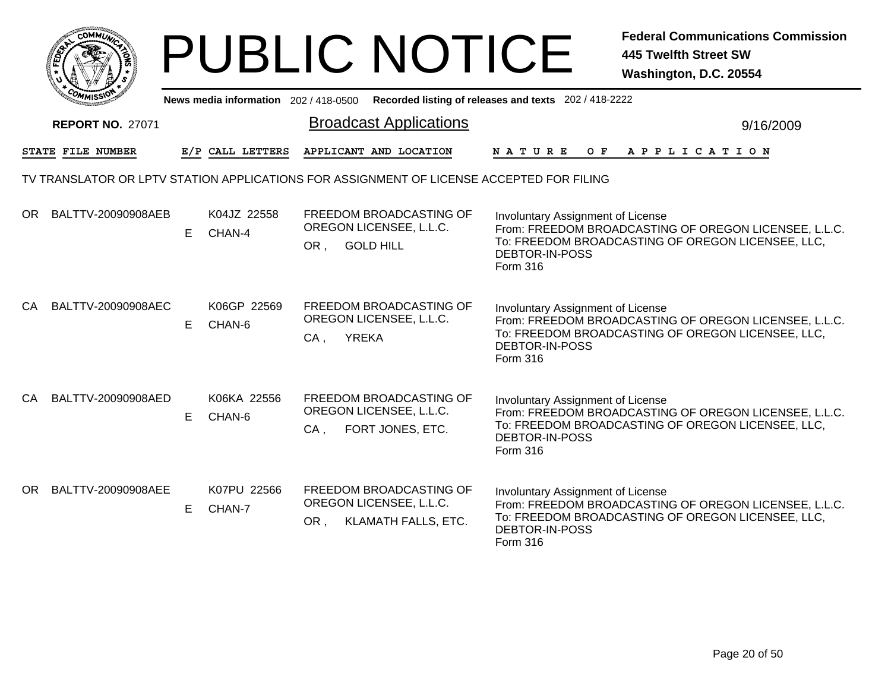# PUBLIC NOTICE

**Federal Communications Commission**
**445 Twelfth Street SW**
**Washington, D.C. 20554**

News media information 202 / 418-0500 Recorded listing of releases and texts 202 / 418-2222

**REPORT NO. 27071**

## Broadcast Applications

9/16/2009

TV TRANSLATOR OR LPTV STATION APPLICATIONS FOR ASSIGNMENT OF LICENSE ACCEPTED FOR FILING

| STATE | FILE NUMBER | E/P | CALL LETTERS | APPLICANT AND LOCATION | NATURE OF APPLICATION |
|---|---|---|---|---|---|
| OR | BALTTV-20090908AEB | E | K04JZ 22558<br>CHAN-4 | FREEDOM BROADCASTING OF OREGON LICENSEE, L.L.C.<br>OR , GOLD HILL | Involuntary Assignment of License<br>From: FREEDOM BROADCASTING OF OREGON LICENSEE, L.L.C.<br>To: FREEDOM BROADCASTING OF OREGON LICENSEE, LLC, DEBTOR-IN-POSS<br>Form 316 |
| CA | BALTTV-20090908AEC | E | K06GP 22569<br>CHAN-6 | FREEDOM BROADCASTING OF OREGON LICENSEE, L.L.C.<br>CA , YREKA | Involuntary Assignment of License<br>From: FREEDOM BROADCASTING OF OREGON LICENSEE, L.L.C.<br>To: FREEDOM BROADCASTING OF OREGON LICENSEE, LLC, DEBTOR-IN-POSS<br>Form 316 |
| CA | BALTTV-20090908AED | E | K06KA 22556<br>CHAN-6 | FREEDOM BROADCASTING OF OREGON LICENSEE, L.L.C.<br>CA , FORT JONES, ETC. | Involuntary Assignment of License<br>From: FREEDOM BROADCASTING OF OREGON LICENSEE, L.L.C.<br>To: FREEDOM BROADCASTING OF OREGON LICENSEE, LLC, DEBTOR-IN-POSS<br>Form 316 |
| OR | BALTTV-20090908AEE | E | K07PU 22566<br>CHAN-7 | FREEDOM BROADCASTING OF OREGON LICENSEE, L.L.C.<br>OR , KLAMATH FALLS, ETC. | Involuntary Assignment of License<br>From: FREEDOM BROADCASTING OF OREGON LICENSEE, L.L.C.<br>To: FREEDOM BROADCASTING OF OREGON LICENSEE, LLC, DEBTOR-IN-POSS<br>Form 316 |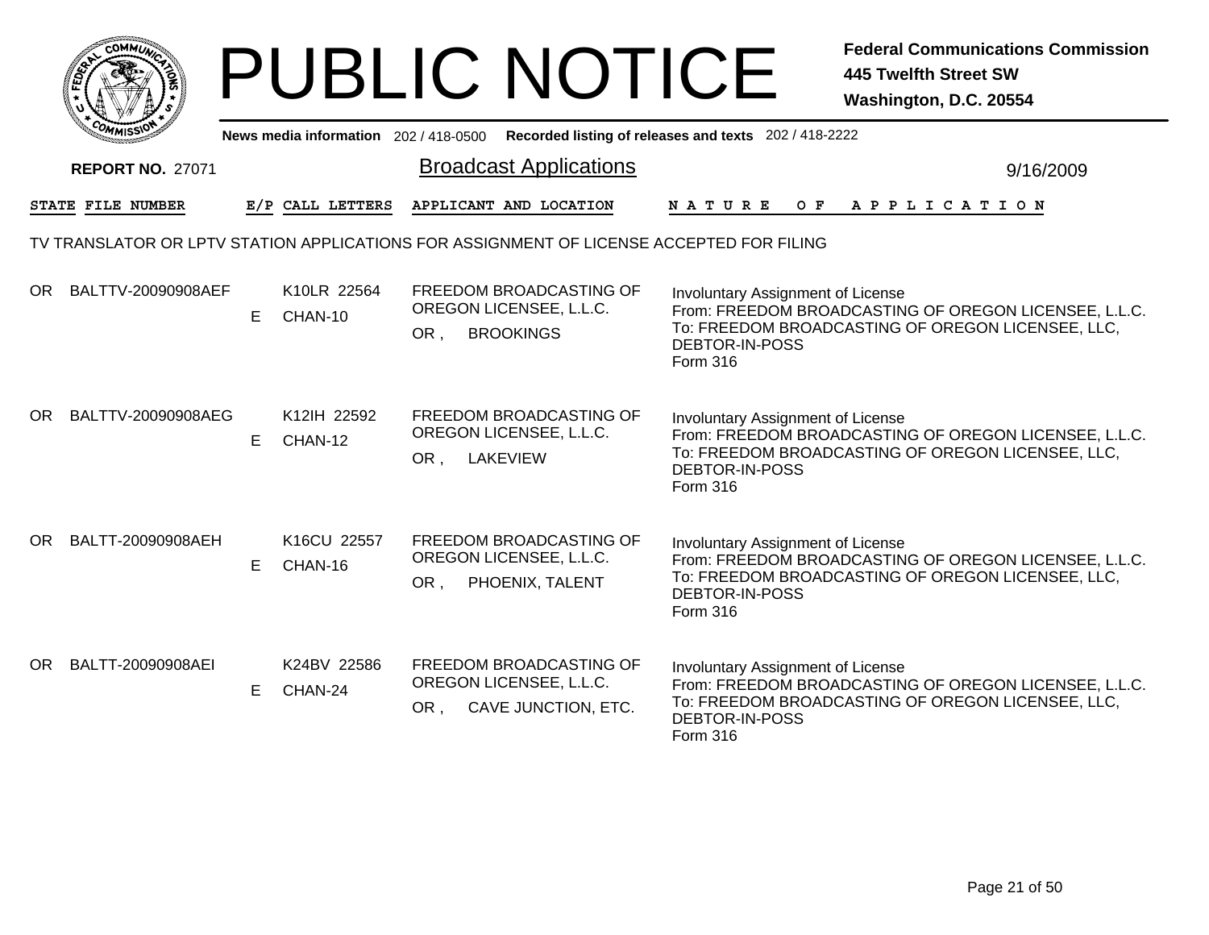# PUBLIC NOTICE

**Federal Communications Commission**
**445 Twelfth Street SW**
**Washington, D.C. 20554**

News media information 202 / 418-0500 Recorded listing of releases and texts 202 / 418-2222

**REPORT NO.** 27071

## Broadcast Applications

9/16/2009

TV TRANSLATOR OR LPTV STATION APPLICATIONS FOR ASSIGNMENT OF LICENSE ACCEPTED FOR FILING

| STATE | FILE NUMBER | E/P | CALL LETTERS | APPLICANT AND LOCATION | NATURE OF APPLICATION |
|---|---|---|---|---|---|
| OR | BALTTV-20090908AEF | E | K10LR 22564<br>CHAN-10 | FREEDOM BROADCASTING OF OREGON LICENSEE, L.L.C.<br>OR , BROOKINGS | Involuntary Assignment of License<br>From: FREEDOM BROADCASTING OF OREGON LICENSEE, L.L.C.<br>To: FREEDOM BROADCASTING OF OREGON LICENSEE, LLC, DEBTOR-IN-POSS<br>Form 316 |
| OR | BALTTV-20090908AEG | E | K12IH 22592<br>CHAN-12 | FREEDOM BROADCASTING OF OREGON LICENSEE, L.L.C.<br>OR , LAKEVIEW | Involuntary Assignment of License<br>From: FREEDOM BROADCASTING OF OREGON LICENSEE, L.L.C.<br>To: FREEDOM BROADCASTING OF OREGON LICENSEE, LLC, DEBTOR-IN-POSS<br>Form 316 |
| OR | BALTT-20090908AEH | E | K16CU 22557<br>CHAN-16 | FREEDOM BROADCASTING OF OREGON LICENSEE, L.L.C.<br>OR , PHOENIX, TALENT | Involuntary Assignment of License<br>From: FREEDOM BROADCASTING OF OREGON LICENSEE, L.L.C.<br>To: FREEDOM BROADCASTING OF OREGON LICENSEE, LLC, DEBTOR-IN-POSS<br>Form 316 |
| OR | BALTT-20090908AEI | E | K24BV 22586<br>CHAN-24 | FREEDOM BROADCASTING OF OREGON LICENSEE, L.L.C.<br>OR , CAVE JUNCTION, ETC. | Involuntary Assignment of License<br>From: FREEDOM BROADCASTING OF OREGON LICENSEE, L.L.C.<br>To: FREEDOM BROADCASTING OF OREGON LICENSEE, LLC, DEBTOR-IN-POSS<br>Form 316 |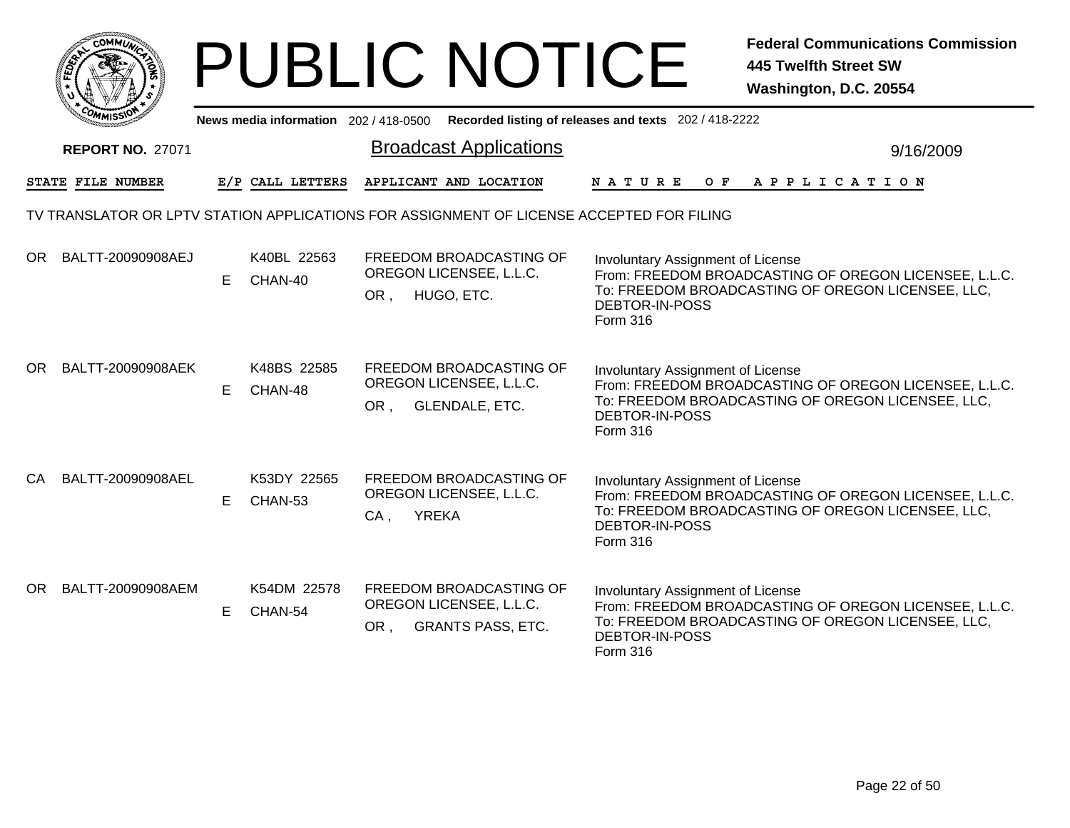# PUBLIC NOTICE

**Federal Communications Commission**
**445 Twelfth Street SW**
**Washington, D.C. 20554**

News media information 202 / 418-0500 Recorded listing of releases and texts 202 / 418-2222

**REPORT NO.** 27071

## Broadcast Applications

9/16/2009

TV TRANSLATOR OR LPTV STATION APPLICATIONS FOR ASSIGNMENT OF LICENSE ACCEPTED FOR FILING

| STATE | FILE NUMBER | E/P | CALL LETTERS | APPLICANT AND LOCATION | NATURE OF APPLICATION |
|---|---|---|---|---|---|
| OR | BALTT-20090908AEJ | E | K40BL 22563 CHAN-40 | FREEDOM BROADCASTING OF OREGON LICENSEE, L.L.C. OR , HUGO, ETC. | Involuntary Assignment of License From: FREEDOM BROADCASTING OF OREGON LICENSEE, L.L.C. To: FREEDOM BROADCASTING OF OREGON LICENSEE, LLC, DEBTOR-IN-POSS Form 316 |
| OR | BALTT-20090908AEK | E | K48BS 22585 CHAN-48 | FREEDOM BROADCASTING OF OREGON LICENSEE, L.L.C. OR , GLENDALE, ETC. | Involuntary Assignment of License From: FREEDOM BROADCASTING OF OREGON LICENSEE, L.L.C. To: FREEDOM BROADCASTING OF OREGON LICENSEE, LLC, DEBTOR-IN-POSS Form 316 |
| CA | BALTT-20090908AEL | E | K53DY 22565 CHAN-53 | FREEDOM BROADCASTING OF OREGON LICENSEE, L.L.C. CA , YREKA | Involuntary Assignment of License From: FREEDOM BROADCASTING OF OREGON LICENSEE, L.L.C. To: FREEDOM BROADCASTING OF OREGON LICENSEE, LLC, DEBTOR-IN-POSS Form 316 |
| OR | BALTT-20090908AEM | E | K54DM 22578 CHAN-54 | FREEDOM BROADCASTING OF OREGON LICENSEE, L.L.C. OR , GRANTS PASS, ETC. | Involuntary Assignment of License From: FREEDOM BROADCASTING OF OREGON LICENSEE, L.L.C. To: FREEDOM BROADCASTING OF OREGON LICENSEE, LLC, DEBTOR-IN-POSS Form 316 |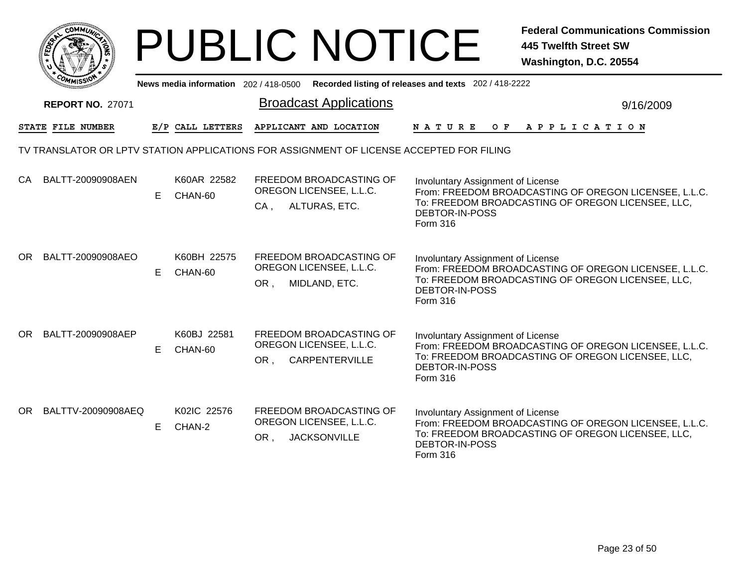# PUBLIC NOTICE

**Federal Communications Commission**
**445 Twelfth Street SW**
**Washington, D.C. 20554**

**News media information** 202 / 418-0500 **Recorded listing of releases and texts** 202 / 418-2222

**REPORT NO.** 27071

## Broadcast Applications

9/16/2009

### TV TRANSLATOR OR LPTV STATION APPLICATIONS FOR ASSIGNMENT OF LICENSE ACCEPTED FOR FILING

| STATE | FILE NUMBER | E/P | CALL LETTERS | APPLICANT AND LOCATION | NATURE OF APPLICATION |
|---|---|---|---|---|---|
| CA | BALTT-20090908AEN | E | K60AR 22582<br>CHAN-60 | FREEDOM BROADCASTING OF OREGON LICENSEE, L.L.C.<br>CA , ALTURAS, ETC. | Involuntary Assignment of License<br>From: FREEDOM BROADCASTING OF OREGON LICENSEE, L.L.C.<br>To: FREEDOM BROADCASTING OF OREGON LICENSEE, LLC, DEBTOR-IN-POSS<br>Form 316 |
| OR | BALTT-20090908AEO | E | K60BH 22575<br>CHAN-60 | FREEDOM BROADCASTING OF OREGON LICENSEE, L.L.C.<br>OR , MIDLAND, ETC. | Involuntary Assignment of License<br>From: FREEDOM BROADCASTING OF OREGON LICENSEE, L.L.C.<br>To: FREEDOM BROADCASTING OF OREGON LICENSEE, LLC, DEBTOR-IN-POSS<br>Form 316 |
| OR | BALTT-20090908AEP | E | K60BJ 22581<br>CHAN-60 | FREEDOM BROADCASTING OF OREGON LICENSEE, L.L.C.<br>OR , CARPENTERVILLE | Involuntary Assignment of License<br>From: FREEDOM BROADCASTING OF OREGON LICENSEE, L.L.C.<br>To: FREEDOM BROADCASTING OF OREGON LICENSEE, LLC, DEBTOR-IN-POSS<br>Form 316 |
| OR | BALTTV-20090908AEQ | E | K02IC 22576<br>CHAN-2 | FREEDOM BROADCASTING OF OREGON LICENSEE, L.L.C.<br>OR , JACKSONVILLE | Involuntary Assignment of License<br>From: FREEDOM BROADCASTING OF OREGON LICENSEE, L.L.C.<br>To: FREEDOM BROADCASTING OF OREGON LICENSEE, LLC, DEBTOR-IN-POSS<br>Form 316 |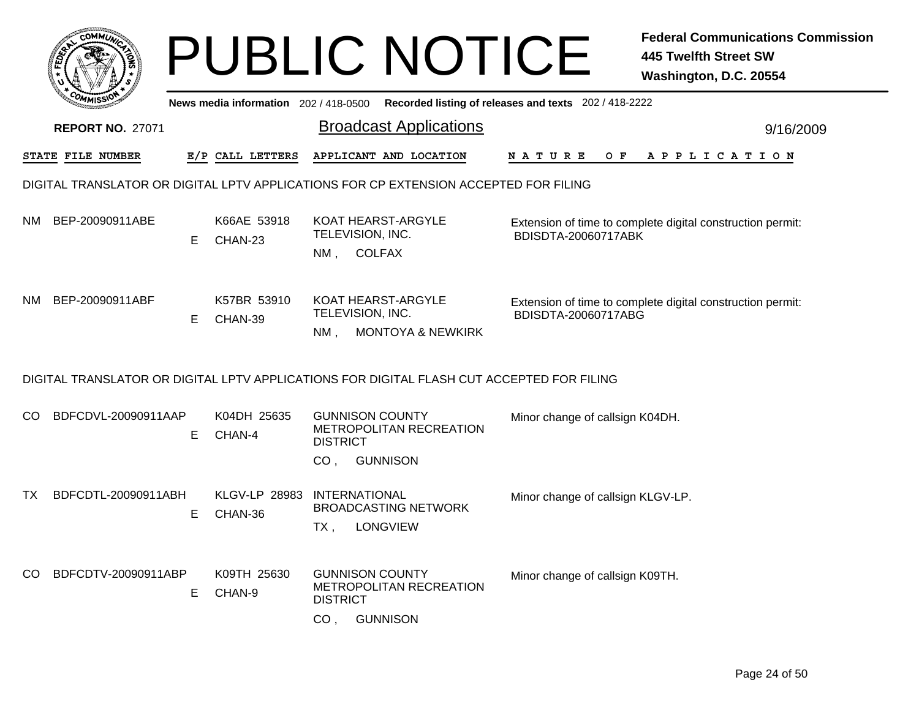# PUBLIC NOTICE

**Federal Communications Commission**
**445 Twelfth Street SW**
**Washington, D.C. 20554**

News media information 202 / 418-0500 Recorded listing of releases and texts 202 / 418-2222

**REPORT NO.** 27071

## Broadcast Applications

9/16/2009

### DIGITAL TRANSLATOR OR DIGITAL LPTV APPLICATIONS FOR CP EXTENSION ACCEPTED FOR FILING

| STATE | FILE NUMBER | E/P | CALL LETTERS | APPLICANT AND LOCATION | NATURE OF APPLICATION |
|---|---|---|---|---|---|
| NM | BEP-20090911ABE | E | K66AE 53918 CHAN-23 | KOAT HEARST-ARGYLE TELEVISION, INC. NM , COLFAX | Extension of time to complete digital construction permit: BDISDTA-20060717ABK |
| NM | BEP-20090911ABF | E | K57BR 53910 CHAN-39 | KOAT HEARST-ARGYLE TELEVISION, INC. NM , MONTOYA & NEWKIRK | Extension of time to complete digital construction permit: BDISDTA-20060717ABG |

### DIGITAL TRANSLATOR OR DIGITAL LPTV APPLICATIONS FOR DIGITAL FLASH CUT ACCEPTED FOR FILING

| STATE | FILE NUMBER | E/P | CALL LETTERS | APPLICANT AND LOCATION | NATURE OF APPLICATION |
|---|---|---|---|---|---|
| CO | BDFCDVL-20090911AAP | E | K04DH 25635 CHAN-4 | GUNNISON COUNTY METROPOLITAN RECREATION DISTRICT CO , GUNNISON | Minor change of callsign K04DH. |
| TX | BDFCDTL-20090911ABH | E | KLGV-LP 28983 CHAN-36 | INTERNATIONAL BROADCASTING NETWORK TX , LONGVIEW | Minor change of callsign KLGV-LP. |
| CO | BDFCDTV-20090911ABP | E | K09TH 25630 CHAN-9 | GUNNISON COUNTY METROPOLITAN RECREATION DISTRICT CO , GUNNISON | Minor change of callsign K09TH. |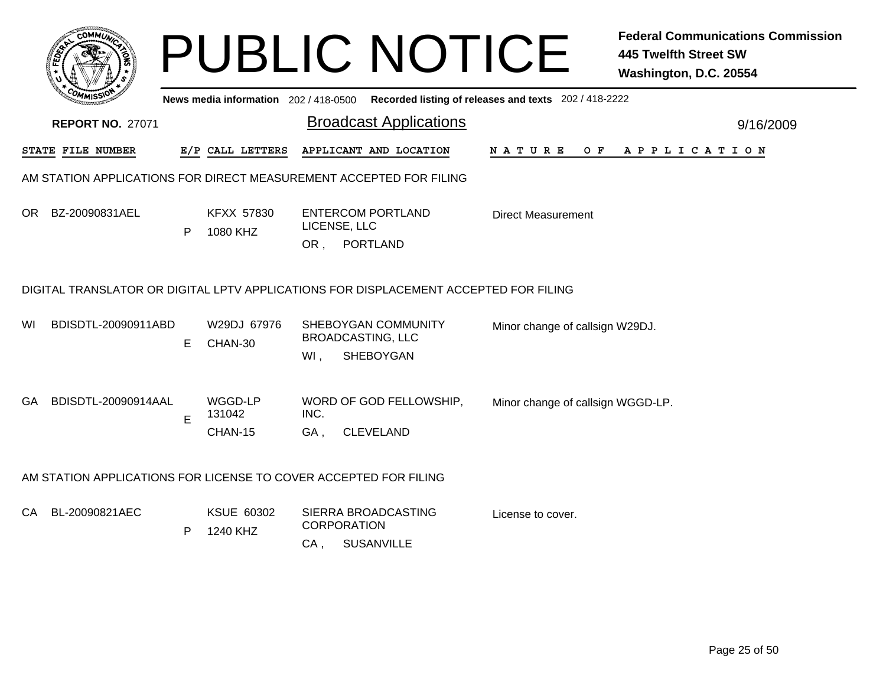# PUBLIC NOTICE

**Federal Communications Commission**
**445 Twelfth Street SW**
**Washington, D.C. 20554**

News media information 202 / 418-0500 Recorded listing of releases and texts 202 / 418-2222

**REPORT NO.** 27071

## Broadcast Applications

9/16/2009

| STATE | FILE NUMBER | E/P | CALL LETTERS | APPLICANT AND LOCATION | NATURE OF APPLICATION |
|---|---|---|---|---|---|

### AM STATION APPLICATIONS FOR DIRECT MEASUREMENT ACCEPTED FOR FILING

| STATE | FILE NUMBER | E/P | CALL LETTERS | APPLICANT AND LOCATION | NATURE OF APPLICATION |
|---|---|---|---|---|---|
| OR | BZ-20090831AEL | P | KFXX 57830 1080 KHZ | ENTERCOM PORTLAND LICENSE, LLC OR , PORTLAND | Direct Measurement |

### DIGITAL TRANSLATOR OR DIGITAL LPTV APPLICATIONS FOR DISPLACEMENT ACCEPTED FOR FILING

| STATE | FILE NUMBER | E/P | CALL LETTERS | APPLICANT AND LOCATION | NATURE OF APPLICATION |
|---|---|---|---|---|---|
| WI | BDISDTL-20090911ABD | E | W29DJ 67976 CHAN-30 | SHEBOYGAN COMMUNITY BROADCASTING, LLC WI , SHEBOYGAN | Minor change of callsign W29DJ. |
| GA | BDISDTL-20090914AAL | E | WGGD-LP 131042 CHAN-15 | WORD OF GOD FELLOWSHIP, INC. GA , CLEVELAND | Minor change of callsign WGGD-LP. |

### AM STATION APPLICATIONS FOR LICENSE TO COVER ACCEPTED FOR FILING

| STATE | FILE NUMBER | E/P | CALL LETTERS | APPLICANT AND LOCATION | NATURE OF APPLICATION |
|---|---|---|---|---|---|
| CA | BL-20090821AEC | P | KSUE 60302 1240 KHZ | SIERRA BROADCASTING CORPORATION CA , SUSANVILLE | License to cover. |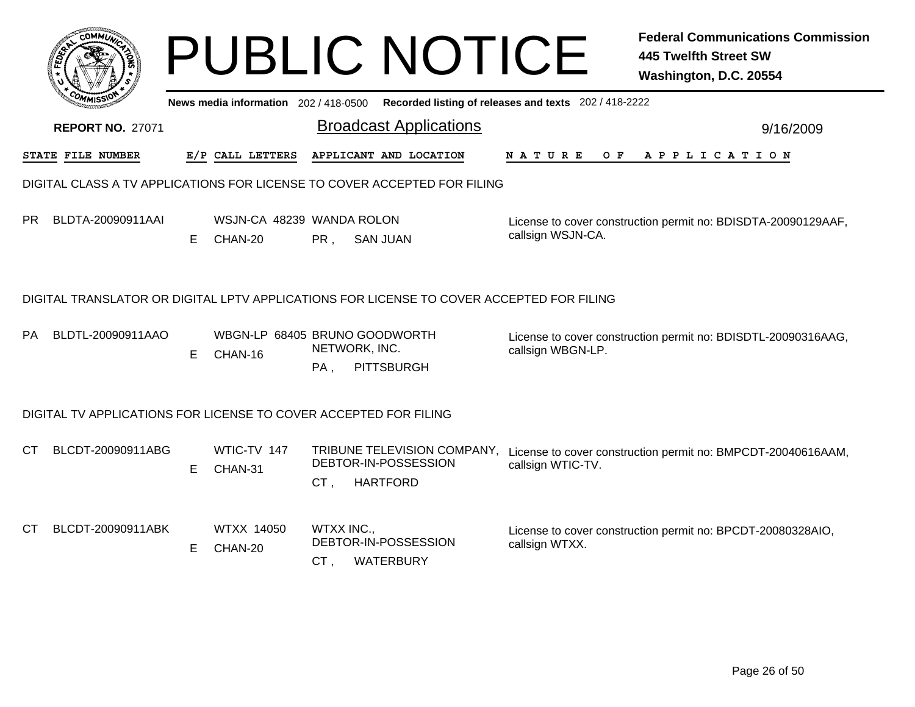# PUBLIC NOTICE

**Federal Communications Commission**
**445 Twelfth Street SW**
**Washington, D.C. 20554**

News media information 202 / 418-0500 Recorded listing of releases and texts 202 / 418-2222

**REPORT NO.** 27071

## Broadcast Applications

9/16/2009

| STATE | FILE NUMBER | E/P | CALL LETTERS | APPLICANT AND LOCATION | NATURE OF APPLICATION |
|---|---|---|---|---|---|

### DIGITAL CLASS A TV APPLICATIONS FOR LICENSE TO COVER ACCEPTED FOR FILING

| STATE | FILE NUMBER | E/P | CALL LETTERS | APPLICANT AND LOCATION | NATURE OF APPLICATION |
|---|---|---|---|---|---|
| PR | BLDTA-20090911AAI | E | WSJN-CA 48239 CHAN-20 | WANDA ROLON PR , SAN JUAN | License to cover construction permit no: BDISDTA-20090129AAF, callsign WSJN-CA. |

### DIGITAL TRANSLATOR OR DIGITAL LPTV APPLICATIONS FOR LICENSE TO COVER ACCEPTED FOR FILING

| STATE | FILE NUMBER | E/P | CALL LETTERS | APPLICANT AND LOCATION | NATURE OF APPLICATION |
|---|---|---|---|---|---|
| PA | BLDTL-20090911AAO | E | WBGN-LP 68405 CHAN-16 | BRUNO GOODWORTH NETWORK, INC. PA , PITTSBURGH | License to cover construction permit no: BDISDTL-20090316AAG, callsign WBGN-LP. |

### DIGITAL TV APPLICATIONS FOR LICENSE TO COVER ACCEPTED FOR FILING

| STATE | FILE NUMBER | E/P | CALL LETTERS | APPLICANT AND LOCATION | NATURE OF APPLICATION |
|---|---|---|---|---|---|
| CT | BLCDT-20090911ABG | E | WTIC-TV 147 CHAN-31 | TRIBUNE TELEVISION COMPANY, DEBTOR-IN-POSSESSION CT , HARTFORD | License to cover construction permit no: BMPCDT-20040616AAM, callsign WTIC-TV. |
| CT | BLCDT-20090911ABK | E | WTXX 14050 CHAN-20 | WTXX INC., DEBTOR-IN-POSSESSION CT , WATERBURY | License to cover construction permit no: BPCDT-20080328AIO, callsign WTXX. |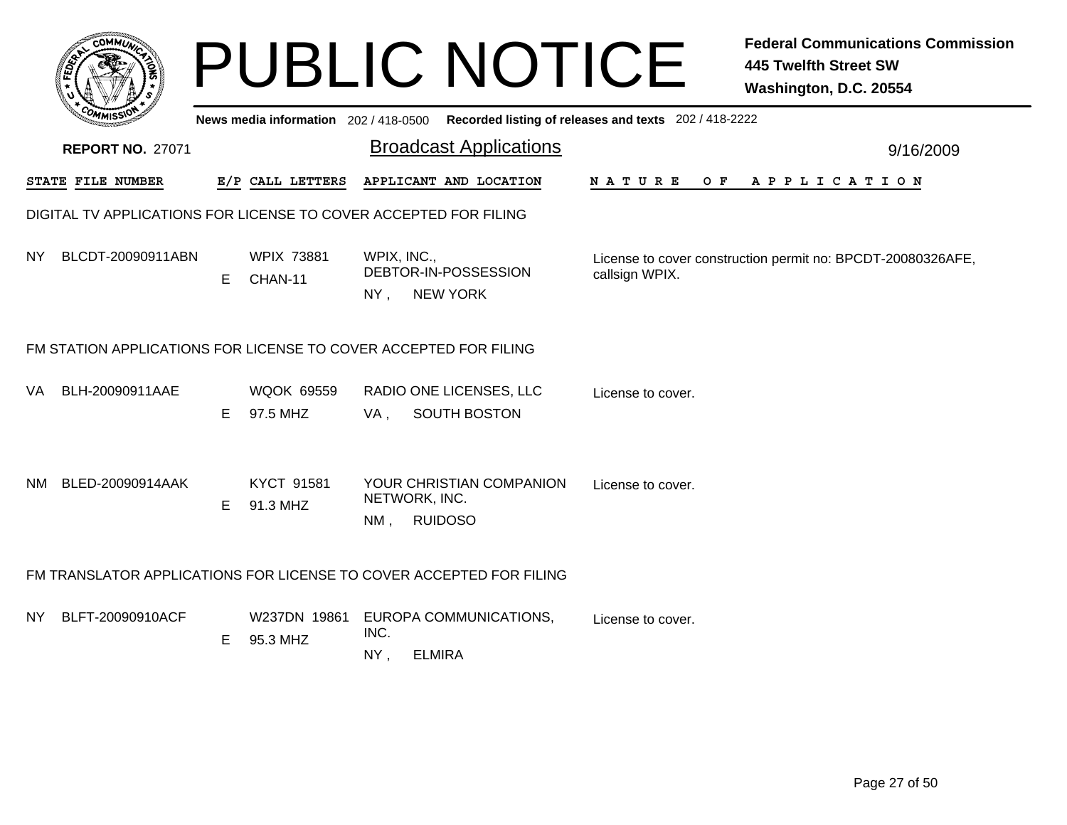# PUBLIC NOTICE

**Federal Communications Commission**
**445 Twelfth Street SW**
**Washington, D.C. 20554**

News media information 202 / 418-0500 Recorded listing of releases and texts 202 / 418-2222

**REPORT NO.** 27071

## Broadcast Applications

9/16/2009

### DIGITAL TV APPLICATIONS FOR LICENSE TO COVER ACCEPTED FOR FILING

| STATE | FILE NUMBER | E/P | CALL LETTERS | APPLICANT AND LOCATION | NATURE OF APPLICATION |
|---|---|---|---|---|---|
| NY | BLCDT-20090911ABN | E | WPIX 73881 CHAN-11 | WPIX, INC., DEBTOR-IN-POSSESSION NY , NEW YORK | License to cover construction permit no: BPCDT-20080326AFE, callsign WPIX. |

### FM STATION APPLICATIONS FOR LICENSE TO COVER ACCEPTED FOR FILING

| STATE | FILE NUMBER | E/P | CALL LETTERS | APPLICANT AND LOCATION | NATURE OF APPLICATION |
|---|---|---|---|---|---|
| VA | BLH-20090911AAE | E | WQOK 69559 97.5 MHZ | RADIO ONE LICENSES, LLC VA , SOUTH BOSTON | License to cover. |
| NM | BLED-20090914AAK | E | KYCT 91581 91.3 MHZ | YOUR CHRISTIAN COMPANION NETWORK, INC. NM , RUIDOSO | License to cover. |

### FM TRANSLATOR APPLICATIONS FOR LICENSE TO COVER ACCEPTED FOR FILING

| STATE | FILE NUMBER | E/P | CALL LETTERS | APPLICANT AND LOCATION | NATURE OF APPLICATION |
|---|---|---|---|---|---|
| NY | BLFT-20090910ACF | E | W237DN 19861 95.3 MHZ | EUROPA COMMUNICATIONS, INC. NY , ELMIRA | License to cover. |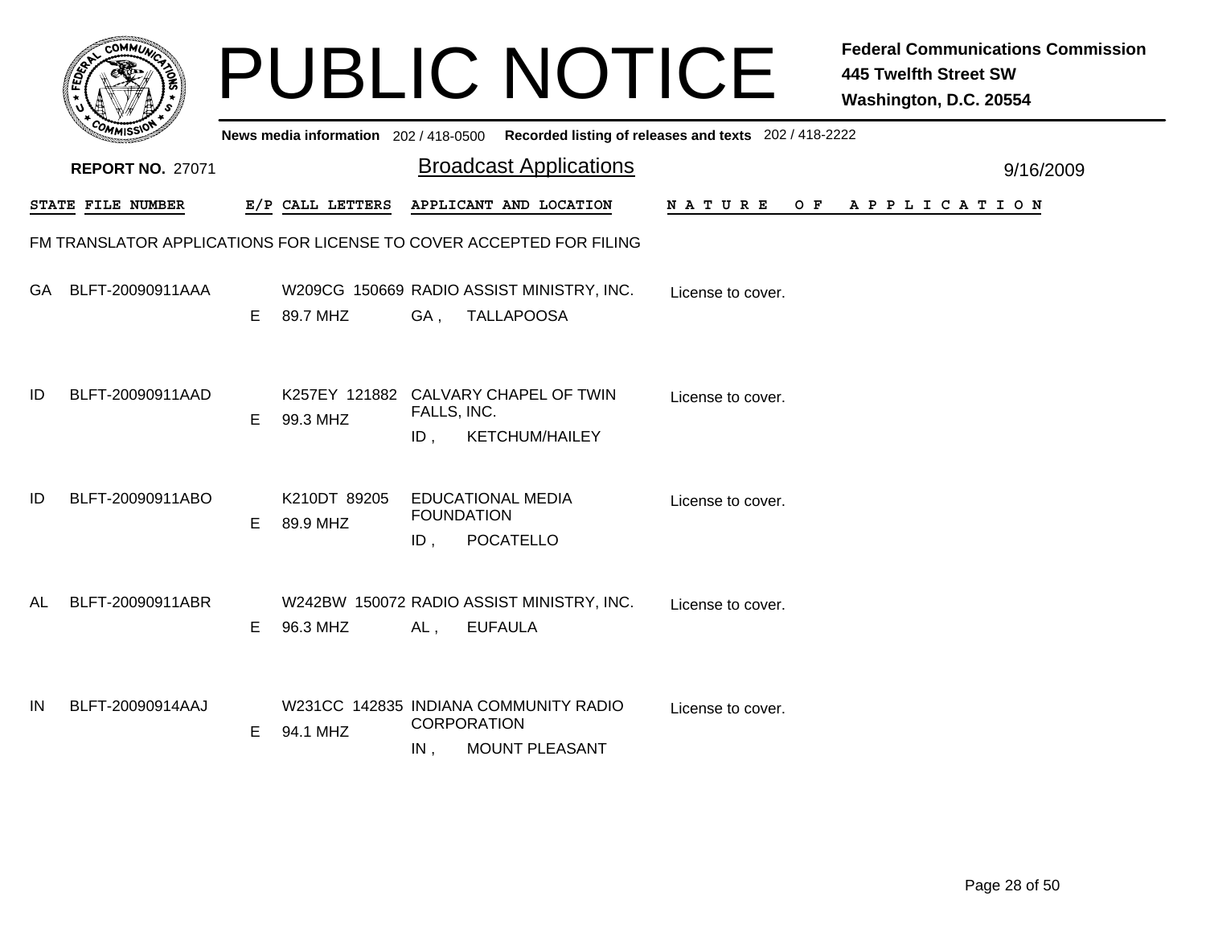# PUBLIC NOTICE

**Federal Communications Commission**
**445 Twelfth Street SW**
**Washington, D.C. 20554**

News media information 202 / 418-0500 Recorded listing of releases and texts 202 / 418-2222

**REPORT NO.** 27071

## Broadcast Applications

9/16/2009

### FM TRANSLATOR APPLICATIONS FOR LICENSE TO COVER ACCEPTED FOR FILING

| STATE | FILE NUMBER | E/P | CALL LETTERS | APPLICANT AND LOCATION | NATURE OF APPLICATION |
|---|---|---|---|---|---|
| GA | BLFT-20090911AAA | E | W209CG 150669<br>89.7 MHZ | RADIO ASSIST MINISTRY, INC.<br>GA , TALLAPOOSA | License to cover. |
| ID | BLFT-20090911AAD | E | K257EY 121882<br>99.3 MHZ | CALVARY CHAPEL OF TWIN FALLS, INC.<br>ID , KETCHUM/HAILEY | License to cover. |
| ID | BLFT-20090911ABO | E | K210DT 89205<br>89.9 MHZ | EDUCATIONAL MEDIA FOUNDATION<br>ID , POCATELLO | License to cover. |
| AL | BLFT-20090911ABR | E | W242BW 150072<br>96.3 MHZ | RADIO ASSIST MINISTRY, INC.<br>AL , EUFAULA | License to cover. |
| IN | BLFT-20090914AAJ | E | W231CC 142835<br>94.1 MHZ | INDIANA COMMUNITY RADIO CORPORATION<br>IN , MOUNT PLEASANT | License to cover. |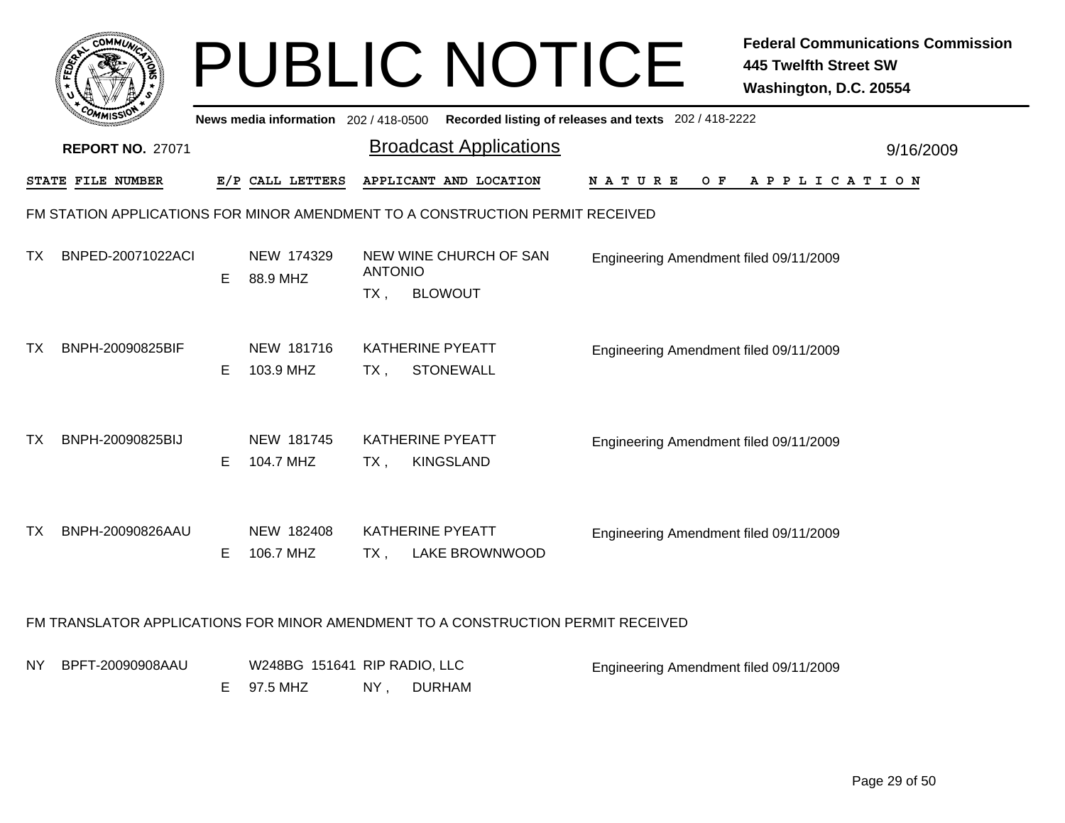# PUBLIC NOTICE

**Federal Communications Commission**
**445 Twelfth Street SW**
**Washington, D.C. 20554**

**News media information** 202 / 418-0500 **Recorded listing of releases and texts** 202 / 418-2222

**REPORT NO.** 27071

## Broadcast Applications

9/16/2009

### FM STATION APPLICATIONS FOR MINOR AMENDMENT TO A CONSTRUCTION PERMIT RECEIVED

| STATE | FILE NUMBER | E/P | CALL LETTERS | APPLICANT AND LOCATION | NATURE OF APPLICATION |
|---|---|---|---|---|---|
| TX | BNPED-20071022ACI | E | NEW 174329 88.9 MHZ | NEW WINE CHURCH OF SAN ANTONIO TX , BLOWOUT | Engineering Amendment filed 09/11/2009 |
| TX | BNPH-20090825BIF | E | NEW 181716 103.9 MHZ | KATHERINE PYEATT TX , STONEWALL | Engineering Amendment filed 09/11/2009 |
| TX | BNPH-20090825BIJ | E | NEW 181745 104.7 MHZ | KATHERINE PYEATT TX , KINGSLAND | Engineering Amendment filed 09/11/2009 |
| TX | BNPH-20090826AAU | E | NEW 182408 106.7 MHZ | KATHERINE PYEATT TX , LAKE BROWNWOOD | Engineering Amendment filed 09/11/2009 |

### FM TRANSLATOR APPLICATIONS FOR MINOR AMENDMENT TO A CONSTRUCTION PERMIT RECEIVED

| STATE | FILE NUMBER | E/P | CALL LETTERS | APPLICANT AND LOCATION | NATURE OF APPLICATION |
|---|---|---|---|---|---|
| NY | BPFT-20090908AAU | E | W248BG 151641 97.5 MHZ | RIP RADIO, LLC NY , DURHAM | Engineering Amendment filed 09/11/2009 |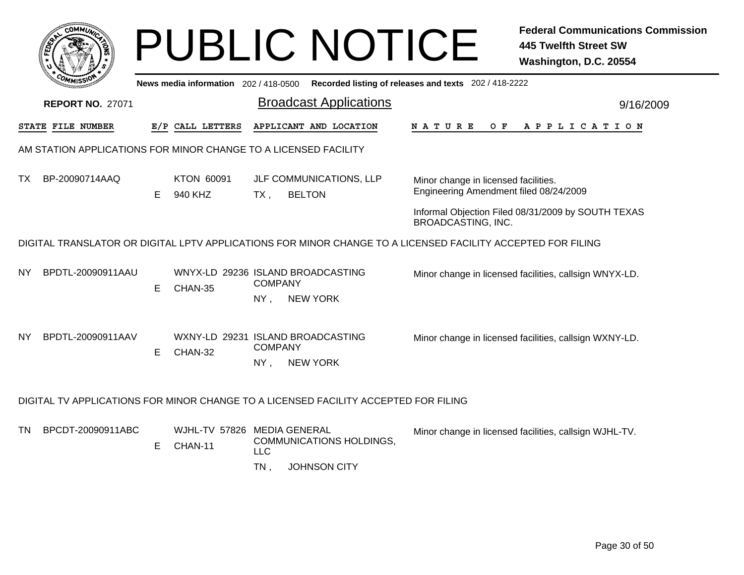# PUBLIC NOTICE

**Federal Communications Commission**
**445 Twelfth Street SW**
**Washington, D.C. 20554**

News media information 202 / 418-0500 Recorded listing of releases and texts 202 / 418-2222

**REPORT NO. 27071**

## Broadcast Applications

9/16/2009

| STATE | FILE NUMBER | E/P | CALL LETTERS | APPLICANT AND LOCATION | NATURE OF APPLICATION |
|---|---|---|---|---|---|

### AM STATION APPLICATIONS FOR MINOR CHANGE TO A LICENSED FACILITY

| STATE | FILE NUMBER | E/P | CALL LETTERS | APPLICANT AND LOCATION | NATURE OF APPLICATION |
|---|---|---|---|---|---|
| TX | BP-20090714AAQ | E | KTON 60091<br>940 KHZ | JLF COMMUNICATIONS, LLP<br>TX , BELTON | Minor change in licensed facilities.<br>Engineering Amendment filed 08/24/2009<br><br>Informal Objection Filed 08/31/2009 by SOUTH TEXAS BROADCASTING, INC. |

### DIGITAL TRANSLATOR OR DIGITAL LPTV APPLICATIONS FOR MINOR CHANGE TO A LICENSED FACILITY ACCEPTED FOR FILING

| STATE | FILE NUMBER | E/P | CALL LETTERS | APPLICANT AND LOCATION | NATURE OF APPLICATION |
|---|---|---|---|---|---|
| NY | BPDTL-20090911AAU | E | WNYX-LD 29236<br>CHAN-35 | ISLAND BROADCASTING COMPANY<br>NY , NEW YORK | Minor change in licensed facilities, callsign WNYX-LD. |
| NY | BPDTL-20090911AAV | E | WXNY-LD 29231<br>CHAN-32 | ISLAND BROADCASTING COMPANY<br>NY , NEW YORK | Minor change in licensed facilities, callsign WXNY-LD. |

### DIGITAL TV APPLICATIONS FOR MINOR CHANGE TO A LICENSED FACILITY ACCEPTED FOR FILING

| STATE | FILE NUMBER | E/P | CALL LETTERS | APPLICANT AND LOCATION | NATURE OF APPLICATION |
|---|---|---|---|---|---|
| TN | BPCDT-20090911ABC | E | WJHL-TV 57826<br>CHAN-11 | MEDIA GENERAL COMMUNICATIONS HOLDINGS, LLC<br>TN , JOHNSON CITY | Minor change in licensed facilities, callsign WJHL-TV. |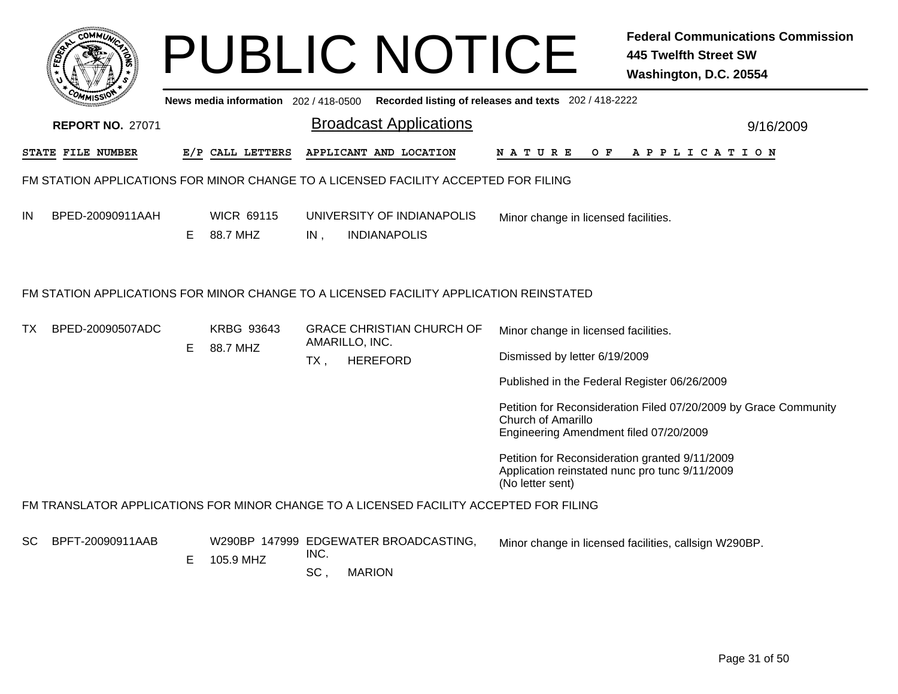# PUBLIC NOTICE

**Federal Communications Commission**
**445 Twelfth Street SW**
**Washington, D.C. 20554**

News media information 202 / 418-0500 **Recorded listing of releases and texts** 202 / 418-2222

**REPORT NO.** 27071

## Broadcast Applications

9/16/2009

| STATE | FILE NUMBER | E/P | CALL LETTERS | APPLICANT AND LOCATION | NATURE OF APPLICATION |
|---|---|---|---|---|---|

### FM STATION APPLICATIONS FOR MINOR CHANGE TO A LICENSED FACILITY ACCEPTED FOR FILING

| STATE | FILE NUMBER | E/P | CALL LETTERS | APPLICANT AND LOCATION | NATURE OF APPLICATION |
|---|---|---|---|---|---|
| IN | BPED-20090911AAH | E | WICR 69115<br>88.7 MHZ | UNIVERSITY OF INDIANAPOLIS<br>IN , INDIANAPOLIS | Minor change in licensed facilities. |

### FM STATION APPLICATIONS FOR MINOR CHANGE TO A LICENSED FACILITY APPLICATION REINSTATED

| STATE | FILE NUMBER | E/P | CALL LETTERS | APPLICANT AND LOCATION | NATURE OF APPLICATION |
|---|---|---|---|---|---|
| TX | BPED-20090507ADC | E | KRBG 93643<br>88.7 MHZ | GRACE CHRISTIAN CHURCH OF AMARILLO, INC.<br>TX , HEREFORD | Minor change in licensed facilities.<br><br>Dismissed by letter 6/19/2009<br><br>Published in the Federal Register 06/26/2009<br><br>Petition for Reconsideration Filed 07/20/2009 by Grace Community Church of Amarillo<br>Engineering Amendment filed 07/20/2009<br><br>Petition for Reconsideration granted 9/11/2009<br>Application reinstated nunc pro tunc 9/11/2009<br>(No letter sent) |

### FM TRANSLATOR APPLICATIONS FOR MINOR CHANGE TO A LICENSED FACILITY ACCEPTED FOR FILING

| STATE | FILE NUMBER | E/P | CALL LETTERS | APPLICANT AND LOCATION | NATURE OF APPLICATION |
|---|---|---|---|---|---|
| SC | BPFT-20090911AAB | E | W290BP 147999<br>105.9 MHZ | EDGEWATER BROADCASTING, INC.<br>SC , MARION | Minor change in licensed facilities, callsign W290BP. |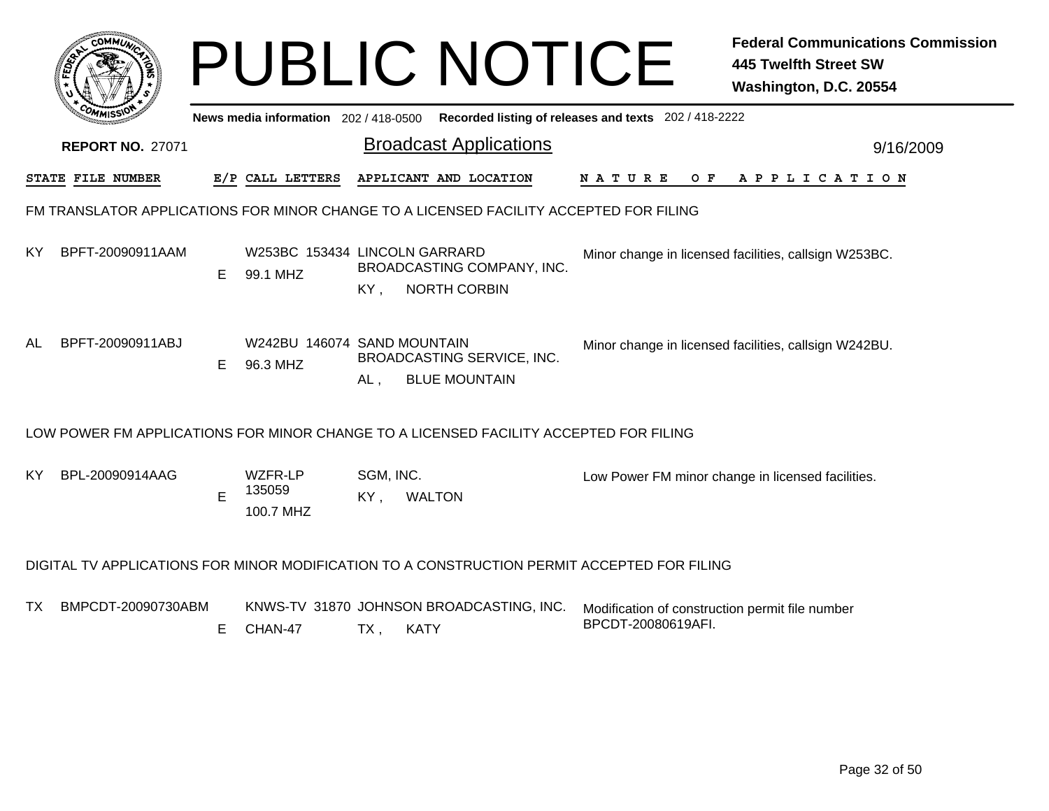# PUBLIC NOTICE

**Federal Communications Commission**
**445 Twelfth Street SW**
**Washington, D.C. 20554**

News media information 202 / 418-0500 Recorded listing of releases and texts 202 / 418-2222

**REPORT NO.** 27071

## Broadcast Applications

9/16/2009

| STATE | FILE NUMBER | E/P | CALL LETTERS | APPLICANT AND LOCATION | NATURE OF APPLICATION |
|---|---|---|---|---|---|

### FM TRANSLATOR APPLICATIONS FOR MINOR CHANGE TO A LICENSED FACILITY ACCEPTED FOR FILING

| STATE | FILE NUMBER | E/P | CALL LETTERS | APPLICANT AND LOCATION | NATURE OF APPLICATION |
|---|---|---|---|---|---|
| KY | BPFT-20090911AAM | E | W253BC 153434 99.1 MHZ | LINCOLN GARRARD BROADCASTING COMPANY, INC. KY , NORTH CORBIN | Minor change in licensed facilities, callsign W253BC. |
| AL | BPFT-20090911ABJ | E | W242BU 146074 96.3 MHZ | SAND MOUNTAIN BROADCASTING SERVICE, INC. AL , BLUE MOUNTAIN | Minor change in licensed facilities, callsign W242BU. |

### LOW POWER FM APPLICATIONS FOR MINOR CHANGE TO A LICENSED FACILITY ACCEPTED FOR FILING

| STATE | FILE NUMBER | E/P | CALL LETTERS | APPLICANT AND LOCATION | NATURE OF APPLICATION |
|---|---|---|---|---|---|
| KY | BPL-20090914AAG | E | WZFR-LP 135059 100.7 MHZ | SGM, INC. KY , WALTON | Low Power FM minor change in licensed facilities. |

### DIGITAL TV APPLICATIONS FOR MINOR MODIFICATION TO A CONSTRUCTION PERMIT ACCEPTED FOR FILING

| STATE | FILE NUMBER | E/P | CALL LETTERS | APPLICANT AND LOCATION | NATURE OF APPLICATION |
|---|---|---|---|---|---|
| TX | BMPCDT-20090730ABM | E | KNWS-TV 31870 CHAN-47 | JOHNSON BROADCASTING, INC. TX , KATY | Modification of construction permit file number BPCDT-20080619AFI. |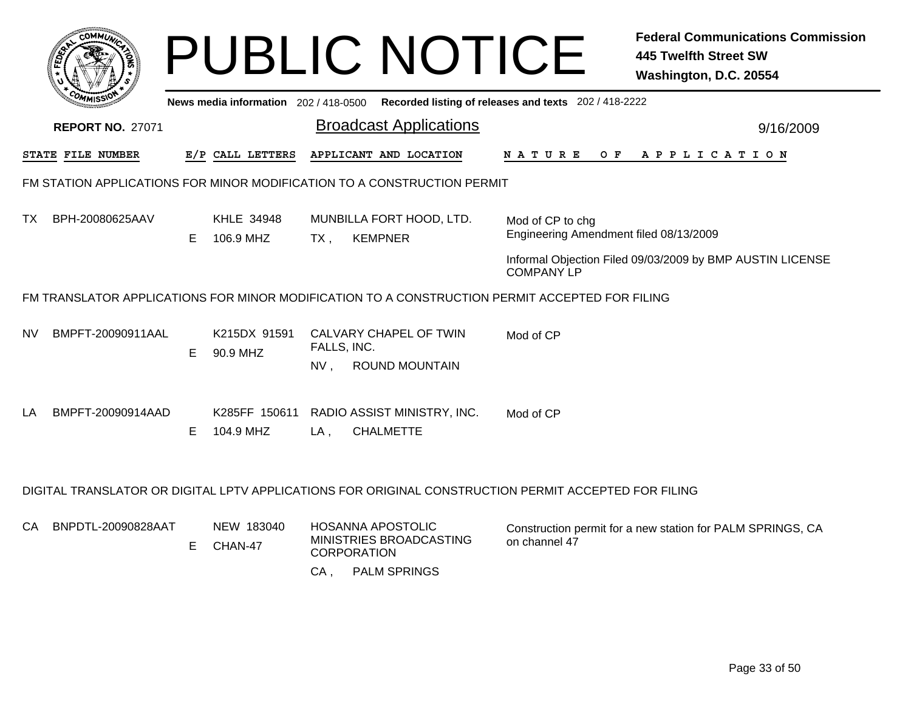# PUBLIC NOTICE

**Federal Communications Commission**
**445 Twelfth Street SW**
**Washington, D.C. 20554**

News media information 202 / 418-0500 Recorded listing of releases and texts 202 / 418-2222

**REPORT NO.** 27071

## Broadcast Applications

9/16/2009

| STATE | FILE NUMBER | E/P | CALL LETTERS | APPLICANT AND LOCATION | NATURE OF APPLICATION |
|---|---|---|---|---|---|

### FM STATION APPLICATIONS FOR MINOR MODIFICATION TO A CONSTRUCTION PERMIT

| STATE | FILE NUMBER | E/P | CALL LETTERS | APPLICANT AND LOCATION | NATURE OF APPLICATION |
|---|---|---|---|---|---|
| TX | BPH-20080625AAV | E | KHLE 34948<br>106.9 MHZ | MUNBILLA FORT HOOD, LTD.<br>TX , KEMPNER | Mod of CP to chg<br>Engineering Amendment filed 08/13/2009<br><br>Informal Objection Filed 09/03/2009 by BMP AUSTIN LICENSE COMPANY LP |

### FM TRANSLATOR APPLICATIONS FOR MINOR MODIFICATION TO A CONSTRUCTION PERMIT ACCEPTED FOR FILING

| STATE | FILE NUMBER | E/P | CALL LETTERS | APPLICANT AND LOCATION | NATURE OF APPLICATION |
|---|---|---|---|---|---|
| NV | BMPFT-20090911AAL | E | K215DX 91591<br>90.9 MHZ | CALVARY CHAPEL OF TWIN FALLS, INC.<br>NV , ROUND MOUNTAIN | Mod of CP |
| LA | BMPFT-20090914AAD | E | K285FF 150611<br>104.9 MHZ | RADIO ASSIST MINISTRY, INC.<br>LA , CHALMETTE | Mod of CP |

### DIGITAL TRANSLATOR OR DIGITAL LPTV APPLICATIONS FOR ORIGINAL CONSTRUCTION PERMIT ACCEPTED FOR FILING

| STATE | FILE NUMBER | E/P | CALL LETTERS | APPLICANT AND LOCATION | NATURE OF APPLICATION |
|---|---|---|---|---|---|
| CA | BNPDTL-20090828AAT | E | NEW 183040<br>CHAN-47 | HOSANNA APOSTOLIC MINISTRIES BROADCASTING CORPORATION<br>CA , PALM SPRINGS | Construction permit for a new station for PALM SPRINGS, CA on channel 47 |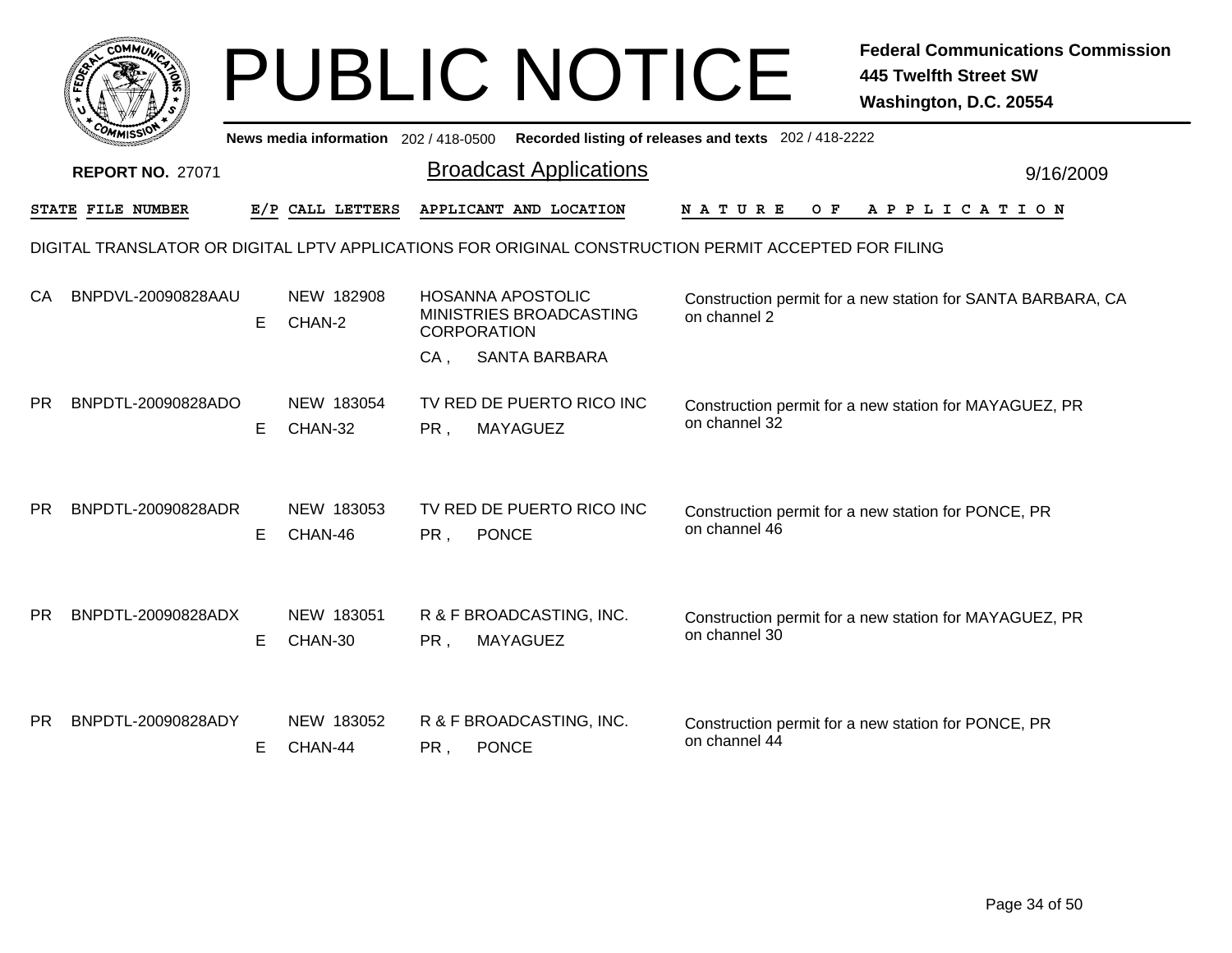# PUBLIC NOTICE

**Federal Communications Commission**
**445 Twelfth Street SW**
**Washington, D.C. 20554**

News media information 202 / 418-0500 Recorded listing of releases and texts 202 / 418-2222

**REPORT NO.** 27071

## Broadcast Applications

9/16/2009

DIGITAL TRANSLATOR OR DIGITAL LPTV APPLICATIONS FOR ORIGINAL CONSTRUCTION PERMIT ACCEPTED FOR FILING

| STATE | FILE NUMBER | E/P | CALL LETTERS | APPLICANT AND LOCATION | NATURE OF APPLICATION |
|---|---|---|---|---|---|
| CA | BNPDVL-20090828AAU | E | NEW 182908 CHAN-2 | HOSANNA APOSTOLIC MINISTRIES BROADCASTING CORPORATION CA , SANTA BARBARA | Construction permit for a new station for SANTA BARBARA, CA on channel 2 |
| PR | BNPDTL-20090828ADO | E | NEW 183054 CHAN-32 | TV RED DE PUERTO RICO INC PR , MAYAGUEZ | Construction permit for a new station for MAYAGUEZ, PR on channel 32 |
| PR | BNPDTL-20090828ADR | E | NEW 183053 CHAN-46 | TV RED DE PUERTO RICO INC PR , PONCE | Construction permit for a new station for PONCE, PR on channel 46 |
| PR | BNPDTL-20090828ADX | E | NEW 183051 CHAN-30 | R & F BROADCASTING, INC. PR , MAYAGUEZ | Construction permit for a new station for MAYAGUEZ, PR on channel 30 |
| PR | BNPDTL-20090828ADY | E | NEW 183052 CHAN-44 | R & F BROADCASTING, INC. PR , PONCE | Construction permit for a new station for PONCE, PR on channel 44 |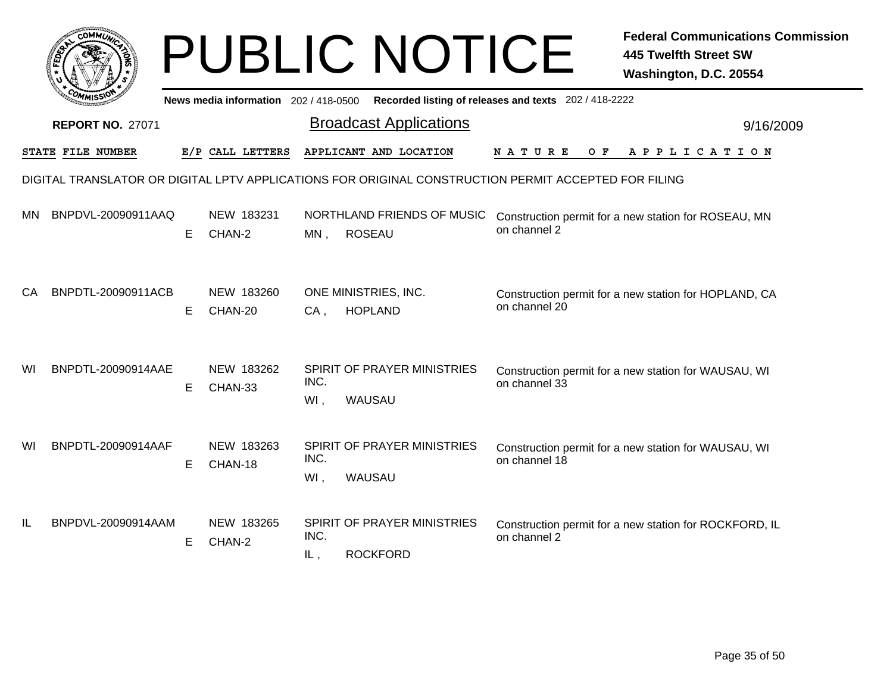# PUBLIC NOTICE

**Federal Communications Commission**
**445 Twelfth Street SW**
**Washington, D.C. 20554**

News media information 202 / 418-0500 Recorded listing of releases and texts 202 / 418-2222

**REPORT NO.** 27071

## Broadcast Applications

9/16/2009

DIGITAL TRANSLATOR OR DIGITAL LPTV APPLICATIONS FOR ORIGINAL CONSTRUCTION PERMIT ACCEPTED FOR FILING

| STATE | FILE NUMBER | E/P | CALL LETTERS | APPLICANT AND LOCATION | NATURE OF APPLICATION |
|---|---|---|---|---|---|
| MN | BNPDVL-20090911AAQ | E | NEW 183231 CHAN-2 | NORTHLAND FRIENDS OF MUSIC MN , ROSEAU | Construction permit for a new station for ROSEAU, MN on channel 2 |
| CA | BNPDTL-20090911ACB | E | NEW 183260 CHAN-20 | ONE MINISTRIES, INC. CA , HOPLAND | Construction permit for a new station for HOPLAND, CA on channel 20 |
| WI | BNPDTL-20090914AAE | E | NEW 183262 CHAN-33 | SPIRIT OF PRAYER MINISTRIES INC. WI , WAUSAU | Construction permit for a new station for WAUSAU, WI on channel 33 |
| WI | BNPDTL-20090914AAF | E | NEW 183263 CHAN-18 | SPIRIT OF PRAYER MINISTRIES INC. WI , WAUSAU | Construction permit for a new station for WAUSAU, WI on channel 18 |
| IL | BNPDVL-20090914AAM | E | NEW 183265 CHAN-2 | SPIRIT OF PRAYER MINISTRIES INC. IL , ROCKFORD | Construction permit for a new station for ROCKFORD, IL on channel 2 |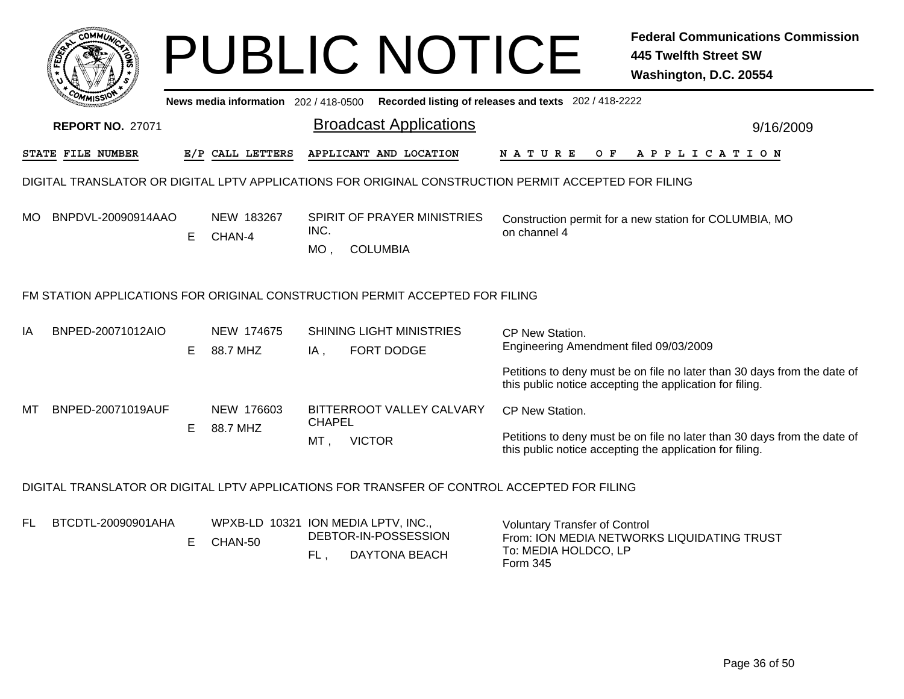# PUBLIC NOTICE

**Federal Communications Commission**
**445 Twelfth Street SW**
**Washington, D.C. 20554**

News media information 202 / 418-0500 Recorded listing of releases and texts 202 / 418-2222

**REPORT NO.** 27071

## Broadcast Applications

9/16/2009

| STATE | FILE NUMBER | E/P | CALL LETTERS | APPLICANT AND LOCATION | NATURE OF APPLICATION |
|---|---|---|---|---|---|

### DIGITAL TRANSLATOR OR DIGITAL LPTV APPLICATIONS FOR ORIGINAL CONSTRUCTION PERMIT ACCEPTED FOR FILING

| STATE | FILE NUMBER | E/P | CALL LETTERS | APPLICANT AND LOCATION | NATURE OF APPLICATION |
|---|---|---|---|---|---|
| MO | BNPDVL-20090914AAO | E | NEW 183267 CHAN-4 | SPIRIT OF PRAYER MINISTRIES INC. MO , COLUMBIA | Construction permit for a new station for COLUMBIA, MO on channel 4 |

### FM STATION APPLICATIONS FOR ORIGINAL CONSTRUCTION PERMIT ACCEPTED FOR FILING

| STATE | FILE NUMBER | E/P | CALL LETTERS | APPLICANT AND LOCATION | NATURE OF APPLICATION |
|---|---|---|---|---|---|
| IA | BNPED-20071012AIO | E | NEW 174675 88.7 MHZ | SHINING LIGHT MINISTRIES IA , FORT DODGE | CP New Station. Engineering Amendment filed 09/03/2009 Petitions to deny must be on file no later than 30 days from the date of this public notice accepting the application for filing. |
| MT | BNPED-20071019AUF | E | NEW 176603 88.7 MHZ | BITTERROOT VALLEY CALVARY CHAPEL MT , VICTOR | CP New Station. Petitions to deny must be on file no later than 30 days from the date of this public notice accepting the application for filing. |

### DIGITAL TRANSLATOR OR DIGITAL LPTV APPLICATIONS FOR TRANSFER OF CONTROL ACCEPTED FOR FILING

| STATE | FILE NUMBER | E/P | CALL LETTERS | APPLICANT AND LOCATION | NATURE OF APPLICATION |
|---|---|---|---|---|---|
| FL | BTCDTL-20090901AHA | E | WPXB-LD 10321 CHAN-50 | ION MEDIA LPTV, INC., DEBTOR-IN-POSSESSION FL , DAYTONA BEACH | Voluntary Transfer of Control From: ION MEDIA NETWORKS LIQUIDATING TRUST To: MEDIA HOLDCO, LP Form 345 |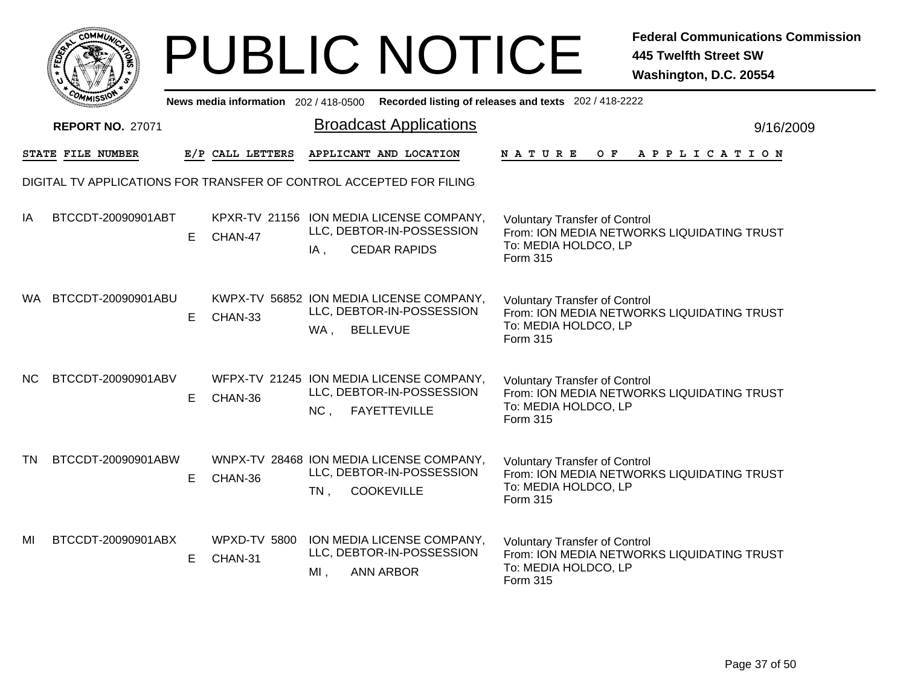# PUBLIC NOTICE

**Federal Communications Commission**
**445 Twelfth Street SW**
**Washington, D.C. 20554**

**News media information** 202 / 418-0500 **Recorded listing of releases and texts** 202 / 418-2222

**REPORT NO.** 27071

## Broadcast Applications

9/16/2009

DIGITAL TV APPLICATIONS FOR TRANSFER OF CONTROL ACCEPTED FOR FILING

| STATE | FILE NUMBER | E/P | CALL LETTERS | APPLICANT AND LOCATION | NATURE OF APPLICATION |
|---|---|---|---|---|---|
| IA | BTCCDT-20090901ABT | E | KPXR-TV 21156 CHAN-47 | ION MEDIA LICENSE COMPANY, LLC, DEBTOR-IN-POSSESSION IA , CEDAR RAPIDS | Voluntary Transfer of Control From: ION MEDIA NETWORKS LIQUIDATING TRUST To: MEDIA HOLDCO, LP Form 315 |
| WA | BTCCDT-20090901ABU | E | KWPX-TV 56852 CHAN-33 | ION MEDIA LICENSE COMPANY, LLC, DEBTOR-IN-POSSESSION WA , BELLEVUE | Voluntary Transfer of Control From: ION MEDIA NETWORKS LIQUIDATING TRUST To: MEDIA HOLDCO, LP Form 315 |
| NC | BTCCDT-20090901ABV | E | WFPX-TV 21245 CHAN-36 | ION MEDIA LICENSE COMPANY, LLC, DEBTOR-IN-POSSESSION NC , FAYETTEVILLE | Voluntary Transfer of Control From: ION MEDIA NETWORKS LIQUIDATING TRUST To: MEDIA HOLDCO, LP Form 315 |
| TN | BTCCDT-20090901ABW | E | WNPX-TV 28468 CHAN-36 | ION MEDIA LICENSE COMPANY, LLC, DEBTOR-IN-POSSESSION TN , COOKEVILLE | Voluntary Transfer of Control From: ION MEDIA NETWORKS LIQUIDATING TRUST To: MEDIA HOLDCO, LP Form 315 |
| MI | BTCCDT-20090901ABX | E | WPXD-TV 5800 CHAN-31 | ION MEDIA LICENSE COMPANY, LLC, DEBTOR-IN-POSSESSION MI , ANN ARBOR | Voluntary Transfer of Control From: ION MEDIA NETWORKS LIQUIDATING TRUST To: MEDIA HOLDCO, LP Form 315 |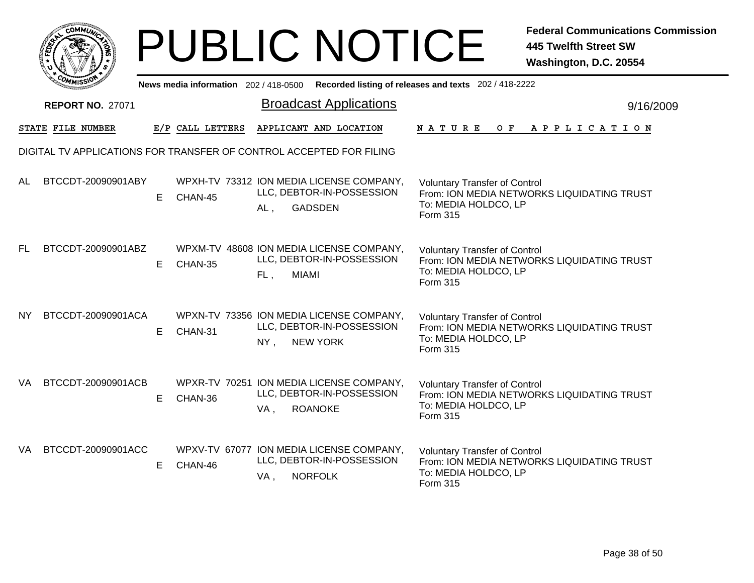# PUBLIC NOTICE

**Federal Communications Commission**
**445 Twelfth Street SW**
**Washington, D.C. 20554**

**News media information** 202 / 418-0500 **Recorded listing of releases and texts** 202 / 418-2222

**REPORT NO.** 27071

## Broadcast Applications

9/16/2009

DIGITAL TV APPLICATIONS FOR TRANSFER OF CONTROL ACCEPTED FOR FILING

| STATE | FILE NUMBER | E/P | CALL LETTERS | APPLICANT AND LOCATION | NATURE OF APPLICATION |
|---|---|---|---|---|---|
| AL | BTCCDT-20090901ABY | E | WPXH-TV 73312 CHAN-45 | ION MEDIA LICENSE COMPANY, LLC, DEBTOR-IN-POSSESSION AL , GADSDEN | Voluntary Transfer of Control From: ION MEDIA NETWORKS LIQUIDATING TRUST To: MEDIA HOLDCO, LP Form 315 |
| FL | BTCCDT-20090901ABZ | E | WPXM-TV 48608 CHAN-35 | ION MEDIA LICENSE COMPANY, LLC, DEBTOR-IN-POSSESSION FL , MIAMI | Voluntary Transfer of Control From: ION MEDIA NETWORKS LIQUIDATING TRUST To: MEDIA HOLDCO, LP Form 315 |
| NY | BTCCDT-20090901ACA | E | WPXN-TV 73356 CHAN-31 | ION MEDIA LICENSE COMPANY, LLC, DEBTOR-IN-POSSESSION NY , NEW YORK | Voluntary Transfer of Control From: ION MEDIA NETWORKS LIQUIDATING TRUST To: MEDIA HOLDCO, LP Form 315 |
| VA | BTCCDT-20090901ACB | E | WPXR-TV 70251 CHAN-36 | ION MEDIA LICENSE COMPANY, LLC, DEBTOR-IN-POSSESSION VA , ROANOKE | Voluntary Transfer of Control From: ION MEDIA NETWORKS LIQUIDATING TRUST To: MEDIA HOLDCO, LP Form 315 |
| VA | BTCCDT-20090901ACC | E | WPXV-TV 67077 CHAN-46 | ION MEDIA LICENSE COMPANY, LLC, DEBTOR-IN-POSSESSION VA , NORFOLK | Voluntary Transfer of Control From: ION MEDIA NETWORKS LIQUIDATING TRUST To: MEDIA HOLDCO, LP Form 315 |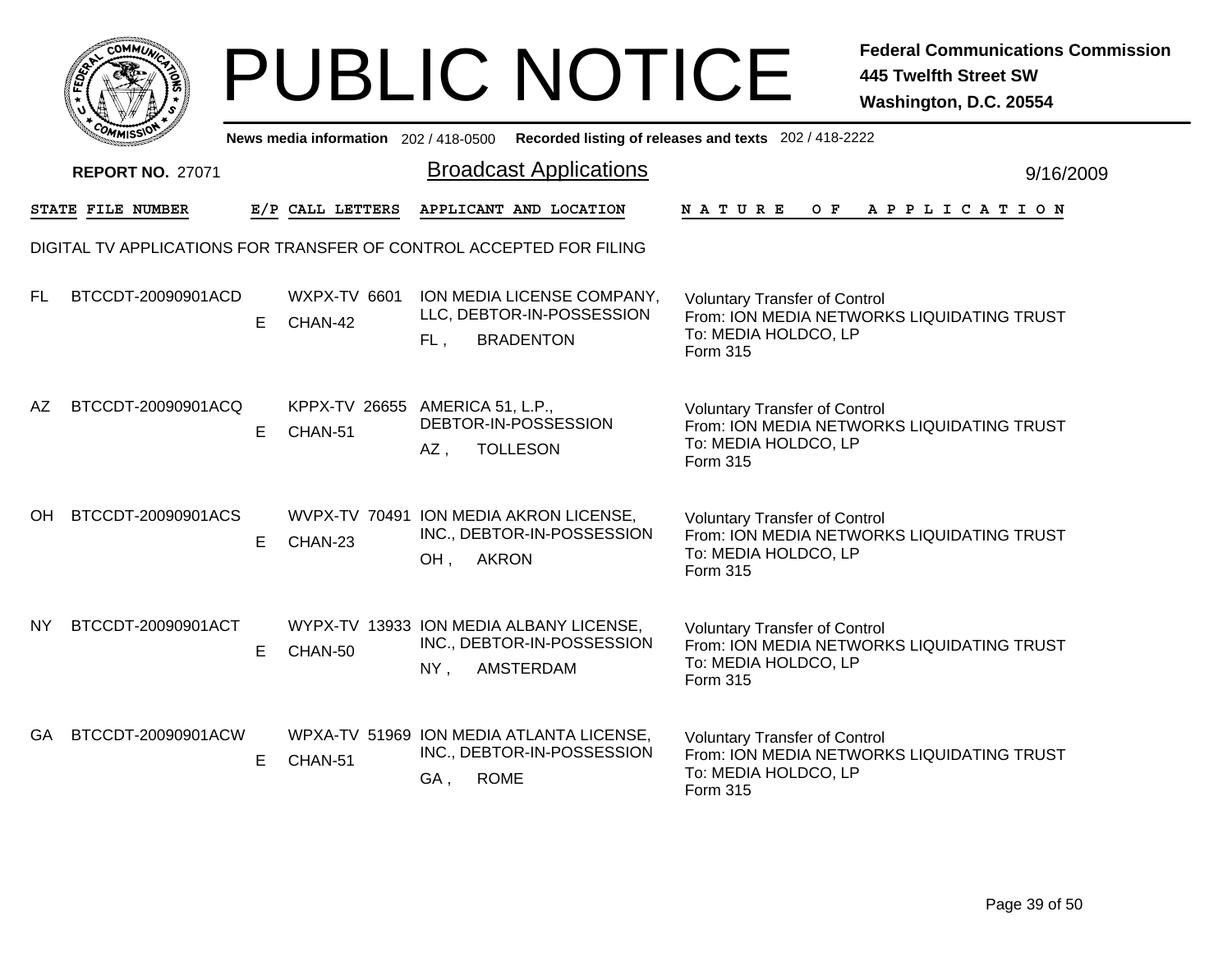# PUBLIC NOTICE

**Federal Communications Commission**
**445 Twelfth Street SW**
**Washington, D.C. 20554**

News media information 202 / 418-0500 Recorded listing of releases and texts 202 / 418-2222

**REPORT NO.** 27071

## Broadcast Applications

9/16/2009

DIGITAL TV APPLICATIONS FOR TRANSFER OF CONTROL ACCEPTED FOR FILING

| STATE | FILE NUMBER | E/P | CALL LETTERS | APPLICANT AND LOCATION | NATURE OF APPLICATION |
|---|---|---|---|---|---|
| FL | BTCCDT-20090901ACD | E | WXPX-TV 6601 CHAN-42 | ION MEDIA LICENSE COMPANY, LLC, DEBTOR-IN-POSSESSION FL , BRADENTON | Voluntary Transfer of Control From: ION MEDIA NETWORKS LIQUIDATING TRUST To: MEDIA HOLDCO, LP Form 315 |
| AZ | BTCCDT-20090901ACQ | E | KPPX-TV 26655 CHAN-51 | AMERICA 51, L.P., DEBTOR-IN-POSSESSION AZ , TOLLESON | Voluntary Transfer of Control From: ION MEDIA NETWORKS LIQUIDATING TRUST To: MEDIA HOLDCO, LP Form 315 |
| OH | BTCCDT-20090901ACS | E | WVPX-TV 70491 CHAN-23 | ION MEDIA AKRON LICENSE, INC., DEBTOR-IN-POSSESSION OH , AKRON | Voluntary Transfer of Control From: ION MEDIA NETWORKS LIQUIDATING TRUST To: MEDIA HOLDCO, LP Form 315 |
| NY | BTCCDT-20090901ACT | E | WYPX-TV 13933 CHAN-50 | ION MEDIA ALBANY LICENSE, INC., DEBTOR-IN-POSSESSION NY , AMSTERDAM | Voluntary Transfer of Control From: ION MEDIA NETWORKS LIQUIDATING TRUST To: MEDIA HOLDCO, LP Form 315 |
| GA | BTCCDT-20090901ACW | E | WPXA-TV 51969 CHAN-51 | ION MEDIA ATLANTA LICENSE, INC., DEBTOR-IN-POSSESSION GA , ROME | Voluntary Transfer of Control From: ION MEDIA NETWORKS LIQUIDATING TRUST To: MEDIA HOLDCO, LP Form 315 |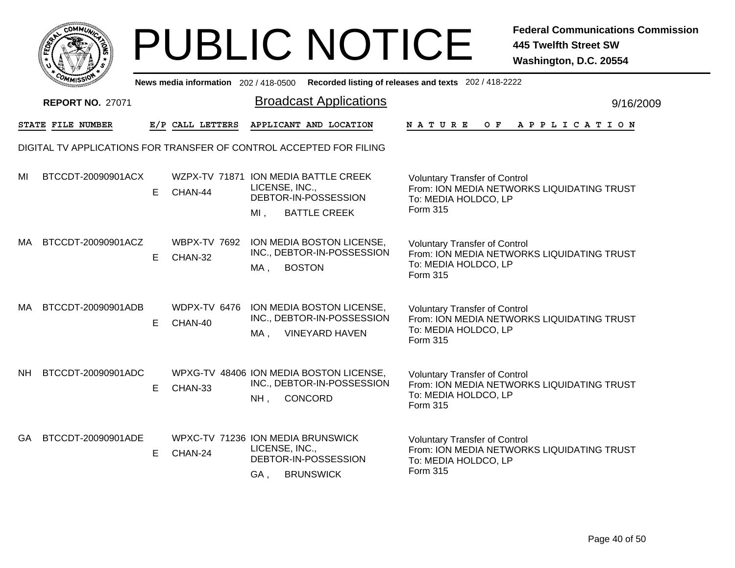# PUBLIC NOTICE

**Federal Communications Commission**
**445 Twelfth Street SW**
**Washington, D.C. 20554**

News media information 202 / 418-0500 Recorded listing of releases and texts 202 / 418-2222

**REPORT NO. 27071**

## Broadcast Applications

9/16/2009

DIGITAL TV APPLICATIONS FOR TRANSFER OF CONTROL ACCEPTED FOR FILING

| STATE | FILE NUMBER | E/P | CALL LETTERS | APPLICANT AND LOCATION | NATURE OF APPLICATION |
|---|---|---|---|---|---|
| MI | BTCCDT-20090901ACX | E | WZPX-TV 71871 CHAN-44 | ION MEDIA BATTLE CREEK LICENSE, INC., DEBTOR-IN-POSSESSION MI , BATTLE CREEK | Voluntary Transfer of Control From: ION MEDIA NETWORKS LIQUIDATING TRUST To: MEDIA HOLDCO, LP Form 315 |
| MA | BTCCDT-20090901ACZ | E | WBPX-TV 7692 CHAN-32 | ION MEDIA BOSTON LICENSE, INC., DEBTOR-IN-POSSESSION MA , BOSTON | Voluntary Transfer of Control From: ION MEDIA NETWORKS LIQUIDATING TRUST To: MEDIA HOLDCO, LP Form 315 |
| MA | BTCCDT-20090901ADB | E | WDPX-TV 6476 CHAN-40 | ION MEDIA BOSTON LICENSE, INC., DEBTOR-IN-POSSESSION MA , VINEYARD HAVEN | Voluntary Transfer of Control From: ION MEDIA NETWORKS LIQUIDATING TRUST To: MEDIA HOLDCO, LP Form 315 |
| NH | BTCCDT-20090901ADC | E | WPXG-TV 48406 CHAN-33 | ION MEDIA BOSTON LICENSE, INC., DEBTOR-IN-POSSESSION NH , CONCORD | Voluntary Transfer of Control From: ION MEDIA NETWORKS LIQUIDATING TRUST To: MEDIA HOLDCO, LP Form 315 |
| GA | BTCCDT-20090901ADE | E | WPXC-TV 71236 CHAN-24 | ION MEDIA BRUNSWICK LICENSE, INC., DEBTOR-IN-POSSESSION GA , BRUNSWICK | Voluntary Transfer of Control From: ION MEDIA NETWORKS LIQUIDATING TRUST To: MEDIA HOLDCO, LP Form 315 |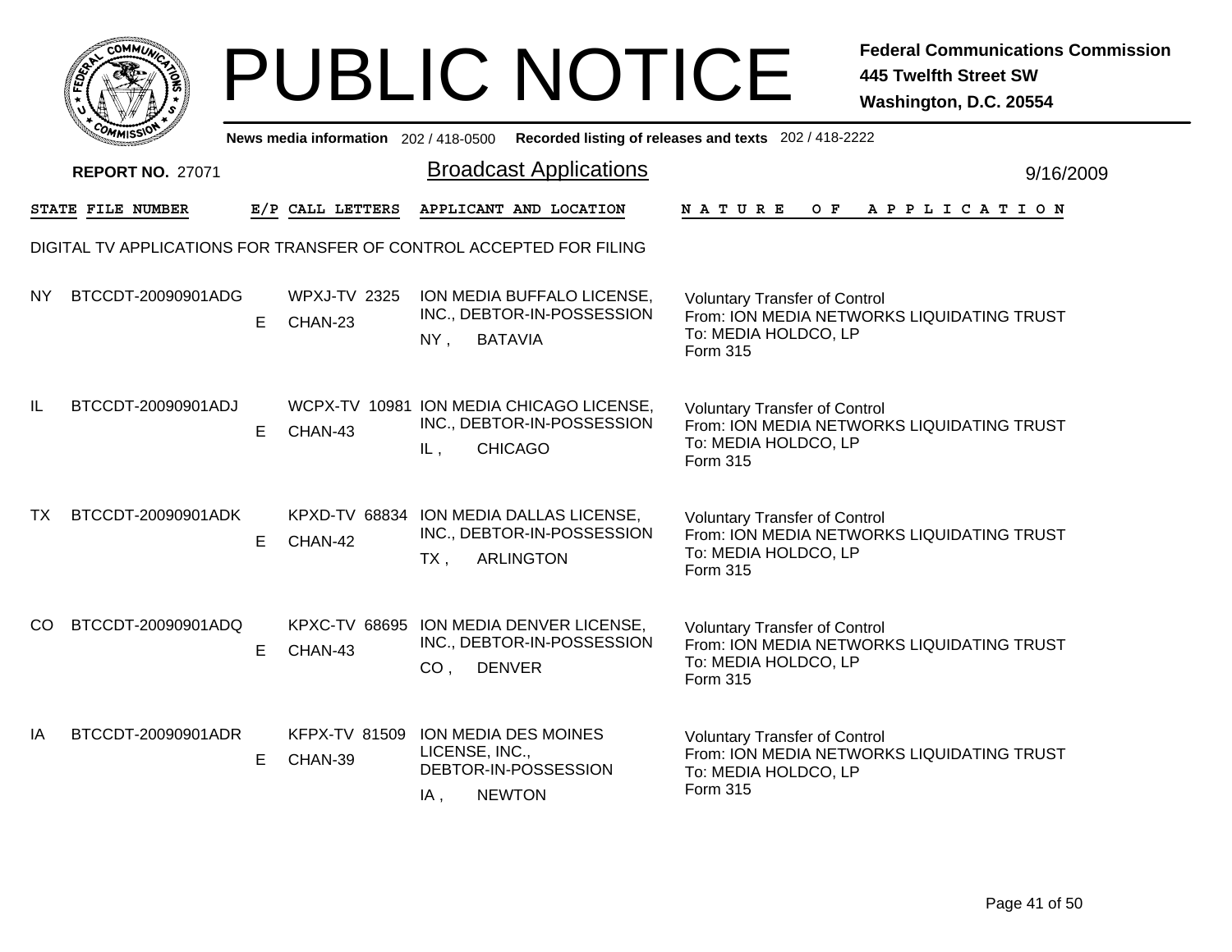# PUBLIC NOTICE

**Federal Communications Commission**
**445 Twelfth Street SW**
**Washington, D.C. 20554**

**News media information** 202 / 418-0500 **Recorded listing of releases and texts** 202 / 418-2222

**REPORT NO.** 27071

## Broadcast Applications

9/16/2009

DIGITAL TV APPLICATIONS FOR TRANSFER OF CONTROL ACCEPTED FOR FILING

| STATE | FILE NUMBER | E/P | CALL LETTERS | APPLICANT AND LOCATION | NATURE OF APPLICATION |
|---|---|---|---|---|---|
| NY | BTCCDT-20090901ADG | E | WPXJ-TV 2325 CHAN-23 | ION MEDIA BUFFALO LICENSE, INC., DEBTOR-IN-POSSESSION NY , BATAVIA | Voluntary Transfer of Control From: ION MEDIA NETWORKS LIQUIDATING TRUST To: MEDIA HOLDCO, LP Form 315 |
| IL | BTCCDT-20090901ADJ | E | WCPX-TV 10981 CHAN-43 | ION MEDIA CHICAGO LICENSE, INC., DEBTOR-IN-POSSESSION IL , CHICAGO | Voluntary Transfer of Control From: ION MEDIA NETWORKS LIQUIDATING TRUST To: MEDIA HOLDCO, LP Form 315 |
| TX | BTCCDT-20090901ADK | E | KPXD-TV 68834 CHAN-42 | ION MEDIA DALLAS LICENSE, INC., DEBTOR-IN-POSSESSION TX , ARLINGTON | Voluntary Transfer of Control From: ION MEDIA NETWORKS LIQUIDATING TRUST To: MEDIA HOLDCO, LP Form 315 |
| CO | BTCCDT-20090901ADQ | E | KPXC-TV 68695 CHAN-43 | ION MEDIA DENVER LICENSE, INC., DEBTOR-IN-POSSESSION CO , DENVER | Voluntary Transfer of Control From: ION MEDIA NETWORKS LIQUIDATING TRUST To: MEDIA HOLDCO, LP Form 315 |
| IA | BTCCDT-20090901ADR | E | KFPX-TV 81509 CHAN-39 | ION MEDIA DES MOINES LICENSE, INC., DEBTOR-IN-POSSESSION IA , NEWTON | Voluntary Transfer of Control From: ION MEDIA NETWORKS LIQUIDATING TRUST To: MEDIA HOLDCO, LP Form 315 |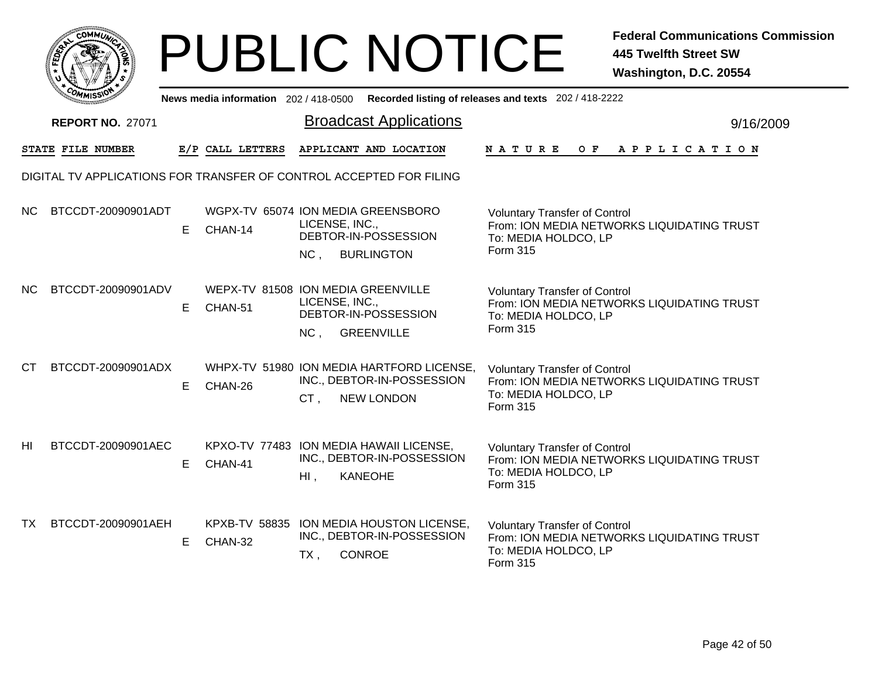# PUBLIC NOTICE

**Federal Communications Commission**
**445 Twelfth Street SW**
**Washington, D.C. 20554**

News media information 202 / 418-0500 Recorded listing of releases and texts 202 / 418-2222

**REPORT NO.** 27071

## Broadcast Applications

9/16/2009

### DIGITAL TV APPLICATIONS FOR TRANSFER OF CONTROL ACCEPTED FOR FILING

| STATE | FILE NUMBER | E/P | CALL LETTERS | APPLICANT AND LOCATION | NATURE OF APPLICATION |
|---|---|---|---|---|---|
| NC | BTCCDT-20090901ADT | E | WGPX-TV 65074 CHAN-14 | ION MEDIA GREENSBORO LICENSE, INC., DEBTOR-IN-POSSESSION NC , BURLINGTON | Voluntary Transfer of Control From: ION MEDIA NETWORKS LIQUIDATING TRUST To: MEDIA HOLDCO, LP Form 315 |
| NC | BTCCDT-20090901ADV | E | WEPX-TV 81508 CHAN-51 | ION MEDIA GREENVILLE LICENSE, INC., DEBTOR-IN-POSSESSION NC , GREENVILLE | Voluntary Transfer of Control From: ION MEDIA NETWORKS LIQUIDATING TRUST To: MEDIA HOLDCO, LP Form 315 |
| CT | BTCCDT-20090901ADX | E | WHPX-TV 51980 CHAN-26 | ION MEDIA HARTFORD LICENSE, INC., DEBTOR-IN-POSSESSION CT , NEW LONDON | Voluntary Transfer of Control From: ION MEDIA NETWORKS LIQUIDATING TRUST To: MEDIA HOLDCO, LP Form 315 |
| HI | BTCCDT-20090901AEC | E | KPXO-TV 77483 CHAN-41 | ION MEDIA HAWAII LICENSE, INC., DEBTOR-IN-POSSESSION HI , KANEOHE | Voluntary Transfer of Control From: ION MEDIA NETWORKS LIQUIDATING TRUST To: MEDIA HOLDCO, LP Form 315 |
| TX | BTCCDT-20090901AEH | E | KPXB-TV 58835 CHAN-32 | ION MEDIA HOUSTON LICENSE, INC., DEBTOR-IN-POSSESSION TX , CONROE | Voluntary Transfer of Control From: ION MEDIA NETWORKS LIQUIDATING TRUST To: MEDIA HOLDCO, LP Form 315 |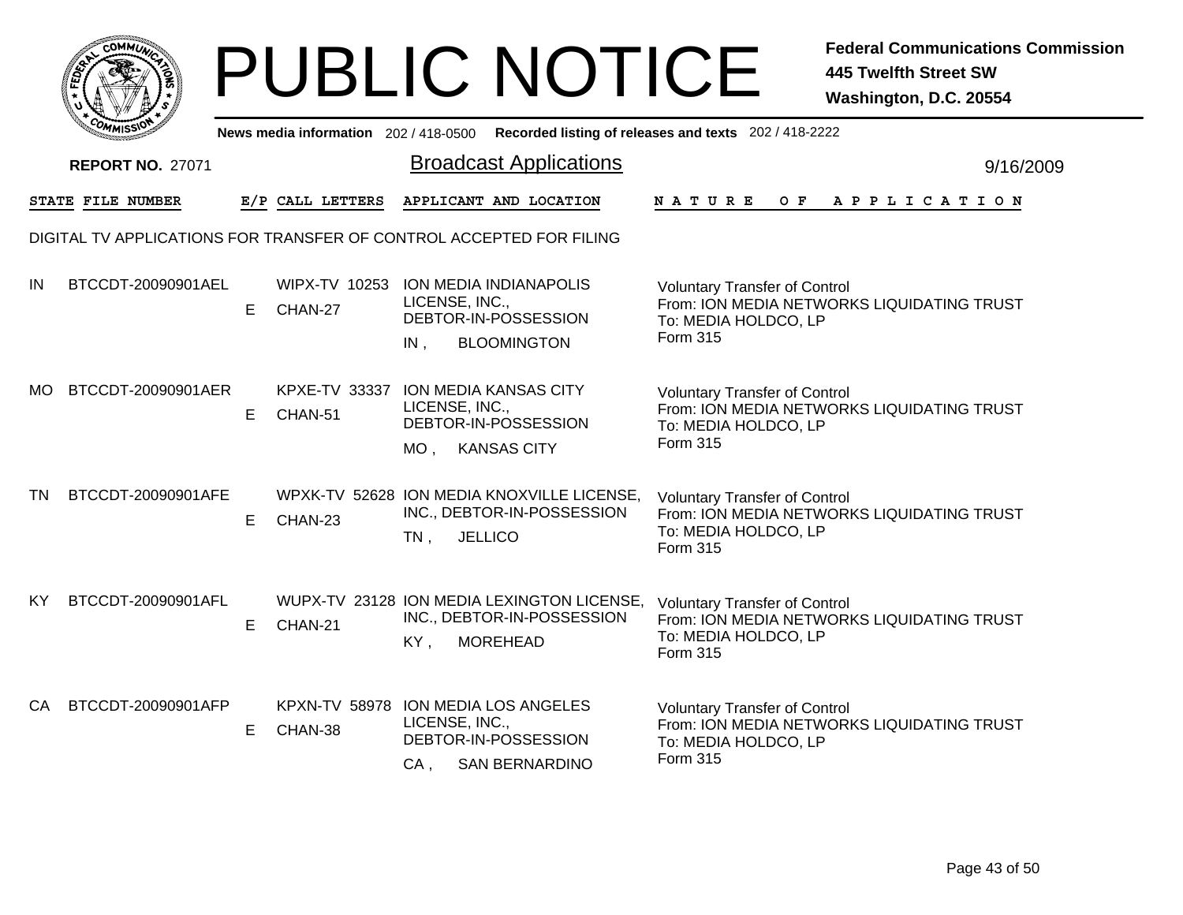# PUBLIC NOTICE

**Federal Communications Commission**
**445 Twelfth Street SW**
**Washington, D.C. 20554**

News media information 202 / 418-0500 Recorded listing of releases and texts 202 / 418-2222

**REPORT NO.** 27071

## Broadcast Applications

9/16/2009

DIGITAL TV APPLICATIONS FOR TRANSFER OF CONTROL ACCEPTED FOR FILING

| STATE | FILE NUMBER | E/P | CALL LETTERS | APPLICANT AND LOCATION | NATURE OF APPLICATION |
|---|---|---|---|---|---|
| IN | BTCCDT-20090901AEL | E | WIPX-TV 10253 CHAN-27 | ION MEDIA INDIANAPOLIS LICENSE, INC., DEBTOR-IN-POSSESSION IN , BLOOMINGTON | Voluntary Transfer of Control From: ION MEDIA NETWORKS LIQUIDATING TRUST To: MEDIA HOLDCO, LP Form 315 |
| MO | BTCCDT-20090901AER | E | KPXE-TV 33337 CHAN-51 | ION MEDIA KANSAS CITY LICENSE, INC., DEBTOR-IN-POSSESSION MO , KANSAS CITY | Voluntary Transfer of Control From: ION MEDIA NETWORKS LIQUIDATING TRUST To: MEDIA HOLDCO, LP Form 315 |
| TN | BTCCDT-20090901AFE | E | WPXK-TV 52628 CHAN-23 | ION MEDIA KNOXVILLE LICENSE, INC., DEBTOR-IN-POSSESSION TN , JELLICO | Voluntary Transfer of Control From: ION MEDIA NETWORKS LIQUIDATING TRUST To: MEDIA HOLDCO, LP Form 315 |
| KY | BTCCDT-20090901AFL | E | WUPX-TV 23128 CHAN-21 | ION MEDIA LEXINGTON LICENSE, INC., DEBTOR-IN-POSSESSION KY , MOREHEAD | Voluntary Transfer of Control From: ION MEDIA NETWORKS LIQUIDATING TRUST To: MEDIA HOLDCO, LP Form 315 |
| CA | BTCCDT-20090901AFP | E | KPXN-TV 58978 CHAN-38 | ION MEDIA LOS ANGELES LICENSE, INC., DEBTOR-IN-POSSESSION CA , SAN BERNARDINO | Voluntary Transfer of Control From: ION MEDIA NETWORKS LIQUIDATING TRUST To: MEDIA HOLDCO, LP Form 315 |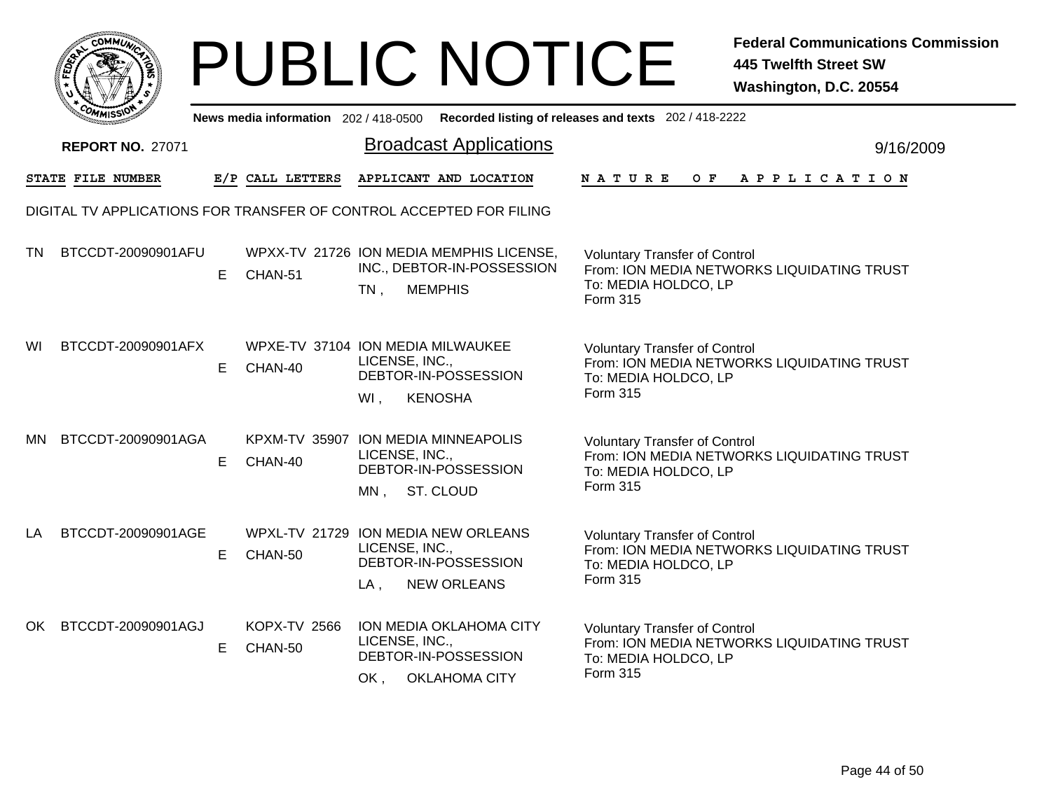# PUBLIC NOTICE

**Federal Communications Commission**
**445 Twelfth Street SW**
**Washington, D.C. 20554**

News media information 202 / 418-0500 Recorded listing of releases and texts 202 / 418-2222

**REPORT NO. 27071**

## Broadcast Applications

9/16/2009

| STATE | FILE NUMBER | E/P | CALL LETTERS | APPLICANT AND LOCATION | NATURE OF APPLICATION |
|---|---|---|---|---|---|

DIGITAL TV APPLICATIONS FOR TRANSFER OF CONTROL ACCEPTED FOR FILING

| STATE | FILE NUMBER | E/P | CALL LETTERS | APPLICANT AND LOCATION | NATURE OF APPLICATION |
|---|---|---|---|---|---|
| TN | BTCCDT-20090901AFU | E | WPXX-TV 21726 CHAN-51 | ION MEDIA MEMPHIS LICENSE, INC., DEBTOR-IN-POSSESSION TN , MEMPHIS | Voluntary Transfer of Control From: ION MEDIA NETWORKS LIQUIDATING TRUST To: MEDIA HOLDCO, LP Form 315 |
| WI | BTCCDT-20090901AFX | E | WPXE-TV 37104 CHAN-40 | ION MEDIA MILWAUKEE LICENSE, INC., DEBTOR-IN-POSSESSION WI , KENOSHA | Voluntary Transfer of Control From: ION MEDIA NETWORKS LIQUIDATING TRUST To: MEDIA HOLDCO, LP Form 315 |
| MN | BTCCDT-20090901AGA | E | KPXM-TV 35907 CHAN-40 | ION MEDIA MINNEAPOLIS LICENSE, INC., DEBTOR-IN-POSSESSION MN , ST. CLOUD | Voluntary Transfer of Control From: ION MEDIA NETWORKS LIQUIDATING TRUST To: MEDIA HOLDCO, LP Form 315 |
| LA | BTCCDT-20090901AGE | E | WPXL-TV 21729 CHAN-50 | ION MEDIA NEW ORLEANS LICENSE, INC., DEBTOR-IN-POSSESSION LA , NEW ORLEANS | Voluntary Transfer of Control From: ION MEDIA NETWORKS LIQUIDATING TRUST To: MEDIA HOLDCO, LP Form 315 |
| OK | BTCCDT-20090901AGJ | E | KOPX-TV 2566 CHAN-50 | ION MEDIA OKLAHOMA CITY LICENSE, INC., DEBTOR-IN-POSSESSION OK , OKLAHOMA CITY | Voluntary Transfer of Control From: ION MEDIA NETWORKS LIQUIDATING TRUST To: MEDIA HOLDCO, LP Form 315 |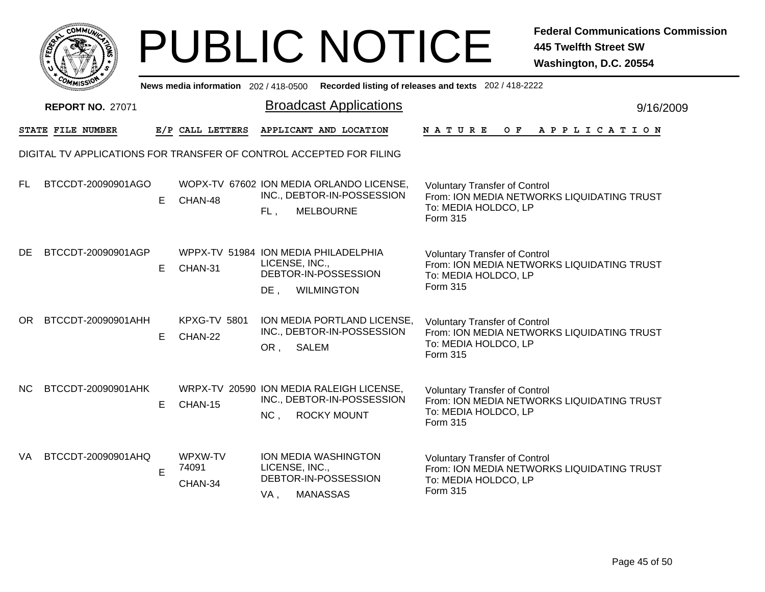# PUBLIC NOTICE

**Federal Communications Commission**
**445 Twelfth Street SW**
**Washington, D.C. 20554**

News media information 202 / 418-0500 **Recorded listing of releases and texts** 202 / 418-2222

**REPORT NO.** 27071

## Broadcast Applications

9/16/2009

DIGITAL TV APPLICATIONS FOR TRANSFER OF CONTROL ACCEPTED FOR FILING

| STATE | FILE NUMBER | E/P | CALL LETTERS | APPLICANT AND LOCATION | NATURE OF APPLICATION |
|---|---|---|---|---|---|
| FL | BTCCDT-20090901AGO | E | WOPX-TV 67602 CHAN-48 | ION MEDIA ORLANDO LICENSE, INC., DEBTOR-IN-POSSESSION FL , MELBOURNE | Voluntary Transfer of Control From: ION MEDIA NETWORKS LIQUIDATING TRUST To: MEDIA HOLDCO, LP Form 315 |
| DE | BTCCDT-20090901AGP | E | WPPX-TV 51984 CHAN-31 | ION MEDIA PHILADELPHIA LICENSE, INC., DEBTOR-IN-POSSESSION DE , WILMINGTON | Voluntary Transfer of Control From: ION MEDIA NETWORKS LIQUIDATING TRUST To: MEDIA HOLDCO, LP Form 315 |
| OR | BTCCDT-20090901AHH | E | KPXG-TV 5801 CHAN-22 | ION MEDIA PORTLAND LICENSE, INC., DEBTOR-IN-POSSESSION OR , SALEM | Voluntary Transfer of Control From: ION MEDIA NETWORKS LIQUIDATING TRUST To: MEDIA HOLDCO, LP Form 315 |
| NC | BTCCDT-20090901AHK | E | WRPX-TV 20590 CHAN-15 | ION MEDIA RALEIGH LICENSE, INC., DEBTOR-IN-POSSESSION NC , ROCKY MOUNT | Voluntary Transfer of Control From: ION MEDIA NETWORKS LIQUIDATING TRUST To: MEDIA HOLDCO, LP Form 315 |
| VA | BTCCDT-20090901AHQ | E | WPXW-TV 74091 CHAN-34 | ION MEDIA WASHINGTON LICENSE, INC., DEBTOR-IN-POSSESSION VA , MANASSAS | Voluntary Transfer of Control From: ION MEDIA NETWORKS LIQUIDATING TRUST To: MEDIA HOLDCO, LP Form 315 |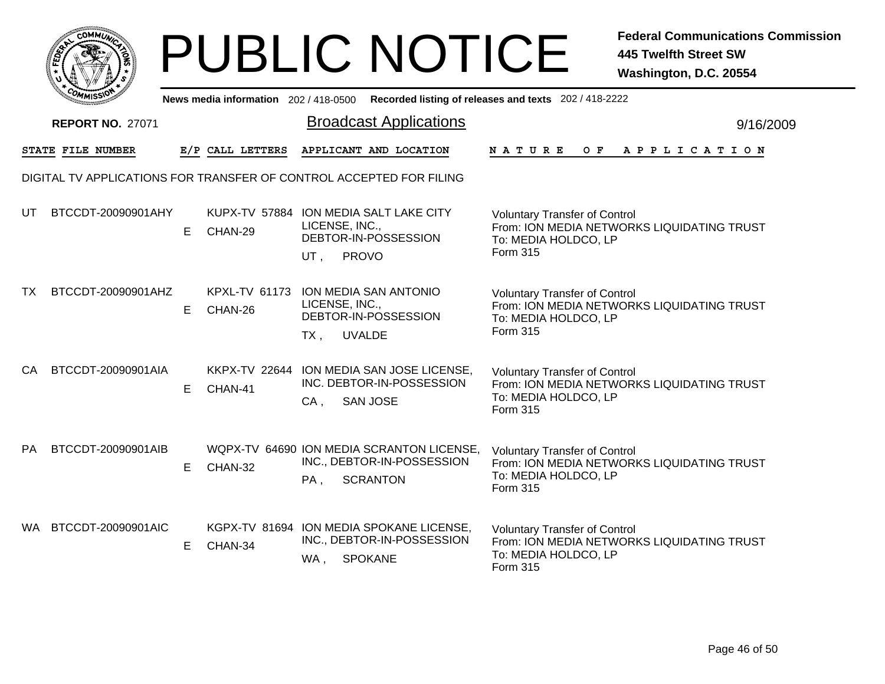# PUBLIC NOTICE

**Federal Communications Commission**
**445 Twelfth Street SW**
**Washington, D.C. 20554**

News media information 202 / 418-0500 Recorded listing of releases and texts 202 / 418-2222

**REPORT NO. 27071**

## Broadcast Applications

9/16/2009

| STATE | FILE NUMBER | E/P | CALL LETTERS | APPLICANT AND LOCATION | NATURE OF APPLICATION |
|---|---|---|---|---|---|

DIGITAL TV APPLICATIONS FOR TRANSFER OF CONTROL ACCEPTED FOR FILING

| STATE | FILE NUMBER | E/P | CALL LETTERS | APPLICANT AND LOCATION | NATURE OF APPLICATION |
|---|---|---|---|---|---|
| UT | BTCCDT-20090901AHY | E | KUPX-TV 57884 CHAN-29 | ION MEDIA SALT LAKE CITY LICENSE, INC., DEBTOR-IN-POSSESSION UT , PROVO | Voluntary Transfer of Control From: ION MEDIA NETWORKS LIQUIDATING TRUST To: MEDIA HOLDCO, LP Form 315 |
| TX | BTCCDT-20090901AHZ | E | KPXL-TV 61173 CHAN-26 | ION MEDIA SAN ANTONIO LICENSE, INC., DEBTOR-IN-POSSESSION TX , UVALDE | Voluntary Transfer of Control From: ION MEDIA NETWORKS LIQUIDATING TRUST To: MEDIA HOLDCO, LP Form 315 |
| CA | BTCCDT-20090901AIA | E | KKPX-TV 22644 CHAN-41 | ION MEDIA SAN JOSE LICENSE, INC. DEBTOR-IN-POSSESSION CA , SAN JOSE | Voluntary Transfer of Control From: ION MEDIA NETWORKS LIQUIDATING TRUST To: MEDIA HOLDCO, LP Form 315 |
| PA | BTCCDT-20090901AIB | E | WQPX-TV 64690 CHAN-32 | ION MEDIA SCRANTON LICENSE, INC., DEBTOR-IN-POSSESSION PA , SCRANTON | Voluntary Transfer of Control From: ION MEDIA NETWORKS LIQUIDATING TRUST To: MEDIA HOLDCO, LP Form 315 |
| WA | BTCCDT-20090901AIC | E | KGPX-TV 81694 CHAN-34 | ION MEDIA SPOKANE LICENSE, INC., DEBTOR-IN-POSSESSION WA , SPOKANE | Voluntary Transfer of Control From: ION MEDIA NETWORKS LIQUIDATING TRUST To: MEDIA HOLDCO, LP Form 315 |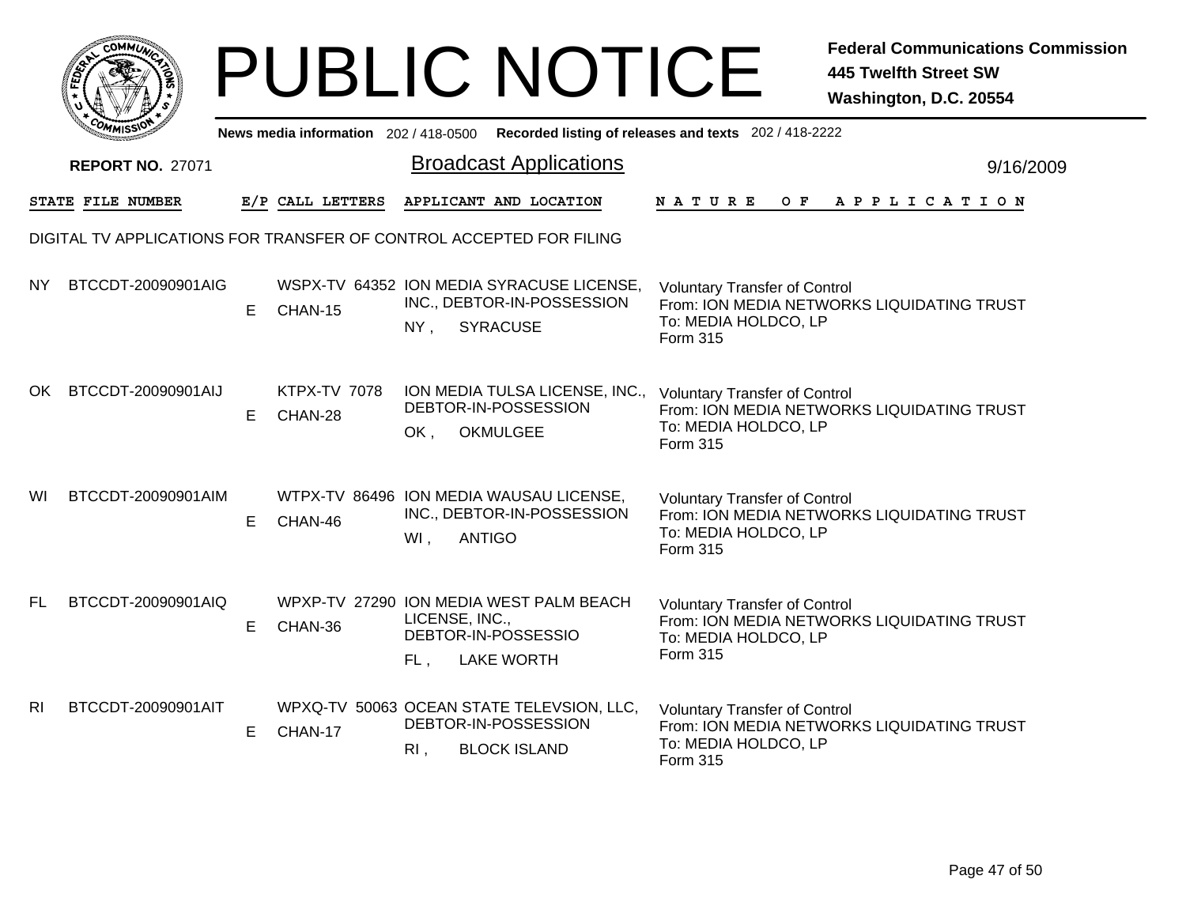# PUBLIC NOTICE

**Federal Communications Commission**
**445 Twelfth Street SW**
**Washington, D.C. 20554**

News media information 202 / 418-0500 Recorded listing of releases and texts 202 / 418-2222

**REPORT NO.** 27071

## Broadcast Applications

9/16/2009

DIGITAL TV APPLICATIONS FOR TRANSFER OF CONTROL ACCEPTED FOR FILING

| STATE | FILE NUMBER | E/P | CALL LETTERS | APPLICANT AND LOCATION | NATURE OF APPLICATION |
|---|---|---|---|---|---|
| NY | BTCCDT-20090901AIG | E | WSPX-TV 64352 CHAN-15 | ION MEDIA SYRACUSE LICENSE, INC., DEBTOR-IN-POSSESSION NY , SYRACUSE | Voluntary Transfer of Control From: ION MEDIA NETWORKS LIQUIDATING TRUST To: MEDIA HOLDCO, LP Form 315 |
| OK | BTCCDT-20090901AIJ | E | KTPX-TV 7078 CHAN-28 | ION MEDIA TULSA LICENSE, INC., DEBTOR-IN-POSSESSION OK , OKMULGEE | Voluntary Transfer of Control From: ION MEDIA NETWORKS LIQUIDATING TRUST To: MEDIA HOLDCO, LP Form 315 |
| WI | BTCCDT-20090901AIM | E | WTPX-TV 86496 CHAN-46 | ION MEDIA WAUSAU LICENSE, INC., DEBTOR-IN-POSSESSION WI , ANTIGO | Voluntary Transfer of Control From: ION MEDIA NETWORKS LIQUIDATING TRUST To: MEDIA HOLDCO, LP Form 315 |
| FL | BTCCDT-20090901AIQ | E | WPXP-TV 27290 CHAN-36 | ION MEDIA WEST PALM BEACH LICENSE, INC., DEBTOR-IN-POSSESSIO FL , LAKE WORTH | Voluntary Transfer of Control From: ION MEDIA NETWORKS LIQUIDATING TRUST To: MEDIA HOLDCO, LP Form 315 |
| RI | BTCCDT-20090901AIT | E | WPXQ-TV 50063 CHAN-17 | OCEAN STATE TELEVSION, LLC, DEBTOR-IN-POSSESSION RI , BLOCK ISLAND | Voluntary Transfer of Control From: ION MEDIA NETWORKS LIQUIDATING TRUST To: MEDIA HOLDCO, LP Form 315 |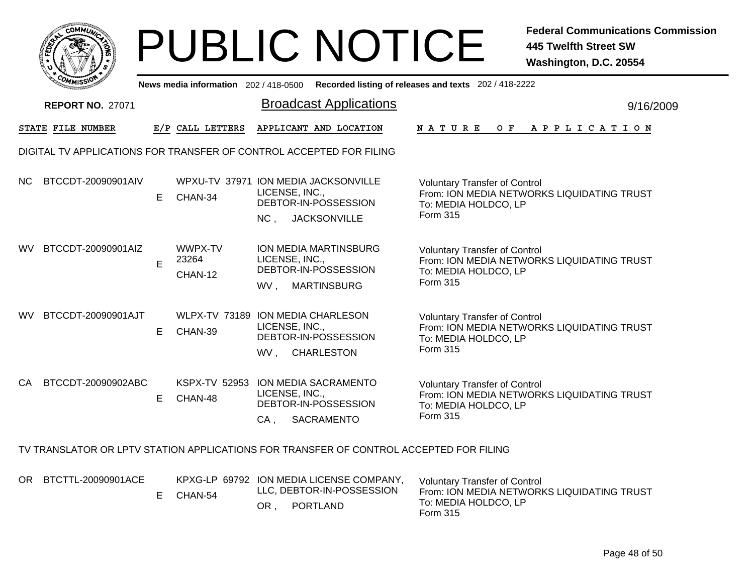# PUBLIC NOTICE

**Federal Communications Commission**
**445 Twelfth Street SW**
**Washington, D.C. 20554**

News media information 202 / 418-0500 Recorded listing of releases and texts 202 / 418-2222

**REPORT NO.** 27071

## Broadcast Applications

9/16/2009

### DIGITAL TV APPLICATIONS FOR TRANSFER OF CONTROL ACCEPTED FOR FILING

| STATE | FILE NUMBER | E/P | CALL LETTERS | APPLICANT AND LOCATION | NATURE OF APPLICATION |
|---|---|---|---|---|---|
| NC | BTCCDT-20090901AIV | E | WPXU-TV 37971 CHAN-34 | ION MEDIA JACKSONVILLE LICENSE, INC., DEBTOR-IN-POSSESSION NC , JACKSONVILLE | Voluntary Transfer of Control From: ION MEDIA NETWORKS LIQUIDATING TRUST To: MEDIA HOLDCO, LP Form 315 |
| WV | BTCCDT-20090901AIZ | E | WWPX-TV 23264 CHAN-12 | ION MEDIA MARTINSBURG LICENSE, INC., DEBTOR-IN-POSSESSION WV , MARTINSBURG | Voluntary Transfer of Control From: ION MEDIA NETWORKS LIQUIDATING TRUST To: MEDIA HOLDCO, LP Form 315 |
| WV | BTCCDT-20090901AJT | E | WLPX-TV 73189 CHAN-39 | ION MEDIA CHARLESON LICENSE, INC., DEBTOR-IN-POSSESSION WV , CHARLESTON | Voluntary Transfer of Control From: ION MEDIA NETWORKS LIQUIDATING TRUST To: MEDIA HOLDCO, LP Form 315 |
| CA | BTCCDT-20090902ABC | E | KSPX-TV 52953 CHAN-48 | ION MEDIA SACRAMENTO LICENSE, INC., DEBTOR-IN-POSSESSION CA , SACRAMENTO | Voluntary Transfer of Control From: ION MEDIA NETWORKS LIQUIDATING TRUST To: MEDIA HOLDCO, LP Form 315 |

### TV TRANSLATOR OR LPTV STATION APPLICATIONS FOR TRANSFER OF CONTROL ACCEPTED FOR FILING

| STATE | FILE NUMBER | E/P | CALL LETTERS | APPLICANT AND LOCATION | NATURE OF APPLICATION |
|---|---|---|---|---|---|
| OR | BTCTTL-20090901ACE | E | KPXG-LP 69792 CHAN-54 | ION MEDIA LICENSE COMPANY, LLC, DEBTOR-IN-POSSESSION OR , PORTLAND | Voluntary Transfer of Control From: ION MEDIA NETWORKS LIQUIDATING TRUST To: MEDIA HOLDCO, LP Form 315 |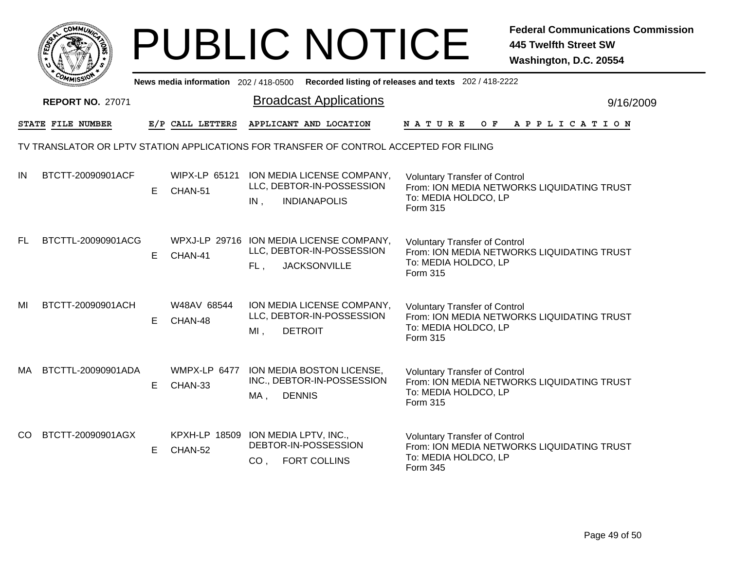# PUBLIC NOTICE

**Federal Communications Commission**
**445 Twelfth Street SW**
**Washington, D.C. 20554**

News media information 202 / 418-0500   Recorded listing of releases and texts 202 / 418-2222

**REPORT NO.** 27071

## Broadcast Applications

9/16/2009

### TV TRANSLATOR OR LPTV STATION APPLICATIONS FOR TRANSFER OF CONTROL ACCEPTED FOR FILING

| STATE | FILE NUMBER | E/P | CALL LETTERS | APPLICANT AND LOCATION | NATURE OF APPLICATION |
|---|---|---|---|---|---|
| IN | BTCTT-20090901ACF | E | WIPX-LP 65121 CHAN-51 | ION MEDIA LICENSE COMPANY, LLC, DEBTOR-IN-POSSESSION IN , INDIANAPOLIS | Voluntary Transfer of Control From: ION MEDIA NETWORKS LIQUIDATING TRUST To: MEDIA HOLDCO, LP Form 315 |
| FL | BTCTTL-20090901ACG | E | WPXJ-LP 29716 CHAN-41 | ION MEDIA LICENSE COMPANY, LLC, DEBTOR-IN-POSSESSION FL , JACKSONVILLE | Voluntary Transfer of Control From: ION MEDIA NETWORKS LIQUIDATING TRUST To: MEDIA HOLDCO, LP Form 315 |
| MI | BTCTT-20090901ACH | E | W48AV 68544 CHAN-48 | ION MEDIA LICENSE COMPANY, LLC, DEBTOR-IN-POSSESSION MI , DETROIT | Voluntary Transfer of Control From: ION MEDIA NETWORKS LIQUIDATING TRUST To: MEDIA HOLDCO, LP Form 315 |
| MA | BTCTTL-20090901ADA | E | WMPX-LP 6477 CHAN-33 | ION MEDIA BOSTON LICENSE, INC., DEBTOR-IN-POSSESSION MA , DENNIS | Voluntary Transfer of Control From: ION MEDIA NETWORKS LIQUIDATING TRUST To: MEDIA HOLDCO, LP Form 315 |
| CO | BTCTT-20090901AGX | E | KPXH-LP 18509 CHAN-52 | ION MEDIA LPTV, INC., DEBTOR-IN-POSSESSION CO , FORT COLLINS | Voluntary Transfer of Control From: ION MEDIA NETWORKS LIQUIDATING TRUST To: MEDIA HOLDCO, LP Form 345 |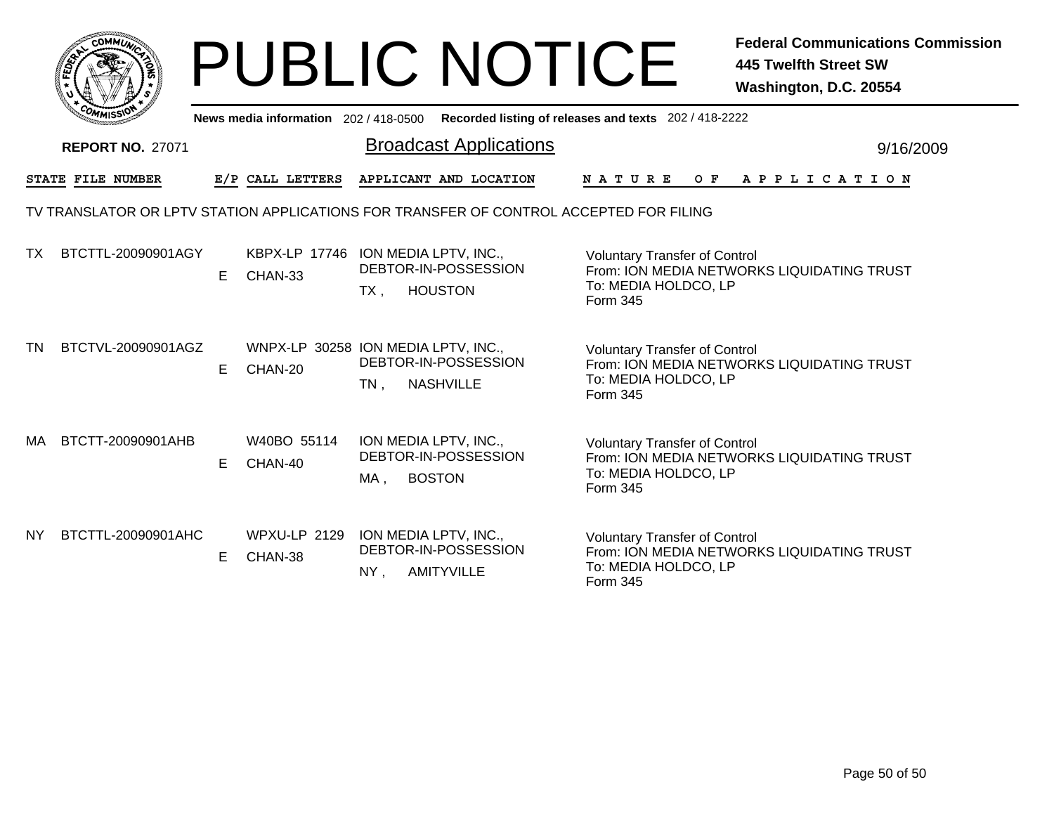# PUBLIC NOTICE

**Federal Communications Commission**
**445 Twelfth Street SW**
**Washington, D.C. 20554**

News media information 202 / 418-0500 Recorded listing of releases and texts 202 / 418-2222

**REPORT NO.** 27071

## Broadcast Applications

9/16/2009

TV TRANSLATOR OR LPTV STATION APPLICATIONS FOR TRANSFER OF CONTROL ACCEPTED FOR FILING

| STATE | FILE NUMBER | E/P | CALL LETTERS | APPLICANT AND LOCATION | NATURE OF APPLICATION |
|---|---|---|---|---|---|
| TX | BTCTTL-20090901AGY | E | KBPX-LP 17746 CHAN-33 | ION MEDIA LPTV, INC., DEBTOR-IN-POSSESSION TX , HOUSTON | Voluntary Transfer of Control From: ION MEDIA NETWORKS LIQUIDATING TRUST To: MEDIA HOLDCO, LP Form 345 |
| TN | BTCTVL-20090901AGZ | E | WNPX-LP 30258 CHAN-20 | ION MEDIA LPTV, INC., DEBTOR-IN-POSSESSION TN , NASHVILLE | Voluntary Transfer of Control From: ION MEDIA NETWORKS LIQUIDATING TRUST To: MEDIA HOLDCO, LP Form 345 |
| MA | BTCTT-20090901AHB | E | W40BO 55114 CHAN-40 | ION MEDIA LPTV, INC., DEBTOR-IN-POSSESSION MA , BOSTON | Voluntary Transfer of Control From: ION MEDIA NETWORKS LIQUIDATING TRUST To: MEDIA HOLDCO, LP Form 345 |
| NY | BTCTTL-20090901AHC | E | WPXU-LP 2129 CHAN-38 | ION MEDIA LPTV, INC., DEBTOR-IN-POSSESSION NY , AMITYVILLE | Voluntary Transfer of Control From: ION MEDIA NETWORKS LIQUIDATING TRUST To: MEDIA HOLDCO, LP Form 345 |